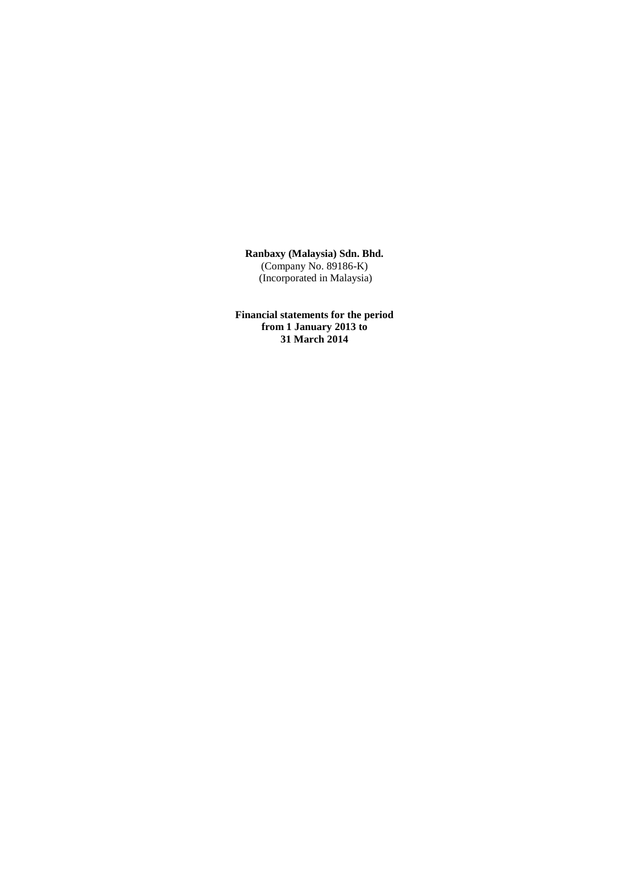**Ranbaxy (Malaysia) Sdn. Bhd.**
(Company No. 89186-K)
(Incorporated in Malaysia)

**Financial statements for the period from 1 January 2013 to 31 March 2014**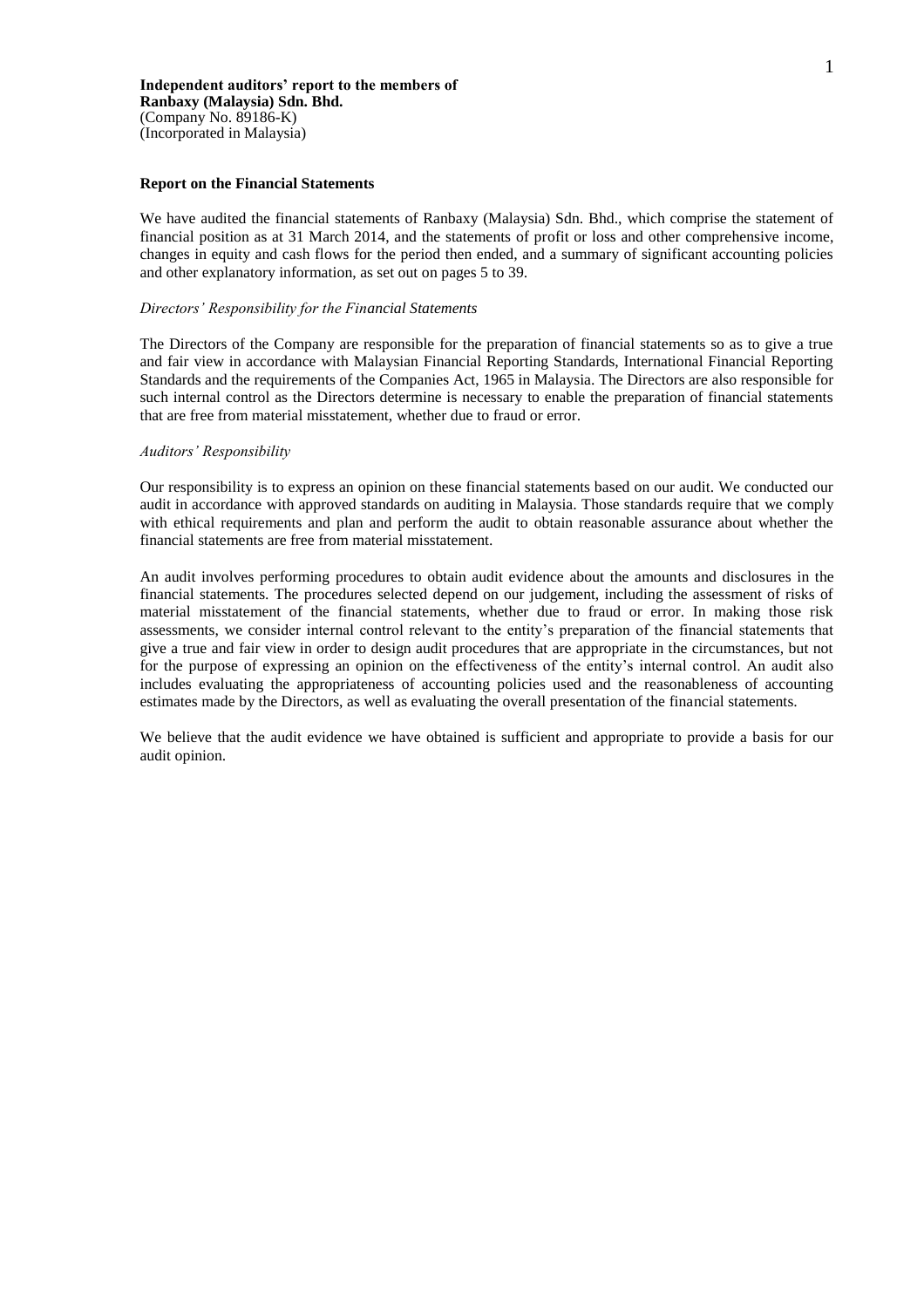**Independent auditors' report to the members of**
**Ranbaxy (Malaysia) Sdn. Bhd.**
(Company No. 89186-K)
(Incorporated in Malaysia)

**Report on the Financial Statements**

We have audited the financial statements of Ranbaxy (Malaysia) Sdn. Bhd., which comprise the statement of financial position as at 31 March 2014, and the statements of profit or loss and other comprehensive income, changes in equity and cash flows for the period then ended, and a summary of significant accounting policies and other explanatory information, as set out on pages 5 to 39.

*Directors' Responsibility for the Financial Statements*

The Directors of the Company are responsible for the preparation of financial statements so as to give a true and fair view in accordance with Malaysian Financial Reporting Standards, International Financial Reporting Standards and the requirements of the Companies Act, 1965 in Malaysia. The Directors are also responsible for such internal control as the Directors determine is necessary to enable the preparation of financial statements that are free from material misstatement, whether due to fraud or error.

*Auditors' Responsibility*

Our responsibility is to express an opinion on these financial statements based on our audit. We conducted our audit in accordance with approved standards on auditing in Malaysia. Those standards require that we comply with ethical requirements and plan and perform the audit to obtain reasonable assurance about whether the financial statements are free from material misstatement.

An audit involves performing procedures to obtain audit evidence about the amounts and disclosures in the financial statements. The procedures selected depend on our judgement, including the assessment of risks of material misstatement of the financial statements, whether due to fraud or error. In making those risk assessments, we consider internal control relevant to the entity's preparation of the financial statements that give a true and fair view in order to design audit procedures that are appropriate in the circumstances, but not for the purpose of expressing an opinion on the effectiveness of the entity's internal control. An audit also includes evaluating the appropriateness of accounting policies used and the reasonableness of accounting estimates made by the Directors, as well as evaluating the overall presentation of the financial statements.

We believe that the audit evidence we have obtained is sufficient and appropriate to provide a basis for our audit opinion.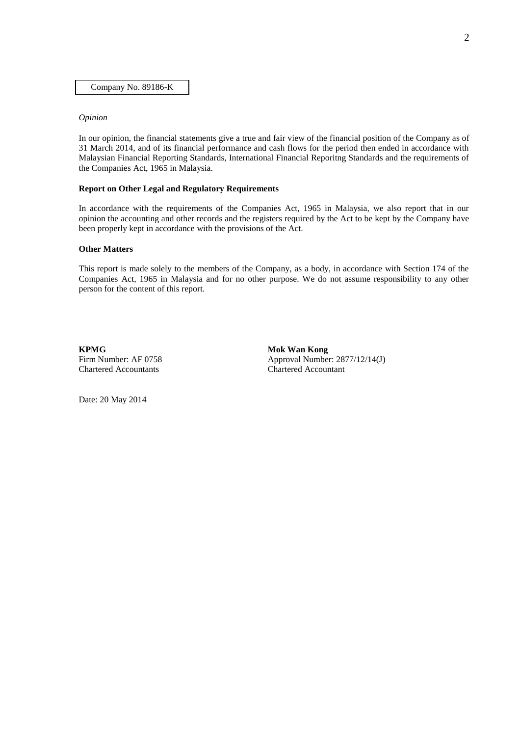Company No. 89186-K

*Opinion*

In our opinion, the financial statements give a true and fair view of the financial position of the Company as of 31 March 2014, and of its financial performance and cash flows for the period then ended in accordance with Malaysian Financial Reporting Standards, International Financial Reporitng Standards and the requirements of the Companies Act, 1965 in Malaysia.

**Report on Other Legal and Regulatory Requirements**

In accordance with the requirements of the Companies Act, 1965 in Malaysia, we also report that in our opinion the accounting and other records and the registers required by the Act to be kept by the Company have been properly kept in accordance with the provisions of the Act.

**Other Matters**

This report is made solely to the members of the Company, as a body, in accordance with Section 174 of the Companies Act, 1965 in Malaysia and for no other purpose. We do not assume responsibility to any other person for the content of this report.

**KPMG**
Firm Number: AF 0758
Chartered Accountants

**Mok Wan Kong**
Approval Number: 2877/12/14(J)
Chartered Accountant

Date: 20 May 2014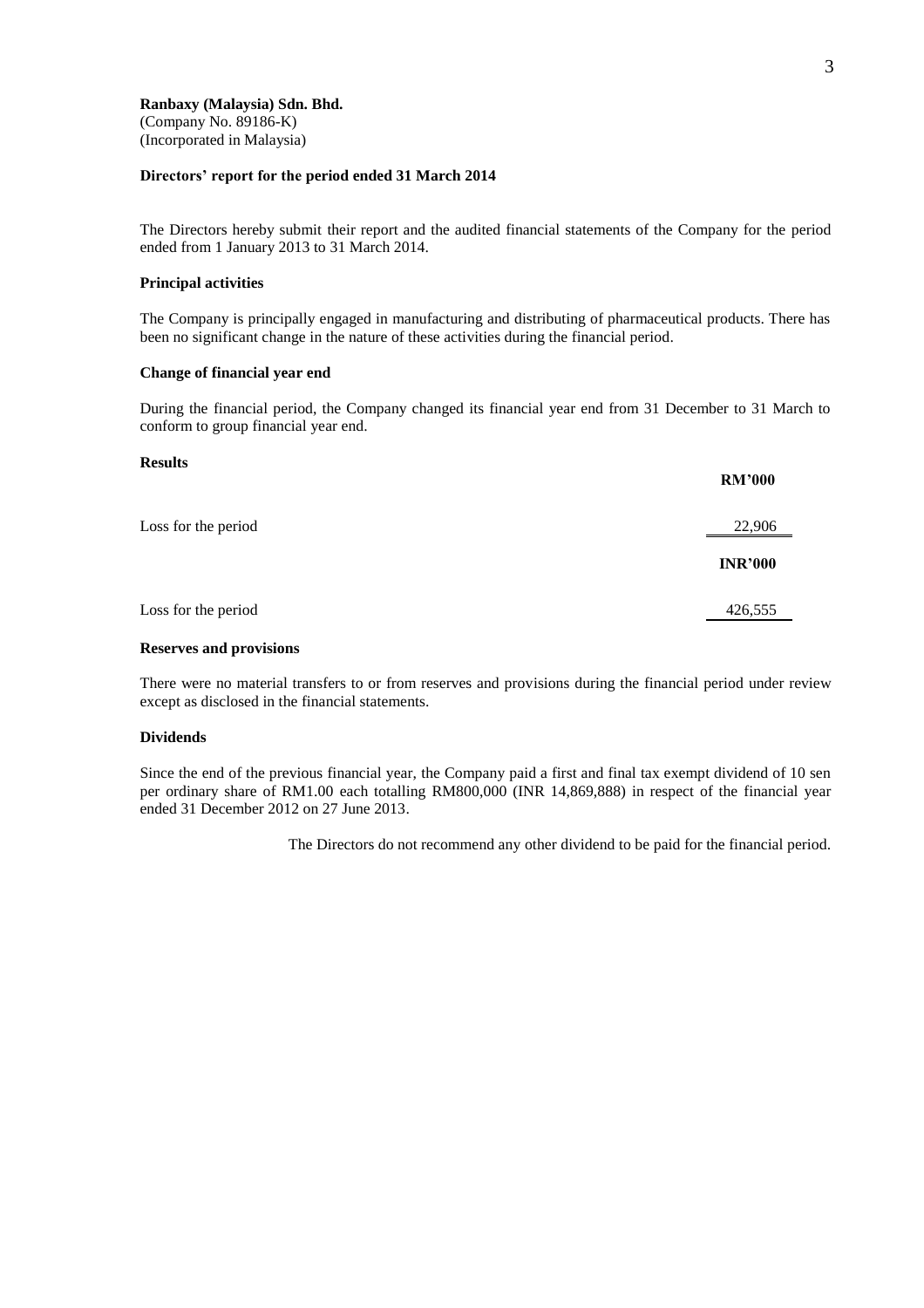**Ranbaxy (Malaysia) Sdn. Bhd.**
(Company No. 89186-K)
(Incorporated in Malaysia)

**Directors' report for the period ended 31 March 2014**

The Directors hereby submit their report and the audited financial statements of the Company for the period ended from 1 January 2013 to 31 March 2014.

**Principal activities**

The Company is principally engaged in manufacturing and distributing of pharmaceutical products. There has been no significant change in the nature of these activities during the financial period.

**Change of financial year end**

During the financial period, the Company changed its financial year end from 31 December to 31 March to conform to group financial year end.

**Results**

| | **RM'000** |
|---|---|
| Loss for the period | 22,906 |
| | **INR'000** |
| Loss for the period | 426,555 |

**Reserves and provisions**

There were no material transfers to or from reserves and provisions during the financial period under review except as disclosed in the financial statements.

**Dividends**

Since the end of the previous financial year, the Company paid a first and final tax exempt dividend of 10 sen per ordinary share of RM1.00 each totalling RM800,000 (INR 14,869,888) in respect of the financial year ended 31 December 2012 on 27 June 2013.

The Directors do not recommend any other dividend to be paid for the financial period.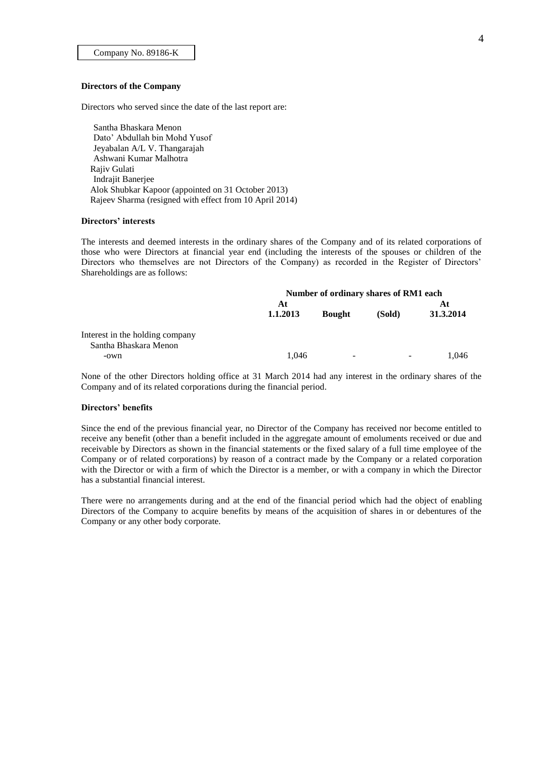Company No. 89186-K

**Directors of the Company**

Directors who served since the date of the last report are:

Santha Bhaskara Menon
Dato' Abdullah bin Mohd Yusof
Jeyabalan A/L V. Thangarajah
Ashwani Kumar Malhotra
Rajiv Gulati
Indrajit Banerjee
Alok Shubkar Kapoor (appointed on 31 October 2013)
Rajeev Sharma (resigned with effect from 10 April 2014)

**Directors' interests**

The interests and deemed interests in the ordinary shares of the Company and of its related corporations of those who were Directors at financial year end (including the interests of the spouses or children of the Directors who themselves are not Directors of the Company) as recorded in the Register of Directors' Shareholdings are as follows:

| | **Number of ordinary shares of RM1 each** | | | |
|---|---|---|---|---|
| | **At 1.1.2013** | **Bought** | **(Sold)** | **At 31.3.2014** |
| Interest in the holding company | | | | |
| Santha Bhaskara Menon | | | | |
| -own | 1,046 | - | - | 1,046 |

None of the other Directors holding office at 31 March 2014 had any interest in the ordinary shares of the Company and of its related corporations during the financial period.

**Directors' benefits**

Since the end of the previous financial year, no Director of the Company has received nor become entitled to receive any benefit (other than a benefit included in the aggregate amount of emoluments received or due and receivable by Directors as shown in the financial statements or the fixed salary of a full time employee of the Company or of related corporations) by reason of a contract made by the Company or a related corporation with the Director or with a firm of which the Director is a member, or with a company in which the Director has a substantial financial interest.

There were no arrangements during and at the end of the financial period which had the object of enabling Directors of the Company to acquire benefits by means of the acquisition of shares in or debentures of the Company or any other body corporate.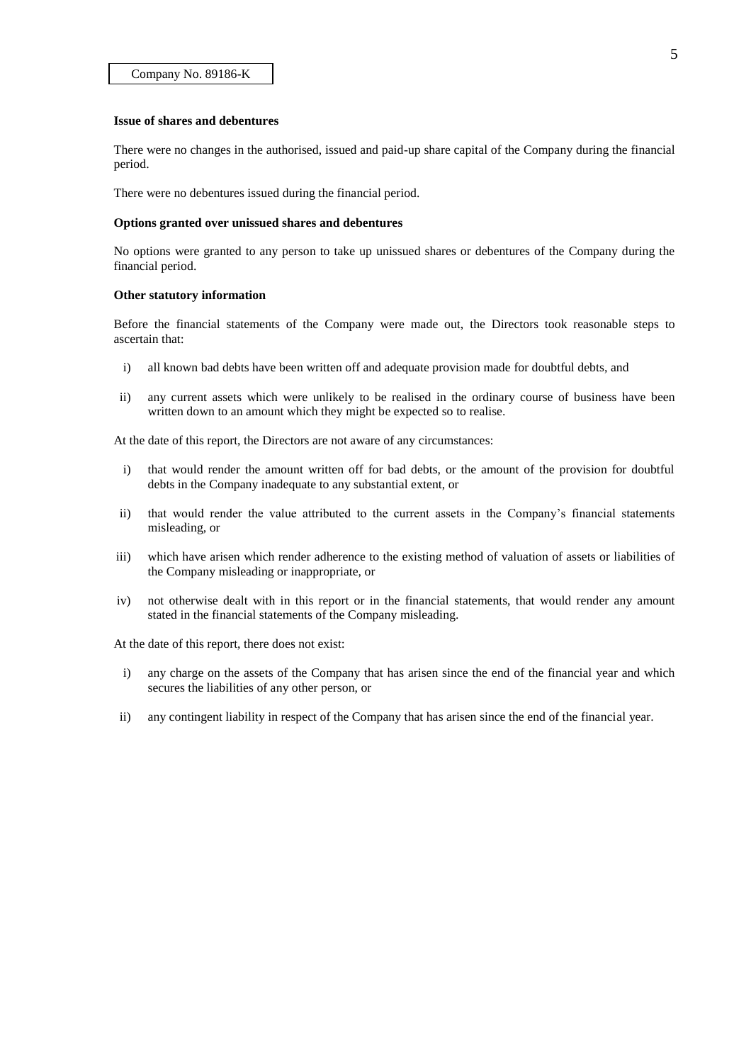Company No. 89186-K

**Issue of shares and debentures**

There were no changes in the authorised, issued and paid-up share capital of the Company during the financial period.

There were no debentures issued during the financial period.

**Options granted over unissued shares and debentures**

No options were granted to any person to take up unissued shares or debentures of the Company during the financial period.

**Other statutory information**

Before the financial statements of the Company were made out, the Directors took reasonable steps to ascertain that:

i) all known bad debts have been written off and adequate provision made for doubtful debts, and

ii) any current assets which were unlikely to be realised in the ordinary course of business have been written down to an amount which they might be expected so to realise.

At the date of this report, the Directors are not aware of any circumstances:

i) that would render the amount written off for bad debts, or the amount of the provision for doubtful debts in the Company inadequate to any substantial extent, or

ii) that would render the value attributed to the current assets in the Company's financial statements misleading, or

iii) which have arisen which render adherence to the existing method of valuation of assets or liabilities of the Company misleading or inappropriate, or

iv) not otherwise dealt with in this report or in the financial statements, that would render any amount stated in the financial statements of the Company misleading.

At the date of this report, there does not exist:

i) any charge on the assets of the Company that has arisen since the end of the financial year and which secures the liabilities of any other person, or

ii) any contingent liability in respect of the Company that has arisen since the end of the financial year.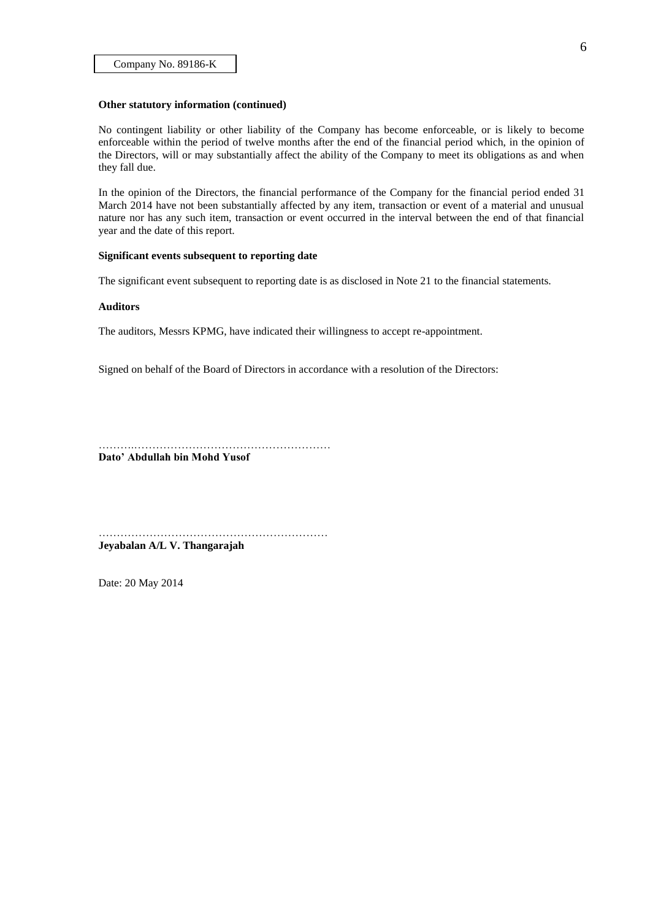Company No. 89186-K

**Other statutory information (continued)**

No contingent liability or other liability of the Company has become enforceable, or is likely to become enforceable within the period of twelve months after the end of the financial period which, in the opinion of the Directors, will or may substantially affect the ability of the Company to meet its obligations as and when they fall due.

In the opinion of the Directors, the financial performance of the Company for the financial period ended 31 March 2014 have not been substantially affected by any item, transaction or event of a material and unusual nature nor has any such item, transaction or event occurred in the interval between the end of that financial year and the date of this report.

**Significant events subsequent to reporting date**

The significant event subsequent to reporting date is as disclosed in Note 21 to the financial statements.

**Auditors**

The auditors, Messrs KPMG, have indicated their willingness to accept re-appointment.

Signed on behalf of the Board of Directors in accordance with a resolution of the Directors:

……………………………………………………
**Dato' Abdullah bin Mohd Yusof**

……………………………………………………
**Jeyabalan A/L V. Thangarajah**

Date: 20 May 2014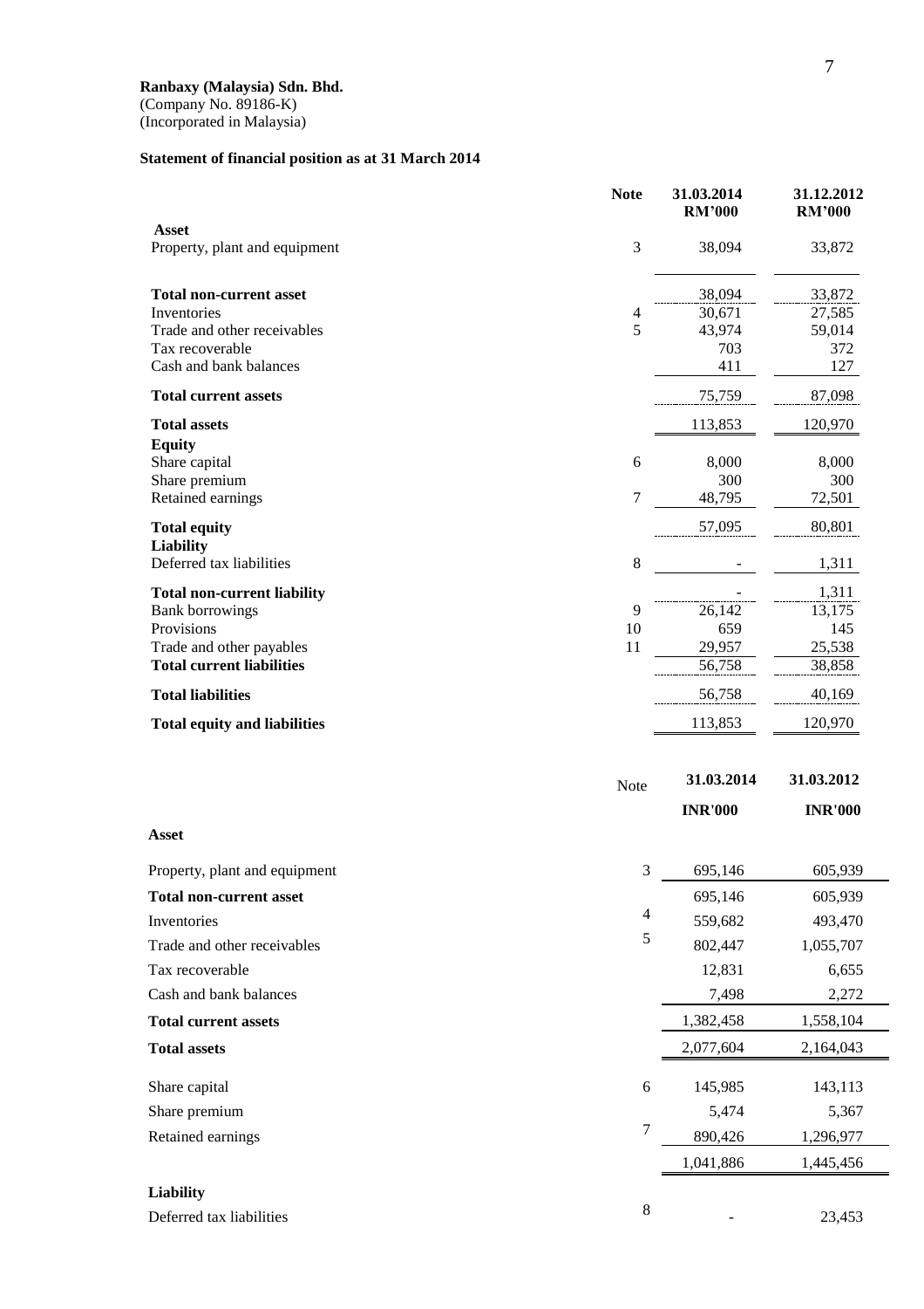**Ranbaxy (Malaysia) Sdn. Bhd.**
(Company No. 89186-K)
(Incorporated in Malaysia)

**Statement of financial position as at 31 March 2014**

| | Note | 31.03.2014 RM'000 | 31.12.2012 RM'000 |
|---|---|---|---|
| **Asset** | | | |
| Property, plant and equipment | 3 | 38,094 | 33,872 |
| **Total non-current asset** | | 38,094 | 33,872 |
| Inventories | 4 | 30,671 | 27,585 |
| Trade and other receivables | 5 | 43,974 | 59,014 |
| Tax recoverable | | 703 | 372 |
| Cash and bank balances | | 411 | 127 |
| **Total current assets** | | 75,759 | 87,098 |
| **Total assets** | | 113,853 | 120,970 |
| **Equity** | | | |
| Share capital | 6 | 8,000 | 8,000 |
| Share premium | | 300 | 300 |
| Retained earnings | 7 | 48,795 | 72,501 |
| **Total equity** | | 57,095 | 80,801 |
| **Liability** | | | |
| Deferred tax liabilities | 8 | - | 1,311 |
| **Total non-current liability** | | - | 1,311 |
| Bank borrowings | 9 | 26,142 | 13,175 |
| Provisions | 10 | 659 | 145 |
| Trade and other payables | 11 | 29,957 | 25,538 |
| **Total current liabilities** | | 56,758 | 38,858 |
| **Total liabilities** | | 56,758 | 40,169 |
| **Total equity and liabilities** | | 113,853 | 120,970 |

| | Note | 31.03.2014 INR'000 | 31.03.2012 INR'000 |
|---|---|---|---|
| **Asset** | | | |
| Property, plant and equipment | 3 | 695,146 | 605,939 |
| **Total non-current asset** | | 695,146 | 605,939 |
| Inventories | 4 | 559,682 | 493,470 |
| Trade and other receivables | 5 | 802,447 | 1,055,707 |
| Tax recoverable | | 12,831 | 6,655 |
| Cash and bank balances | | 7,498 | 2,272 |
| **Total current assets** | | 1,382,458 | 1,558,104 |
| **Total assets** | | 2,077,604 | 2,164,043 |
| Share capital | 6 | 145,985 | 143,113 |
| Share premium | | 5,474 | 5,367 |
| Retained earnings | 7 | 890,426 | 1,296,977 |
| | | 1,041,886 | 1,445,456 |
| **Liability** | | | |
| Deferred tax liabilities | 8 | - | 23,453 |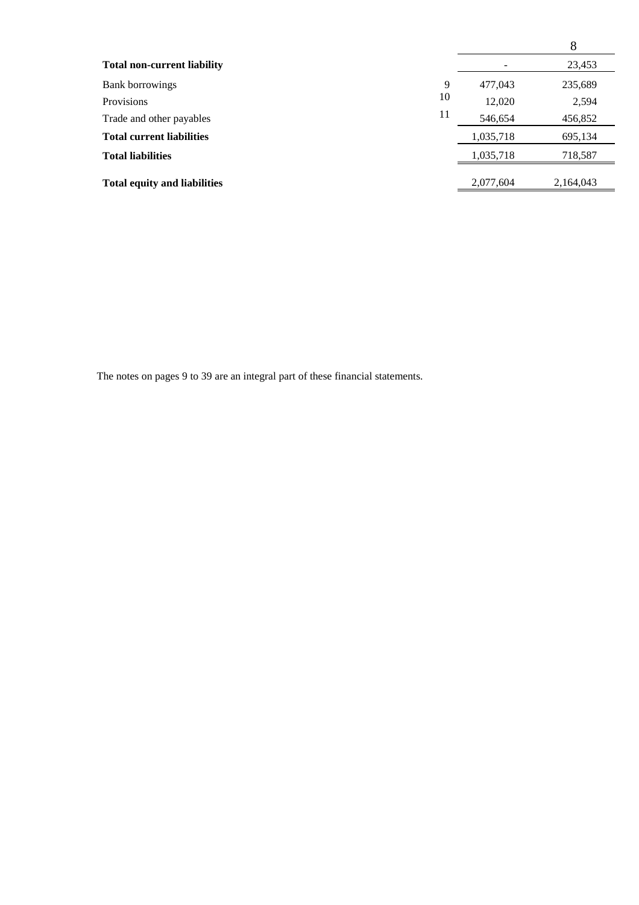| | Note | | |
|---|---|---|---|
| **Total non-current liability** | | - | 23,453 |
| Bank borrowings | 9 | 477,043 | 235,689 |
| Provisions | 10 | 12,020 | 2,594 |
| Trade and other payables | 11 | 546,654 | 456,852 |
| **Total current liabilities** | | 1,035,718 | 695,134 |
| **Total liabilities** | | 1,035,718 | 718,587 |
| **Total equity and liabilities** | | 2,077,604 | 2,164,043 |

The notes on pages 9 to 39 are an integral part of these financial statements.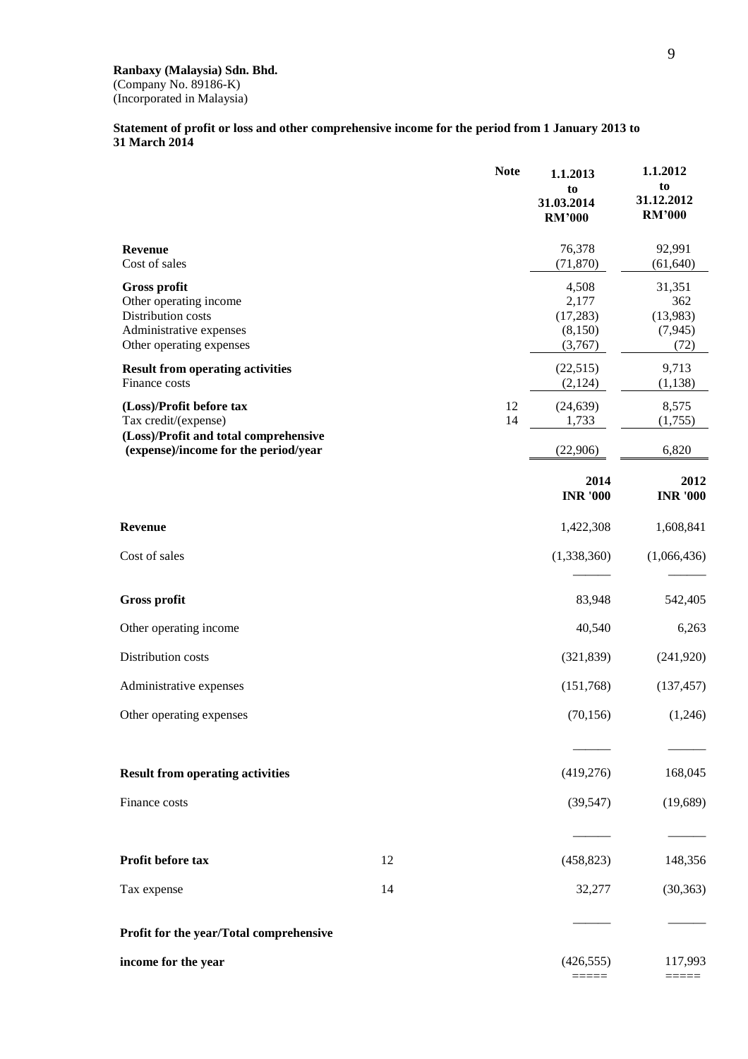**Ranbaxy (Malaysia) Sdn. Bhd.**
(Company No. 89186-K)
(Incorporated in Malaysia)

**Statement of profit or loss and other comprehensive income for the period from 1 January 2013 to 31 March 2014**

| | Note | 1.1.2013 to 31.03.2014 RM'000 | 1.1.2012 to 31.12.2012 RM'000 |
|---|---|---|---|
| **Revenue** | | 76,378 | 92,991 |
| Cost of sales | | (71,870) | (61,640) |
| **Gross profit** | | 4,508 | 31,351 |
| Other operating income | | 2,177 | 362 |
| Distribution costs | | (17,283) | (13,983) |
| Administrative expenses | | (8,150) | (7,945) |
| Other operating expenses | | (3,767) | (72) |
| **Result from operating activities** | | (22,515) | 9,713 |
| Finance costs | | (2,124) | (1,138) |
| **(Loss)/Profit before tax** | 12 | (24,639) | 8,575 |
| Tax credit/(expense) | 14 | 1,733 | (1,755) |
| **(Loss)/Profit and total comprehensive (expense)/income for the period/year** | | (22,906) | 6,820 |

| | Note | 2014 INR '000 | 2012 INR '000 |
|---|---|---|---|
| **Revenue** | | 1,422,308 | 1,608,841 |
| Cost of sales | | (1,338,360) | (1,066,436) |
| **Gross profit** | | 83,948 | 542,405 |
| Other operating income | | 40,540 | 6,263 |
| Distribution costs | | (321,839) | (241,920) |
| Administrative expenses | | (151,768) | (137,457) |
| Other operating expenses | | (70,156) | (1,246) |
| **Result from operating activities** | | (419,276) | 168,045 |
| Finance costs | | (39,547) | (19,689) |
| **Profit before tax** | 12 | (458,823) | 148,356 |
| Tax expense | 14 | 32,277 | (30,363) |
| **Profit for the year/Total comprehensive income for the year** | | (426,555) | 117,993 |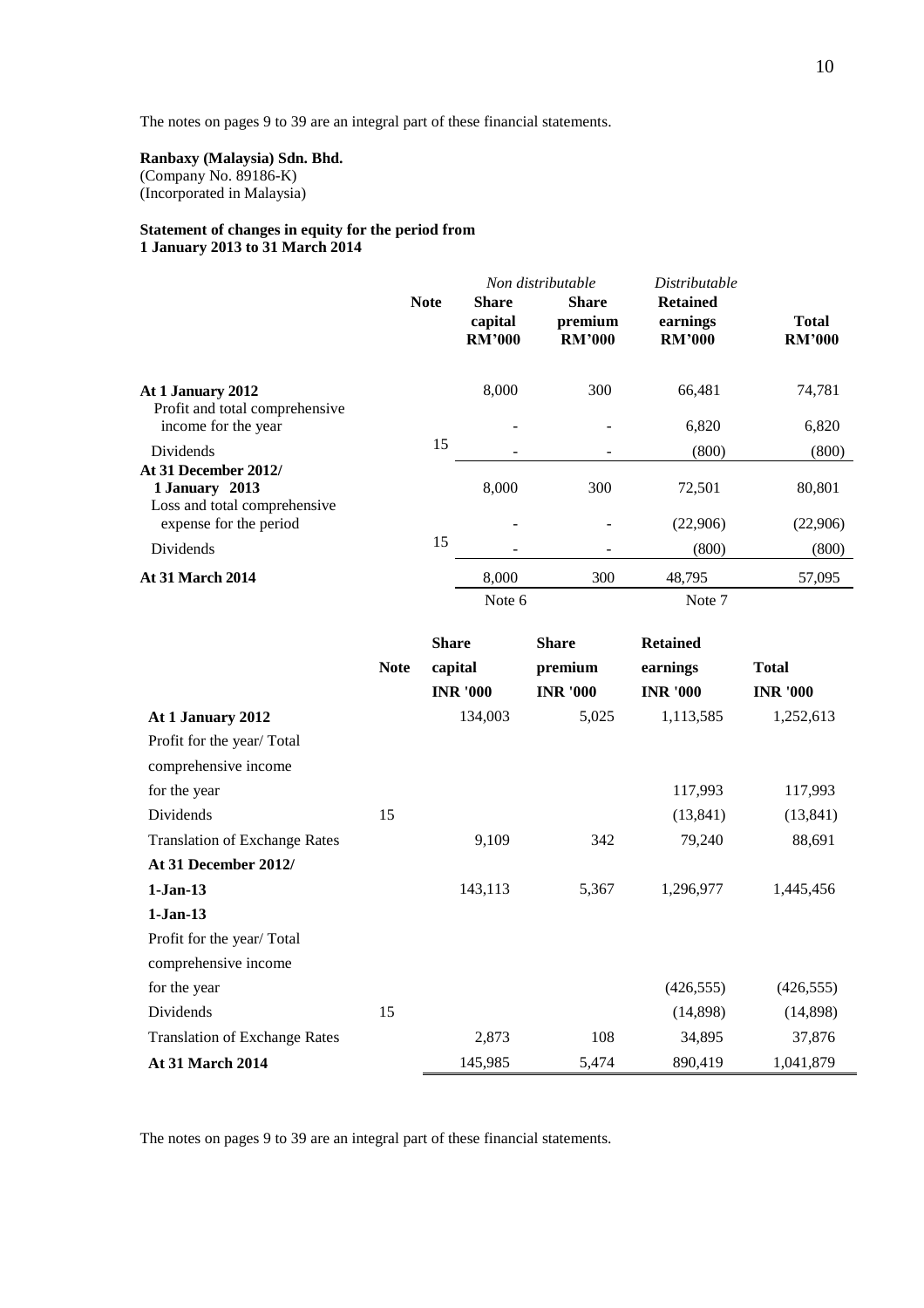The notes on pages 9 to 39 are an integral part of these financial statements.

**Ranbaxy (Malaysia) Sdn. Bhd.**
(Company No. 89186-K)
(Incorporated in Malaysia)

**Statement of changes in equity for the period from 1 January 2013 to 31 March 2014**

| | Note | *Non distributable* | | *Distributable* | |
|---|---|---|---|---|---|
| | | **Share capital RM'000** | **Share premium RM'000** | **Retained earnings RM'000** | **Total RM'000** |
| **At 1 January 2012** | | 8,000 | 300 | 66,481 | 74,781 |
| Profit and total comprehensive income for the year | | - | - | 6,820 | 6,820 |
| Dividends | 15 | - | - | (800) | (800) |
| **At 31 December 2012/ 1 January 2013** | | 8,000 | 300 | 72,501 | 80,801 |
| Loss and total comprehensive expense for the period | | - | - | (22,906) | (22,906) |
| Dividends | 15 | - | - | (800) | (800) |
| **At 31 March 2014** | | 8,000 | 300 | 48,795 | 57,095 |
| | | Note 6 | | Note 7 | |

| | Note | **Share capital INR '000** | **Share premium INR '000** | **Retained earnings INR '000** | **Total INR '000** |
|---|---|---|---|---|---|
| **At 1 January 2012** | | 134,003 | 5,025 | 1,113,585 | 1,252,613 |
| Profit for the year/ Total comprehensive income for the year | | | | 117,993 | 117,993 |
| Dividends | 15 | | | (13,841) | (13,841) |
| Translation of Exchange Rates | | 9,109 | 342 | 79,240 | 88,691 |
| **At 31 December 2012/ 1-Jan-13** | | 143,113 | 5,367 | 1,296,977 | 1,445,456 |
| **1-Jan-13** | | | | | |
| Profit for the year/ Total comprehensive income for the year | | | | (426,555) | (426,555) |
| Dividends | 15 | | | (14,898) | (14,898) |
| Translation of Exchange Rates | | 2,873 | 108 | 34,895 | 37,876 |
| **At 31 March 2014** | | 145,985 | 5,474 | 890,419 | 1,041,879 |

The notes on pages 9 to 39 are an integral part of these financial statements.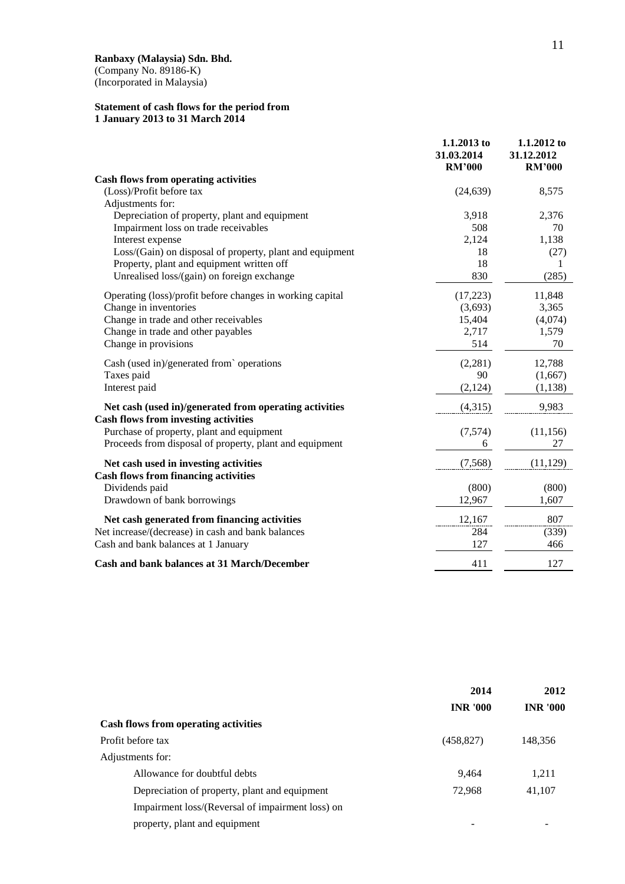**Ranbaxy (Malaysia) Sdn. Bhd.**
(Company No. 89186-K)
(Incorporated in Malaysia)

**Statement of cash flows for the period from**
**1 January 2013 to 31 March 2014**

| | 1.1.2013 to 31.03.2014 RM'000 | 1.1.2012 to 31.12.2012 RM'000 |
|---|---|---|
| **Cash flows from operating activities** | | |
| (Loss)/Profit before tax | (24,639) | 8,575 |
| Adjustments for: | | |
| Depreciation of property, plant and equipment | 3,918 | 2,376 |
| Impairment loss on trade receivables | 508 | 70 |
| Interest expense | 2,124 | 1,138 |
| Loss/(Gain) on disposal of property, plant and equipment | 18 | (27) |
| Property, plant and equipment written off | 18 | 1 |
| Unrealised loss/(gain) on foreign exchange | 830 | (285) |
| Operating (loss)/profit before changes in working capital | (17,223) | 11,848 |
| Change in inventories | (3,693) | 3,365 |
| Change in trade and other receivables | 15,404 | (4,074) |
| Change in trade and other payables | 2,717 | 1,579 |
| Change in provisions | 514 | 70 |
| Cash (used in)/generated from` operations | (2,281) | 12,788 |
| Taxes paid | 90 | (1,667) |
| Interest paid | (2,124) | (1,138) |
| **Net cash (used in)/generated from operating activities** | (4,315) | 9,983 |
| **Cash flows from investing activities** | | |
| Purchase of property, plant and equipment | (7,574) | (11,156) |
| Proceeds from disposal of property, plant and equipment | 6 | 27 |
| **Net cash used in investing activities** | (7,568) | (11,129) |
| **Cash flows from financing activities** | | |
| Dividends paid | (800) | (800) |
| Drawdown of bank borrowings | 12,967 | 1,607 |
| **Net cash generated from financing activities** | 12,167 | 807 |
| Net increase/(decrease) in cash and bank balances | 284 | (339) |
| Cash and bank balances at 1 January | 127 | 466 |
| **Cash and bank balances at 31 March/December** | 411 | 127 |

| | 2014 INR '000 | 2012 INR '000 |
|---|---|---|
| **Cash flows from operating activities** | | |
| Profit before tax | (458,827) | 148,356 |
| Adjustments for: | | |
| Allowance for doubtful debts | 9,464 | 1,211 |
| Depreciation of property, plant and equipment | 72,968 | 41,107 |
| Impairment loss/(Reversal of impairment loss) on property, plant and equipment | - | - |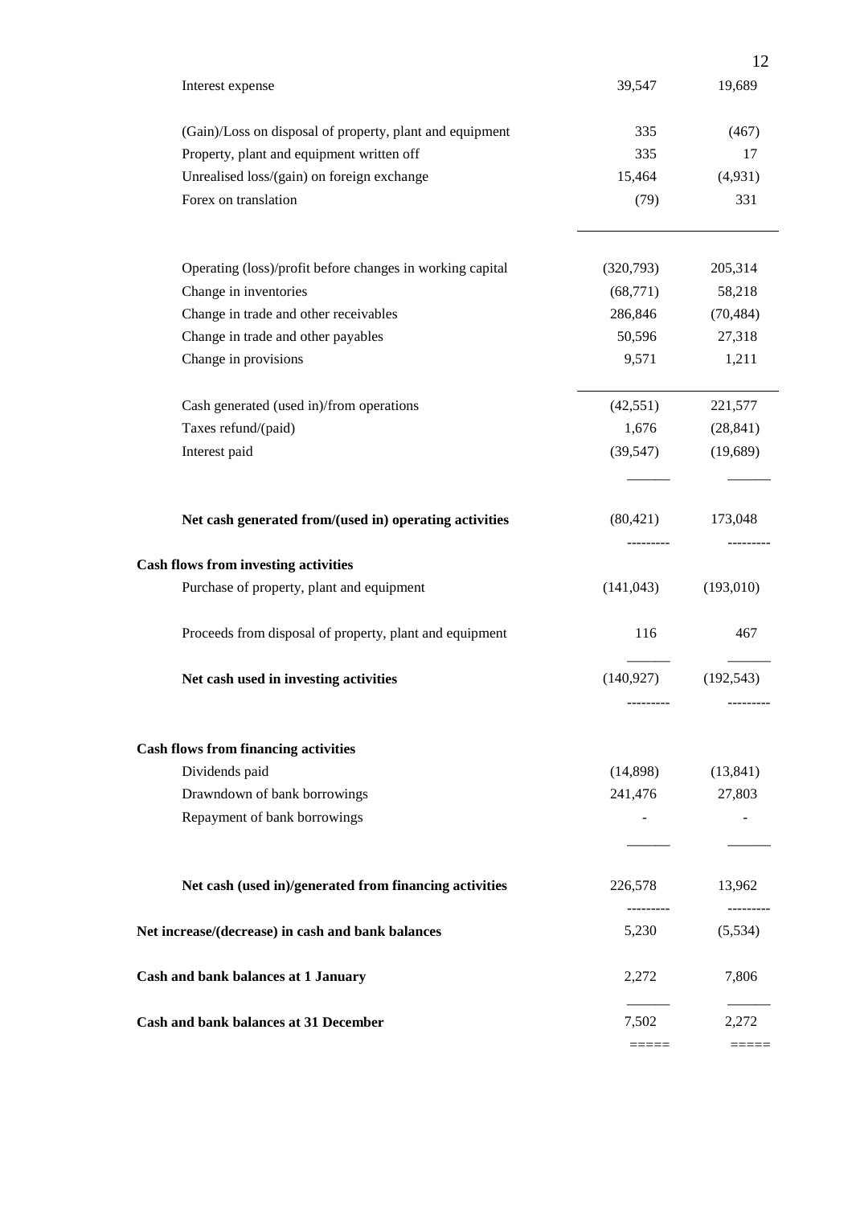| | | |
|---|---|---|
| Interest expense | 39,547 | 19,689 |
| (Gain)/Loss on disposal of property, plant and equipment | 335 | (467) |
| Property, plant and equipment written off | 335 | 17 |
| Unrealised loss/(gain) on foreign exchange | 15,464 | (4,931) |
| Forex on translation | (79) | 331 |
| Operating (loss)/profit before changes in working capital | (320,793) | 205,314 |
| Change in inventories | (68,771) | 58,218 |
| Change in trade and other receivables | 286,846 | (70,484) |
| Change in trade and other payables | 50,596 | 27,318 |
| Change in provisions | 9,571 | 1,211 |
| Cash generated (used in)/from operations | (42,551) | 221,577 |
| Taxes refund/(paid) | 1,676 | (28,841) |
| Interest paid | (39,547) | (19,689) |
| **Net cash generated from/(used in) operating activities** | (80,421) | 173,048 |
| **Cash flows from investing activities** | | |
| Purchase of property, plant and equipment | (141,043) | (193,010) |
| Proceeds from disposal of property, plant and equipment | 116 | 467 |
| **Net cash used in investing activities** | (140,927) | (192,543) |
| **Cash flows from financing activities** | | |
| Dividends paid | (14,898) | (13,841) |
| Drawndown of bank borrowings | 241,476 | 27,803 |
| Repayment of bank borrowings | - | - |
| **Net cash (used in)/generated from financing activities** | 226,578 | 13,962 |
| **Net increase/(decrease) in cash and bank balances** | 5,230 | (5,534) |
| **Cash and bank balances at 1 January** | 2,272 | 7,806 |
| **Cash and bank balances at 31 December** | 7,502 | 2,272 |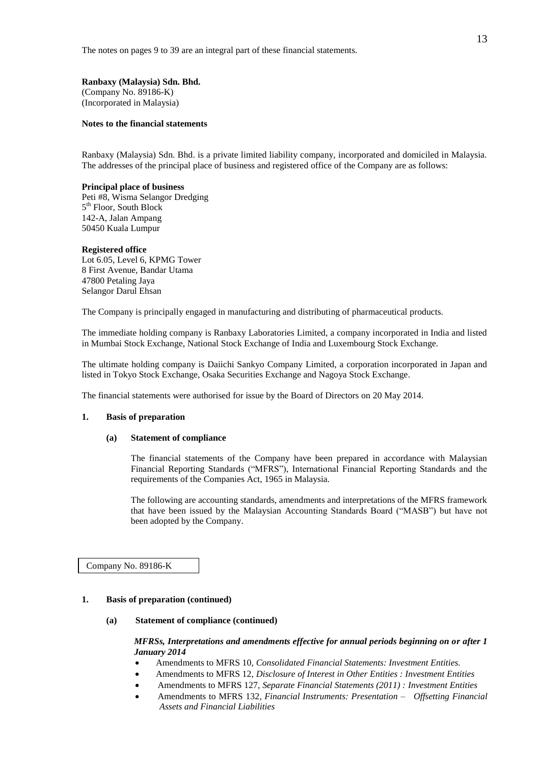The notes on pages 9 to 39 are an integral part of these financial statements.

**Ranbaxy (Malaysia) Sdn. Bhd.**
(Company No. 89186-K)
(Incorporated in Malaysia)

**Notes to the financial statements**

Ranbaxy (Malaysia) Sdn. Bhd. is a private limited liability company, incorporated and domiciled in Malaysia. The addresses of the principal place of business and registered office of the Company are as follows:

**Principal place of business**
Peti #8, Wisma Selangor Dredging
5th Floor, South Block
142-A, Jalan Ampang
50450 Kuala Lumpur

**Registered office**
Lot 6.05, Level 6, KPMG Tower
8 First Avenue, Bandar Utama
47800 Petaling Jaya
Selangor Darul Ehsan

The Company is principally engaged in manufacturing and distributing of pharmaceutical products.

The immediate holding company is Ranbaxy Laboratories Limited, a company incorporated in India and listed in Mumbai Stock Exchange, National Stock Exchange of India and Luxembourg Stock Exchange.

The ultimate holding company is Daiichi Sankyo Company Limited, a corporation incorporated in Japan and listed in Tokyo Stock Exchange, Osaka Securities Exchange and Nagoya Stock Exchange.

The financial statements were authorised for issue by the Board of Directors on 20 May 2014.

## 1. Basis of preparation

### (a) Statement of compliance

The financial statements of the Company have been prepared in accordance with Malaysian Financial Reporting Standards ("MFRS"), International Financial Reporting Standards and the requirements of the Companies Act, 1965 in Malaysia.

The following are accounting standards, amendments and interpretations of the MFRS framework that have been issued by the Malaysian Accounting Standards Board ("MASB") but have not been adopted by the Company.

Company No. 89186-K

## 1. Basis of preparation (continued)

### (a) Statement of compliance (continued)

***MFRSs, Interpretations and amendments effective for annual periods beginning on or after 1 January 2014***

- Amendments to MFRS 10, *Consolidated Financial Statements: Investment Entities.*
- Amendments to MFRS 12, *Disclosure of Interest in Other Entities : Investment Entities*
- Amendments to MFRS 127, *Separate Financial Statements (2011) : Investment Entities*
- Amendments to MFRS 132, *Financial Instruments: Presentation – Offsetting Financial Assets and Financial Liabilities*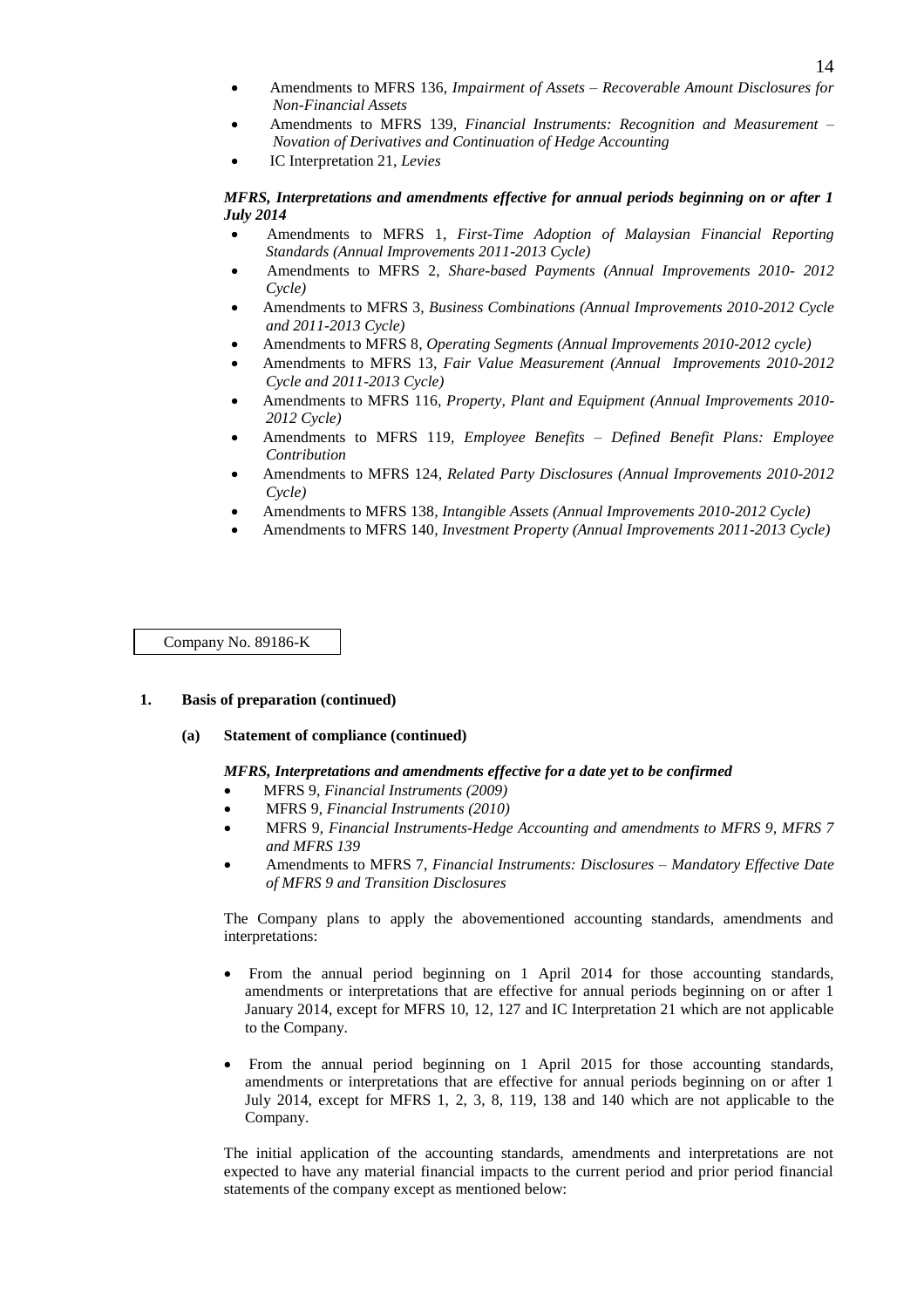- Amendments to MFRS 136, *Impairment of Assets – Recoverable Amount Disclosures for Non-Financial Assets*
- Amendments to MFRS 139, *Financial Instruments: Recognition and Measurement – Novation of Derivatives and Continuation of Hedge Accounting*
- IC Interpretation 21, *Levies*

***MFRS, Interpretations and amendments effective for annual periods beginning on or after 1 July 2014***

- Amendments to MFRS 1, *First-Time Adoption of Malaysian Financial Reporting Standards (Annual Improvements 2011-2013 Cycle)*
- Amendments to MFRS 2, *Share-based Payments (Annual Improvements 2010- 2012 Cycle)*
- Amendments to MFRS 3, *Business Combinations (Annual Improvements 2010-2012 Cycle and 2011-2013 Cycle)*
- Amendments to MFRS 8, *Operating Segments (Annual Improvements 2010-2012 cycle)*
- Amendments to MFRS 13, *Fair Value Measurement (Annual Improvements 2010-2012 Cycle and 2011-2013 Cycle)*
- Amendments to MFRS 116, *Property, Plant and Equipment (Annual Improvements 2010-2012 Cycle)*
- Amendments to MFRS 119, *Employee Benefits – Defined Benefit Plans: Employee Contribution*
- Amendments to MFRS 124, *Related Party Disclosures (Annual Improvements 2010-2012 Cycle)*
- Amendments to MFRS 138, *Intangible Assets (Annual Improvements 2010-2012 Cycle)*
- Amendments to MFRS 140, *Investment Property (Annual Improvements 2011-2013 Cycle)*

Company No. 89186-K

**1. Basis of preparation (continued)**

**(a) Statement of compliance (continued)**

***MFRS, Interpretations and amendments effective for a date yet to be confirmed***

- MFRS 9, *Financial Instruments (2009)*
- MFRS 9, *Financial Instruments (2010)*
- MFRS 9, *Financial Instruments-Hedge Accounting and amendments to MFRS 9, MFRS 7 and MFRS 139*
- Amendments to MFRS 7, *Financial Instruments: Disclosures – Mandatory Effective Date of MFRS 9 and Transition Disclosures*

The Company plans to apply the abovementioned accounting standards, amendments and interpretations:

- From the annual period beginning on 1 April 2014 for those accounting standards, amendments or interpretations that are effective for annual periods beginning on or after 1 January 2014, except for MFRS 10, 12, 127 and IC Interpretation 21 which are not applicable to the Company.
- From the annual period beginning on 1 April 2015 for those accounting standards, amendments or interpretations that are effective for annual periods beginning on or after 1 July 2014, except for MFRS 1, 2, 3, 8, 119, 138 and 140 which are not applicable to the Company.

The initial application of the accounting standards, amendments and interpretations are not expected to have any material financial impacts to the current period and prior period financial statements of the company except as mentioned below: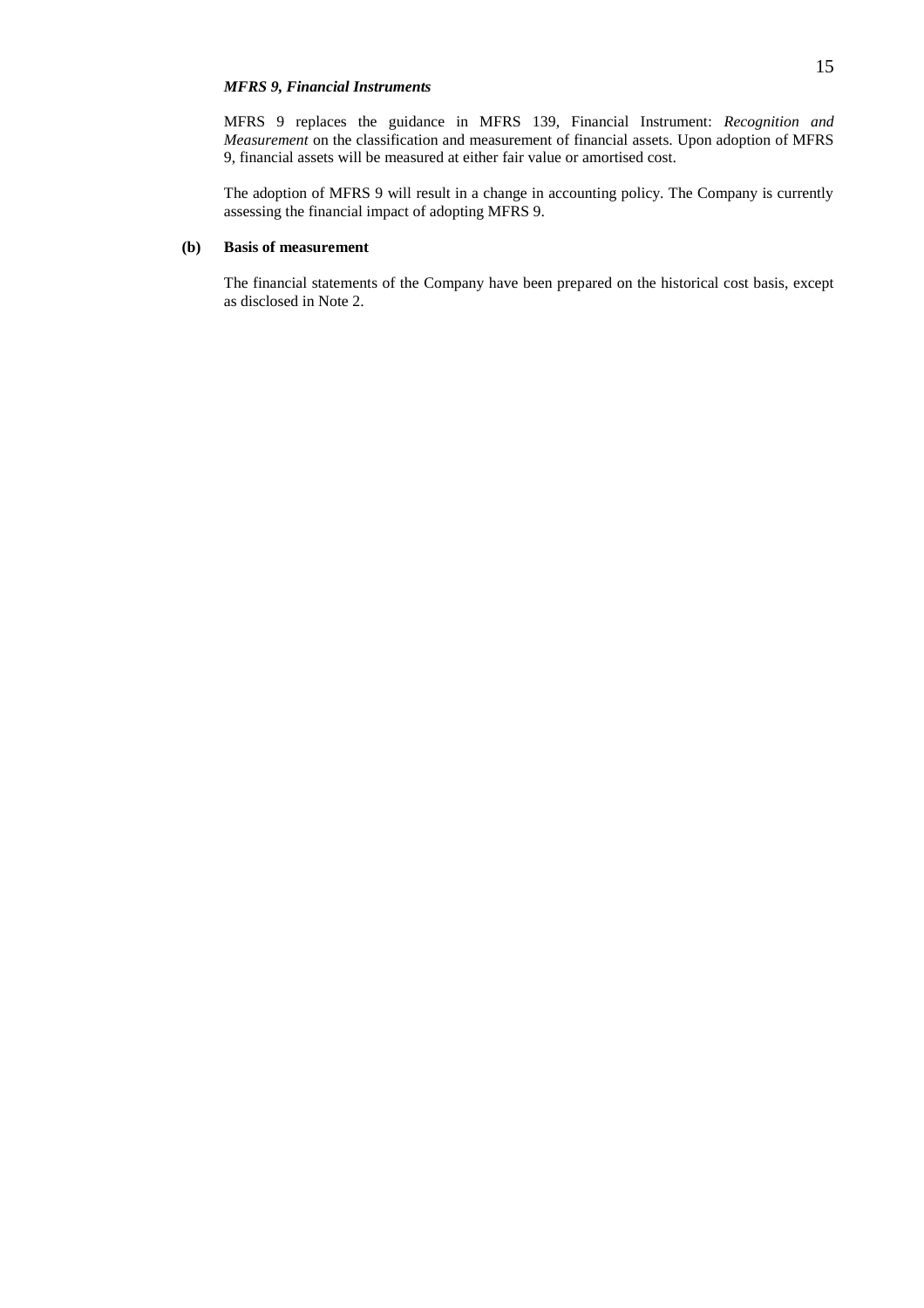***MFRS 9, Financial Instruments***

MFRS 9 replaces the guidance in MFRS 139, Financial Instrument: *Recognition and Measurement* on the classification and measurement of financial assets. Upon adoption of MFRS 9, financial assets will be measured at either fair value or amortised cost.

The adoption of MFRS 9 will result in a change in accounting policy. The Company is currently assessing the financial impact of adopting MFRS 9.

**(b) Basis of measurement**

The financial statements of the Company have been prepared on the historical cost basis, except as disclosed in Note 2.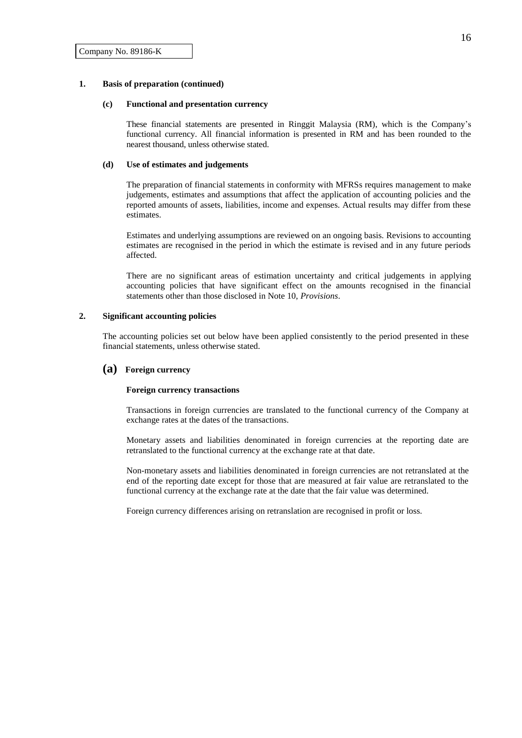Company No. 89186-K

**1. Basis of preparation (continued)**

**(c) Functional and presentation currency**

These financial statements are presented in Ringgit Malaysia (RM), which is the Company's functional currency. All financial information is presented in RM and has been rounded to the nearest thousand, unless otherwise stated.

**(d) Use of estimates and judgements**

The preparation of financial statements in conformity with MFRSs requires management to make judgements, estimates and assumptions that affect the application of accounting policies and the reported amounts of assets, liabilities, income and expenses. Actual results may differ from these estimates.

Estimates and underlying assumptions are reviewed on an ongoing basis. Revisions to accounting estimates are recognised in the period in which the estimate is revised and in any future periods affected.

There are no significant areas of estimation uncertainty and critical judgements in applying accounting policies that have significant effect on the amounts recognised in the financial statements other than those disclosed in Note 10, *Provisions*.

**2. Significant accounting policies**

The accounting policies set out below have been applied consistently to the period presented in these financial statements, unless otherwise stated.

**(a) Foreign currency**

**Foreign currency transactions**

Transactions in foreign currencies are translated to the functional currency of the Company at exchange rates at the dates of the transactions.

Monetary assets and liabilities denominated in foreign currencies at the reporting date are retranslated to the functional currency at the exchange rate at that date.

Non-monetary assets and liabilities denominated in foreign currencies are not retranslated at the end of the reporting date except for those that are measured at fair value are retranslated to the functional currency at the exchange rate at the date that the fair value was determined.

Foreign currency differences arising on retranslation are recognised in profit or loss.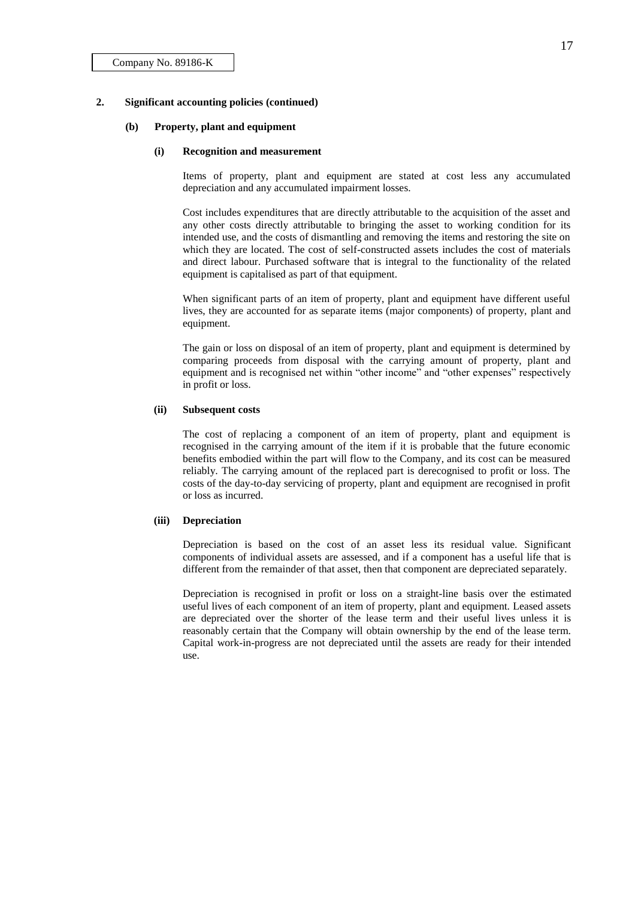Company No. 89186-K

## 2. Significant accounting policies (continued)

### (b) Property, plant and equipment

#### (i) Recognition and measurement

Items of property, plant and equipment are stated at cost less any accumulated depreciation and any accumulated impairment losses.

Cost includes expenditures that are directly attributable to the acquisition of the asset and any other costs directly attributable to bringing the asset to working condition for its intended use, and the costs of dismantling and removing the items and restoring the site on which they are located. The cost of self-constructed assets includes the cost of materials and direct labour. Purchased software that is integral to the functionality of the related equipment is capitalised as part of that equipment.

When significant parts of an item of property, plant and equipment have different useful lives, they are accounted for as separate items (major components) of property, plant and equipment.

The gain or loss on disposal of an item of property, plant and equipment is determined by comparing proceeds from disposal with the carrying amount of property, plant and equipment and is recognised net within "other income" and "other expenses" respectively in profit or loss.

#### (ii) Subsequent costs

The cost of replacing a component of an item of property, plant and equipment is recognised in the carrying amount of the item if it is probable that the future economic benefits embodied within the part will flow to the Company, and its cost can be measured reliably. The carrying amount of the replaced part is derecognised to profit or loss. The costs of the day-to-day servicing of property, plant and equipment are recognised in profit or loss as incurred.

#### (iii) Depreciation

Depreciation is based on the cost of an asset less its residual value. Significant components of individual assets are assessed, and if a component has a useful life that is different from the remainder of that asset, then that component are depreciated separately.

Depreciation is recognised in profit or loss on a straight-line basis over the estimated useful lives of each component of an item of property, plant and equipment. Leased assets are depreciated over the shorter of the lease term and their useful lives unless it is reasonably certain that the Company will obtain ownership by the end of the lease term. Capital work-in-progress are not depreciated until the assets are ready for their intended use.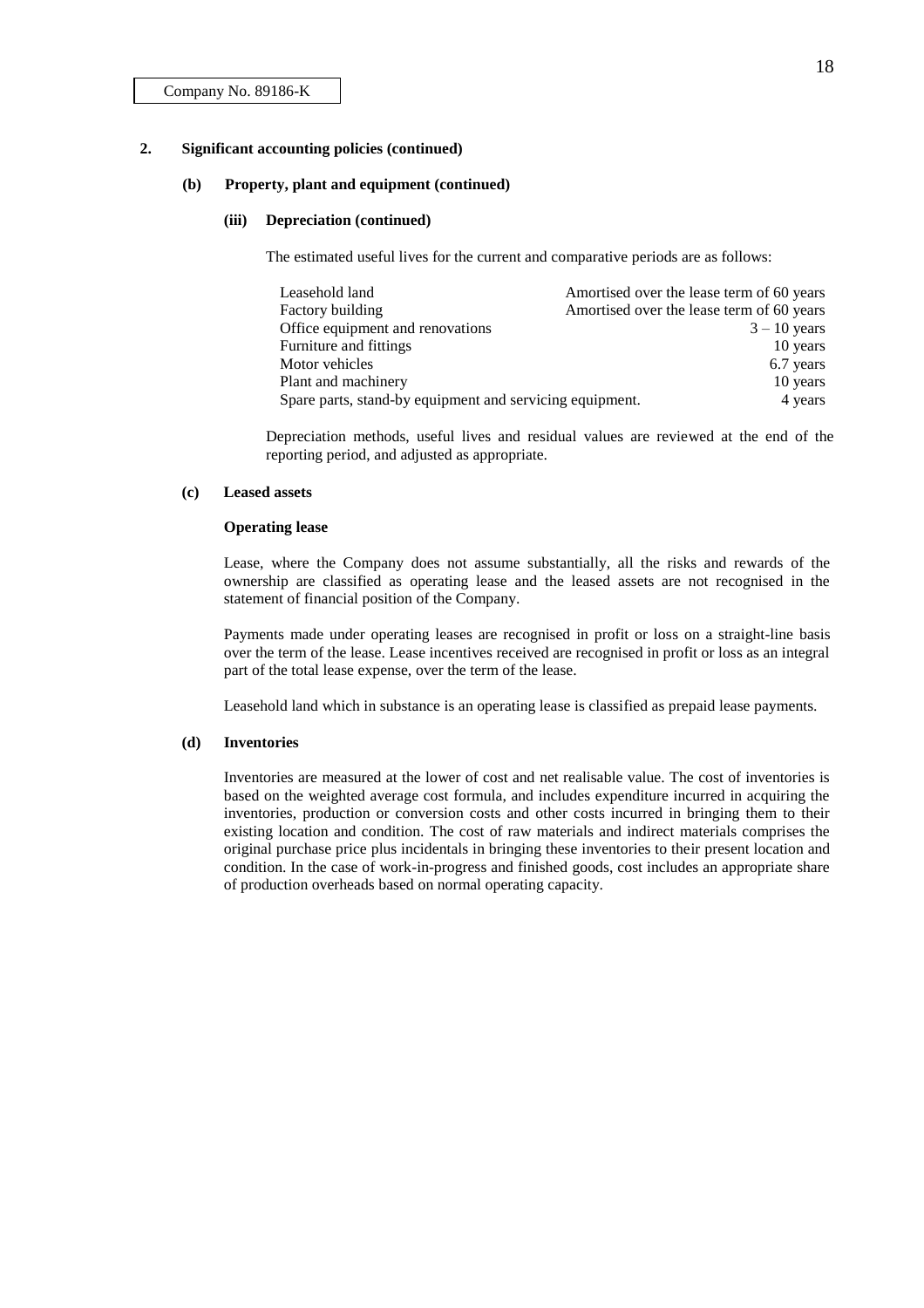Company No. 89186-K

## 2. Significant accounting policies (continued)

### (b) Property, plant and equipment (continued)

#### (iii) Depreciation (continued)

The estimated useful lives for the current and comparative periods are as follows:

| | |
|---|---|
| Leasehold land | Amortised over the lease term of 60 years |
| Factory building | Amortised over the lease term of 60 years |
| Office equipment and renovations | 3 – 10 years |
| Furniture and fittings | 10 years |
| Motor vehicles | 6.7 years |
| Plant and machinery | 10 years |
| Spare parts, stand-by equipment and servicing equipment. | 4 years |

Depreciation methods, useful lives and residual values are reviewed at the end of the reporting period, and adjusted as appropriate.

### (c) Leased assets

**Operating lease**

Lease, where the Company does not assume substantially, all the risks and rewards of the ownership are classified as operating lease and the leased assets are not recognised in the statement of financial position of the Company.

Payments made under operating leases are recognised in profit or loss on a straight-line basis over the term of the lease. Lease incentives received are recognised in profit or loss as an integral part of the total lease expense, over the term of the lease.

Leasehold land which in substance is an operating lease is classified as prepaid lease payments.

### (d) Inventories

Inventories are measured at the lower of cost and net realisable value. The cost of inventories is based on the weighted average cost formula, and includes expenditure incurred in acquiring the inventories, production or conversion costs and other costs incurred in bringing them to their existing location and condition. The cost of raw materials and indirect materials comprises the original purchase price plus incidentals in bringing these inventories to their present location and condition. In the case of work-in-progress and finished goods, cost includes an appropriate share of production overheads based on normal operating capacity.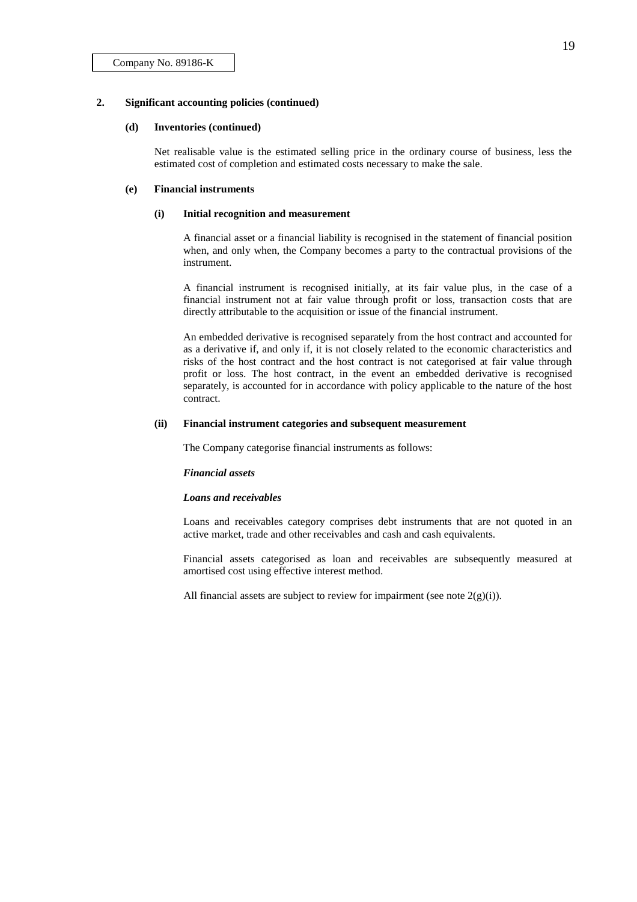Company No. 89186-K

## 2. Significant accounting policies (continued)

### (d) Inventories (continued)

Net realisable value is the estimated selling price in the ordinary course of business, less the estimated cost of completion and estimated costs necessary to make the sale.

### (e) Financial instruments

#### (i) Initial recognition and measurement

A financial asset or a financial liability is recognised in the statement of financial position when, and only when, the Company becomes a party to the contractual provisions of the instrument.

A financial instrument is recognised initially, at its fair value plus, in the case of a financial instrument not at fair value through profit or loss, transaction costs that are directly attributable to the acquisition or issue of the financial instrument.

An embedded derivative is recognised separately from the host contract and accounted for as a derivative if, and only if, it is not closely related to the economic characteristics and risks of the host contract and the host contract is not categorised at fair value through profit or loss. The host contract, in the event an embedded derivative is recognised separately, is accounted for in accordance with policy applicable to the nature of the host contract.

#### (ii) Financial instrument categories and subsequent measurement

The Company categorise financial instruments as follows:

***Financial assets***

***Loans and receivables***

Loans and receivables category comprises debt instruments that are not quoted in an active market, trade and other receivables and cash and cash equivalents.

Financial assets categorised as loan and receivables are subsequently measured at amortised cost using effective interest method.

All financial assets are subject to review for impairment (see note 2(g)(i)).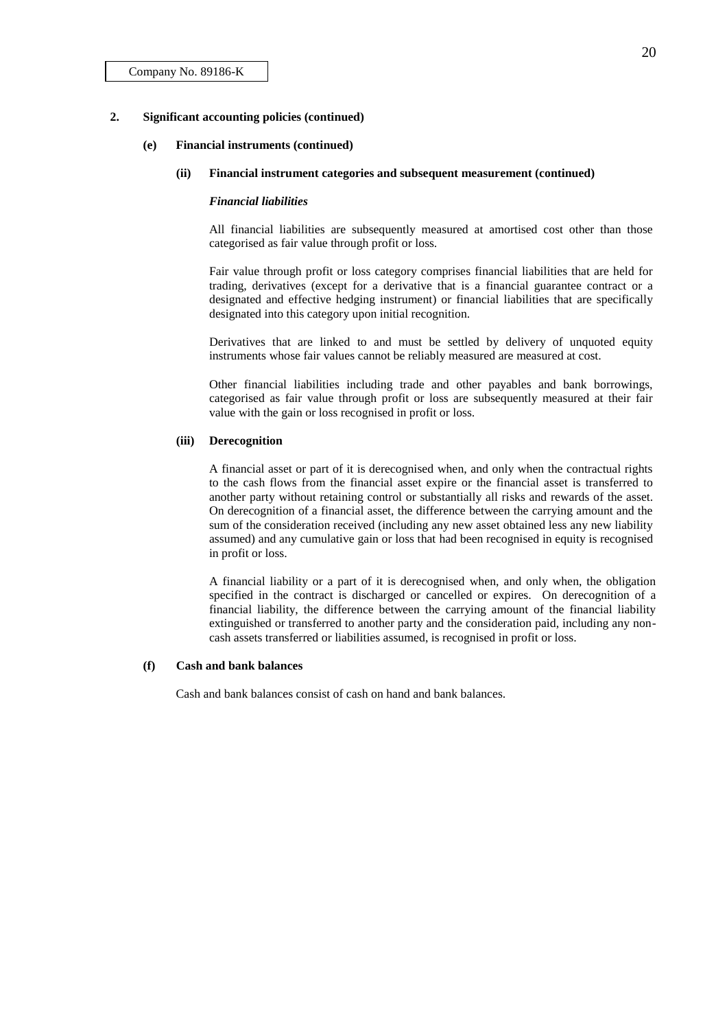Company No. 89186-K

## 2. Significant accounting policies (continued)

### (e) Financial instruments (continued)

#### (ii) Financial instrument categories and subsequent measurement (continued)

***Financial liabilities***

All financial liabilities are subsequently measured at amortised cost other than those categorised as fair value through profit or loss.

Fair value through profit or loss category comprises financial liabilities that are held for trading, derivatives (except for a derivative that is a financial guarantee contract or a designated and effective hedging instrument) or financial liabilities that are specifically designated into this category upon initial recognition.

Derivatives that are linked to and must be settled by delivery of unquoted equity instruments whose fair values cannot be reliably measured are measured at cost.

Other financial liabilities including trade and other payables and bank borrowings, categorised as fair value through profit or loss are subsequently measured at their fair value with the gain or loss recognised in profit or loss.

#### (iii) Derecognition

A financial asset or part of it is derecognised when, and only when the contractual rights to the cash flows from the financial asset expire or the financial asset is transferred to another party without retaining control or substantially all risks and rewards of the asset. On derecognition of a financial asset, the difference between the carrying amount and the sum of the consideration received (including any new asset obtained less any new liability assumed) and any cumulative gain or loss that had been recognised in equity is recognised in profit or loss.

A financial liability or a part of it is derecognised when, and only when, the obligation specified in the contract is discharged or cancelled or expires. On derecognition of a financial liability, the difference between the carrying amount of the financial liability extinguished or transferred to another party and the consideration paid, including any non-cash assets transferred or liabilities assumed, is recognised in profit or loss.

### (f) Cash and bank balances

Cash and bank balances consist of cash on hand and bank balances.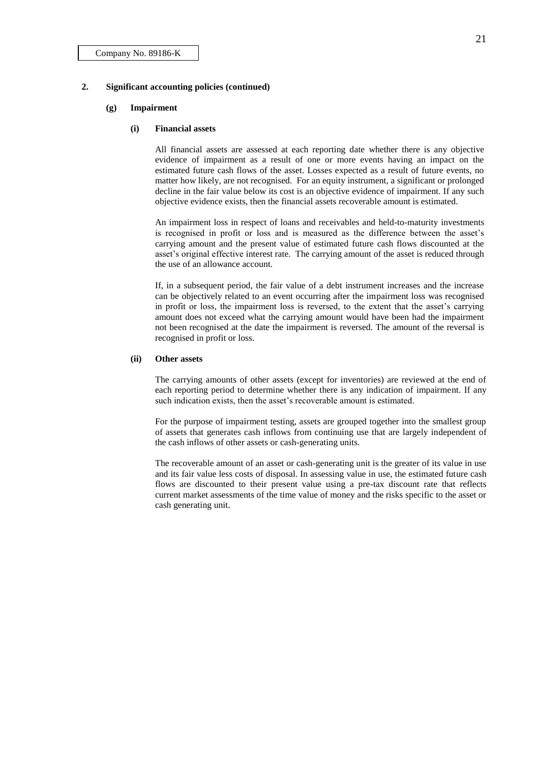## 2. Significant accounting policies (continued)

### (g) Impairment

#### (i) Financial assets

All financial assets are assessed at each reporting date whether there is any objective evidence of impairment as a result of one or more events having an impact on the estimated future cash flows of the asset. Losses expected as a result of future events, no matter how likely, are not recognised. For an equity instrument, a significant or prolonged decline in the fair value below its cost is an objective evidence of impairment. If any such objective evidence exists, then the financial assets recoverable amount is estimated.

An impairment loss in respect of loans and receivables and held-to-maturity investments is recognised in profit or loss and is measured as the difference between the asset's carrying amount and the present value of estimated future cash flows discounted at the asset's original effective interest rate. The carrying amount of the asset is reduced through the use of an allowance account.

If, in a subsequent period, the fair value of a debt instrument increases and the increase can be objectively related to an event occurring after the impairment loss was recognised in profit or loss, the impairment loss is reversed, to the extent that the asset's carrying amount does not exceed what the carrying amount would have been had the impairment not been recognised at the date the impairment is reversed. The amount of the reversal is recognised in profit or loss.

#### (ii) Other assets

The carrying amounts of other assets (except for inventories) are reviewed at the end of each reporting period to determine whether there is any indication of impairment. If any such indication exists, then the asset's recoverable amount is estimated.

For the purpose of impairment testing, assets are grouped together into the smallest group of assets that generates cash inflows from continuing use that are largely independent of the cash inflows of other assets or cash-generating units.

The recoverable amount of an asset or cash-generating unit is the greater of its value in use and its fair value less costs of disposal. In assessing value in use, the estimated future cash flows are discounted to their present value using a pre-tax discount rate that reflects current market assessments of the time value of money and the risks specific to the asset or cash generating unit.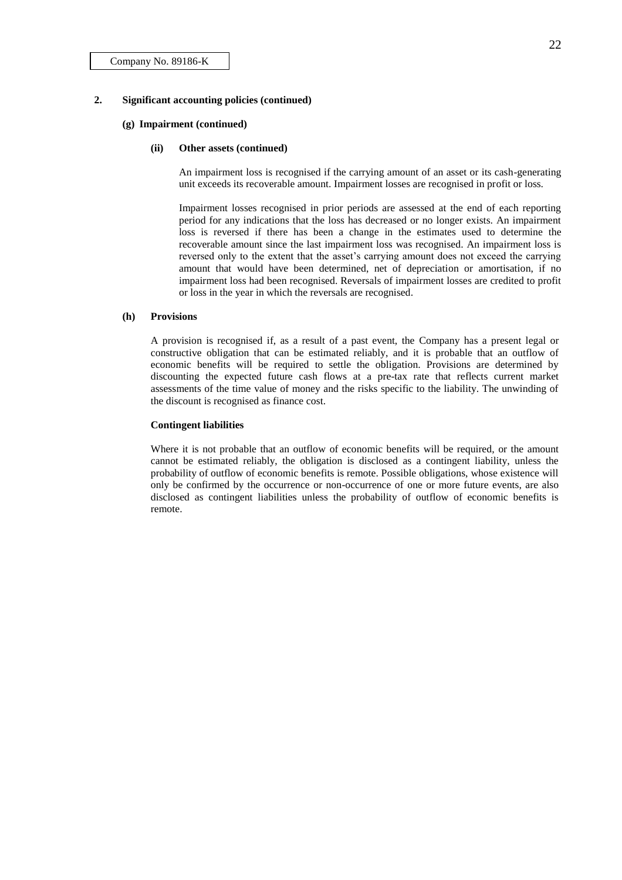Company No. 89186-K

## 2. Significant accounting policies (continued)

### (g) Impairment (continued)

#### (ii) Other assets (continued)

An impairment loss is recognised if the carrying amount of an asset or its cash-generating unit exceeds its recoverable amount. Impairment losses are recognised in profit or loss.

Impairment losses recognised in prior periods are assessed at the end of each reporting period for any indications that the loss has decreased or no longer exists. An impairment loss is reversed if there has been a change in the estimates used to determine the recoverable amount since the last impairment loss was recognised. An impairment loss is reversed only to the extent that the asset's carrying amount does not exceed the carrying amount that would have been determined, net of depreciation or amortisation, if no impairment loss had been recognised. Reversals of impairment losses are credited to profit or loss in the year in which the reversals are recognised.

### (h) Provisions

A provision is recognised if, as a result of a past event, the Company has a present legal or constructive obligation that can be estimated reliably, and it is probable that an outflow of economic benefits will be required to settle the obligation. Provisions are determined by discounting the expected future cash flows at a pre-tax rate that reflects current market assessments of the time value of money and the risks specific to the liability. The unwinding of the discount is recognised as finance cost.

**Contingent liabilities**

Where it is not probable that an outflow of economic benefits will be required, or the amount cannot be estimated reliably, the obligation is disclosed as a contingent liability, unless the probability of outflow of economic benefits is remote. Possible obligations, whose existence will only be confirmed by the occurrence or non-occurrence of one or more future events, are also disclosed as contingent liabilities unless the probability of outflow of economic benefits is remote.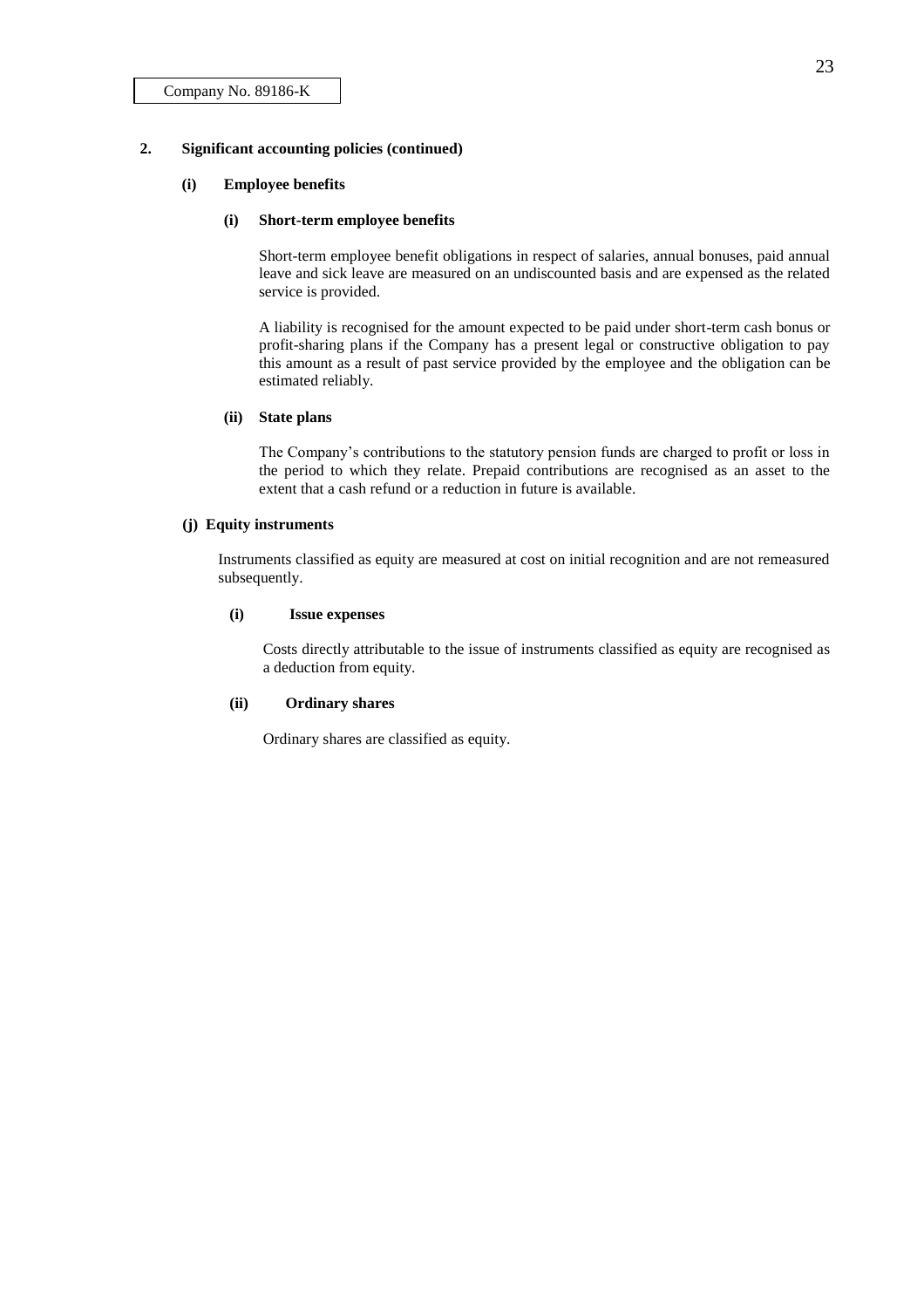Company No. 89186-K

## 2. Significant accounting policies (continued)

### (i) Employee benefits

#### (i) Short-term employee benefits

Short-term employee benefit obligations in respect of salaries, annual bonuses, paid annual leave and sick leave are measured on an undiscounted basis and are expensed as the related service is provided.

A liability is recognised for the amount expected to be paid under short-term cash bonus or profit-sharing plans if the Company has a present legal or constructive obligation to pay this amount as a result of past service provided by the employee and the obligation can be estimated reliably.

#### (ii) State plans

The Company's contributions to the statutory pension funds are charged to profit or loss in the period to which they relate. Prepaid contributions are recognised as an asset to the extent that a cash refund or a reduction in future is available.

### (j) Equity instruments

Instruments classified as equity are measured at cost on initial recognition and are not remeasured subsequently.

#### (i) Issue expenses

Costs directly attributable to the issue of instruments classified as equity are recognised as a deduction from equity.

#### (ii) Ordinary shares

Ordinary shares are classified as equity.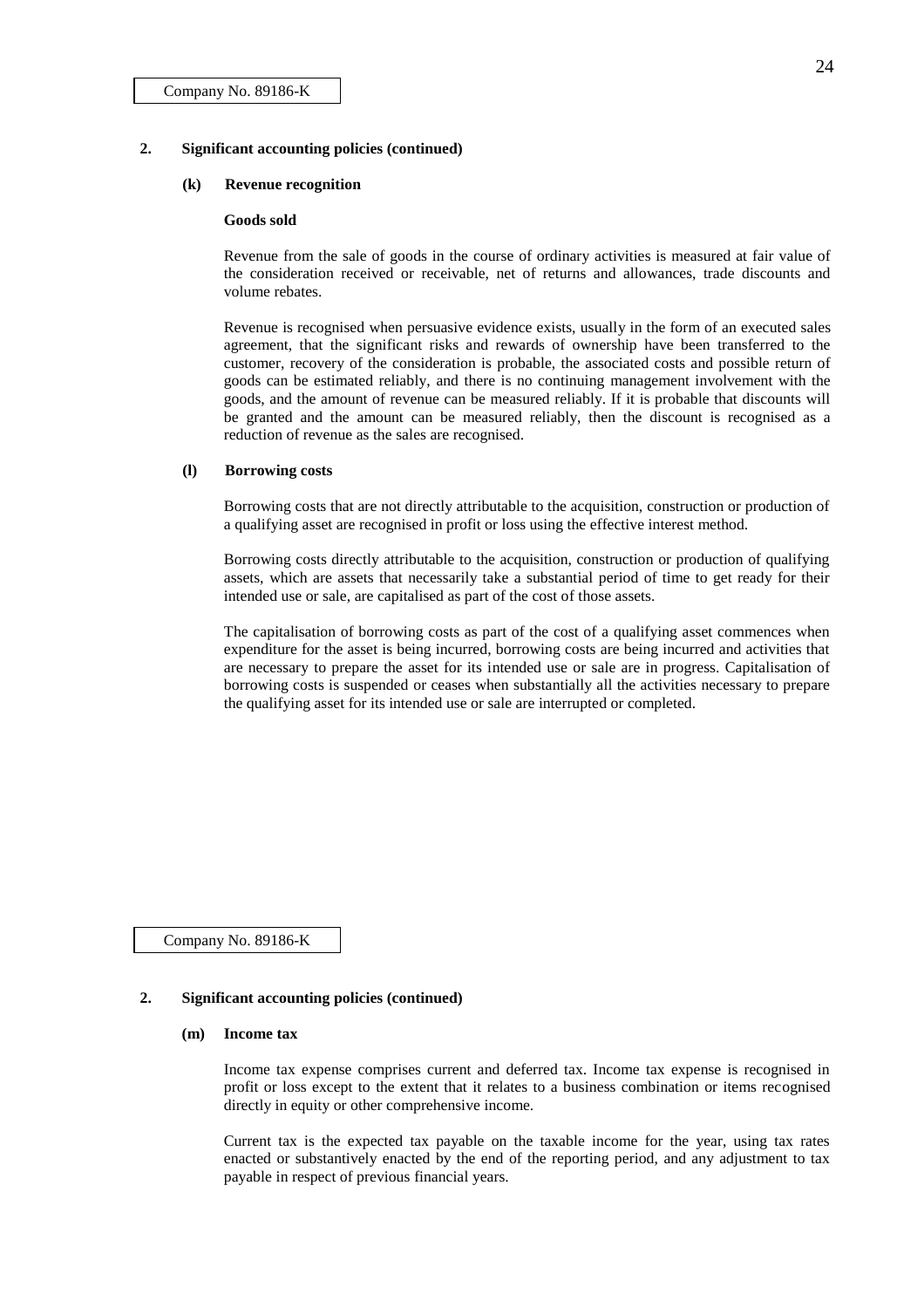## 2. Significant accounting policies (continued)

### (k) Revenue recognition

**Goods sold**

Revenue from the sale of goods in the course of ordinary activities is measured at fair value of the consideration received or receivable, net of returns and allowances, trade discounts and volume rebates.

Revenue is recognised when persuasive evidence exists, usually in the form of an executed sales agreement, that the significant risks and rewards of ownership have been transferred to the customer, recovery of the consideration is probable, the associated costs and possible return of goods can be estimated reliably, and there is no continuing management involvement with the goods, and the amount of revenue can be measured reliably. If it is probable that discounts will be granted and the amount can be measured reliably, then the discount is recognised as a reduction of revenue as the sales are recognised.

### (l) Borrowing costs

Borrowing costs that are not directly attributable to the acquisition, construction or production of a qualifying asset are recognised in profit or loss using the effective interest method.

Borrowing costs directly attributable to the acquisition, construction or production of qualifying assets, which are assets that necessarily take a substantial period of time to get ready for their intended use or sale, are capitalised as part of the cost of those assets.

The capitalisation of borrowing costs as part of the cost of a qualifying asset commences when expenditure for the asset is being incurred, borrowing costs are being incurred and activities that are necessary to prepare the asset for its intended use or sale are in progress. Capitalisation of borrowing costs is suspended or ceases when substantially all the activities necessary to prepare the qualifying asset for its intended use or sale are interrupted or completed.

## 2. Significant accounting policies (continued)

### (m) Income tax

Income tax expense comprises current and deferred tax. Income tax expense is recognised in profit or loss except to the extent that it relates to a business combination or items recognised directly in equity or other comprehensive income.

Current tax is the expected tax payable on the taxable income for the year, using tax rates enacted or substantively enacted by the end of the reporting period, and any adjustment to tax payable in respect of previous financial years.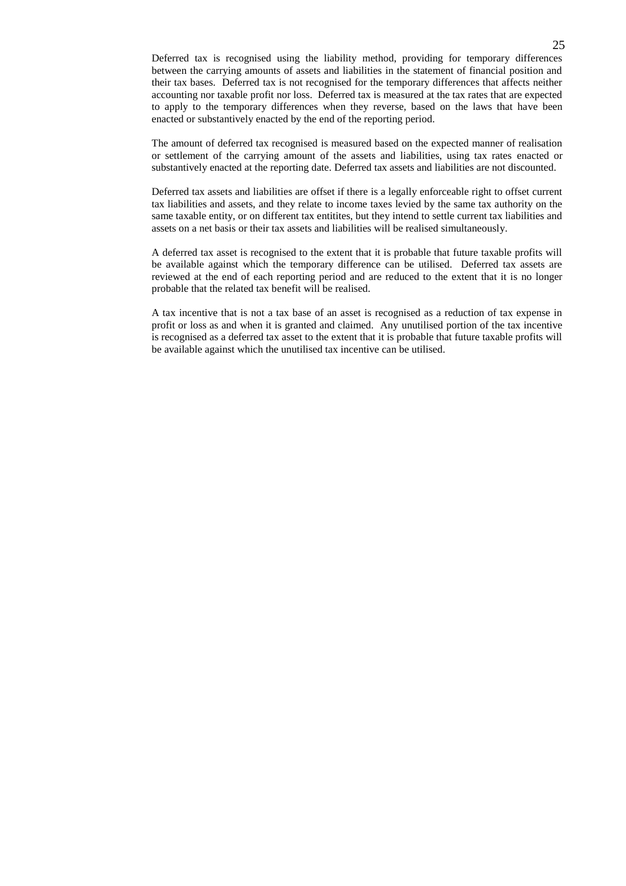Deferred tax is recognised using the liability method, providing for temporary differences between the carrying amounts of assets and liabilities in the statement of financial position and their tax bases. Deferred tax is not recognised for the temporary differences that affects neither accounting nor taxable profit nor loss. Deferred tax is measured at the tax rates that are expected to apply to the temporary differences when they reverse, based on the laws that have been enacted or substantively enacted by the end of the reporting period.

The amount of deferred tax recognised is measured based on the expected manner of realisation or settlement of the carrying amount of the assets and liabilities, using tax rates enacted or substantively enacted at the reporting date. Deferred tax assets and liabilities are not discounted.

Deferred tax assets and liabilities are offset if there is a legally enforceable right to offset current tax liabilities and assets, and they relate to income taxes levied by the same tax authority on the same taxable entity, or on different tax entitites, but they intend to settle current tax liabilities and assets on a net basis or their tax assets and liabilities will be realised simultaneously.

A deferred tax asset is recognised to the extent that it is probable that future taxable profits will be available against which the temporary difference can be utilised. Deferred tax assets are reviewed at the end of each reporting period and are reduced to the extent that it is no longer probable that the related tax benefit will be realised.

A tax incentive that is not a tax base of an asset is recognised as a reduction of tax expense in profit or loss as and when it is granted and claimed. Any unutilised portion of the tax incentive is recognised as a deferred tax asset to the extent that it is probable that future taxable profits will be available against which the unutilised tax incentive can be utilised.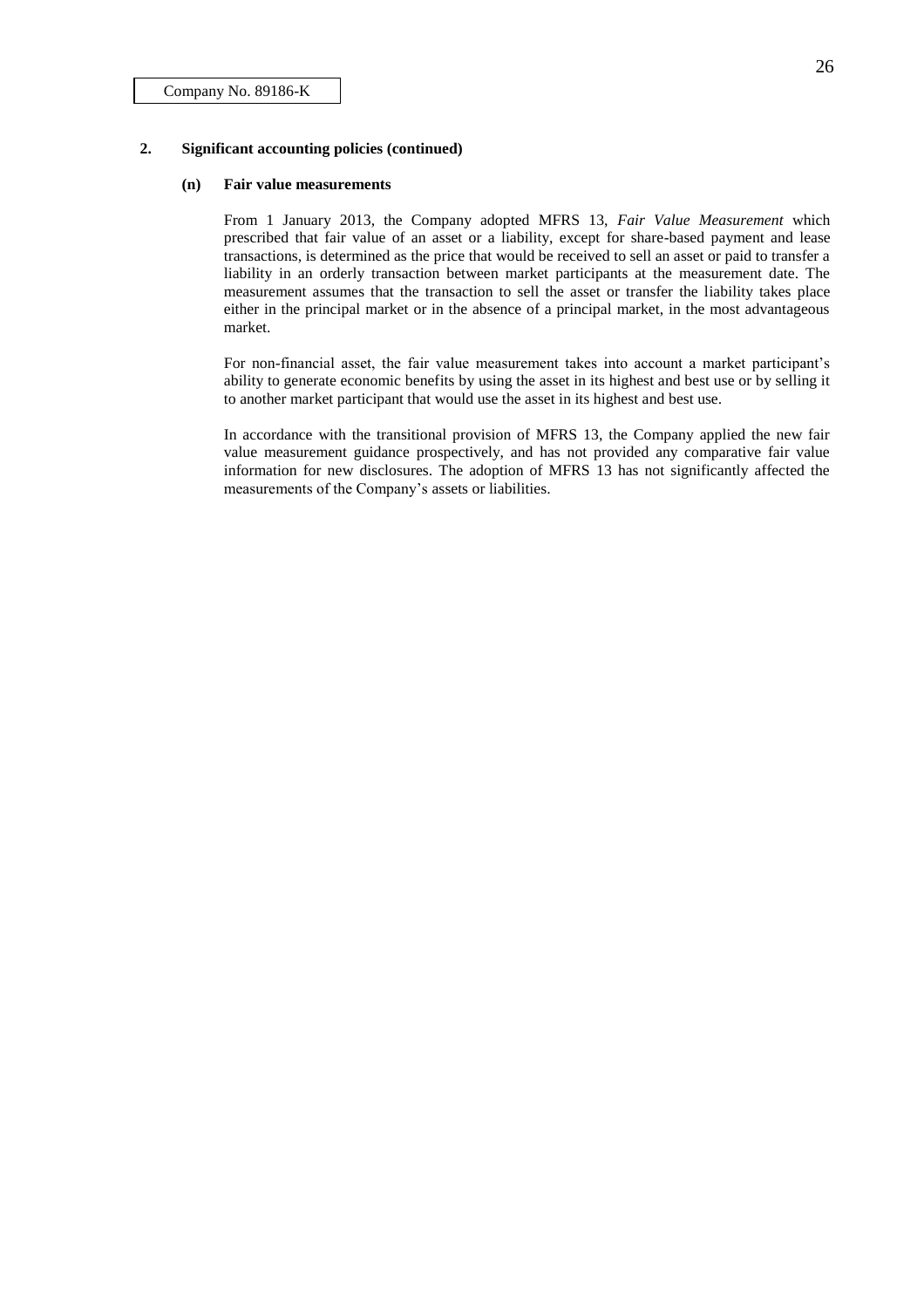Company No. 89186-K

## 2. Significant accounting policies (continued)

### (n) Fair value measurements

From 1 January 2013, the Company adopted MFRS 13, *Fair Value Measurement* which prescribed that fair value of an asset or a liability, except for share-based payment and lease transactions, is determined as the price that would be received to sell an asset or paid to transfer a liability in an orderly transaction between market participants at the measurement date. The measurement assumes that the transaction to sell the asset or transfer the liability takes place either in the principal market or in the absence of a principal market, in the most advantageous market.

For non-financial asset, the fair value measurement takes into account a market participant's ability to generate economic benefits by using the asset in its highest and best use or by selling it to another market participant that would use the asset in its highest and best use.

In accordance with the transitional provision of MFRS 13, the Company applied the new fair value measurement guidance prospectively, and has not provided any comparative fair value information for new disclosures. The adoption of MFRS 13 has not significantly affected the measurements of the Company's assets or liabilities.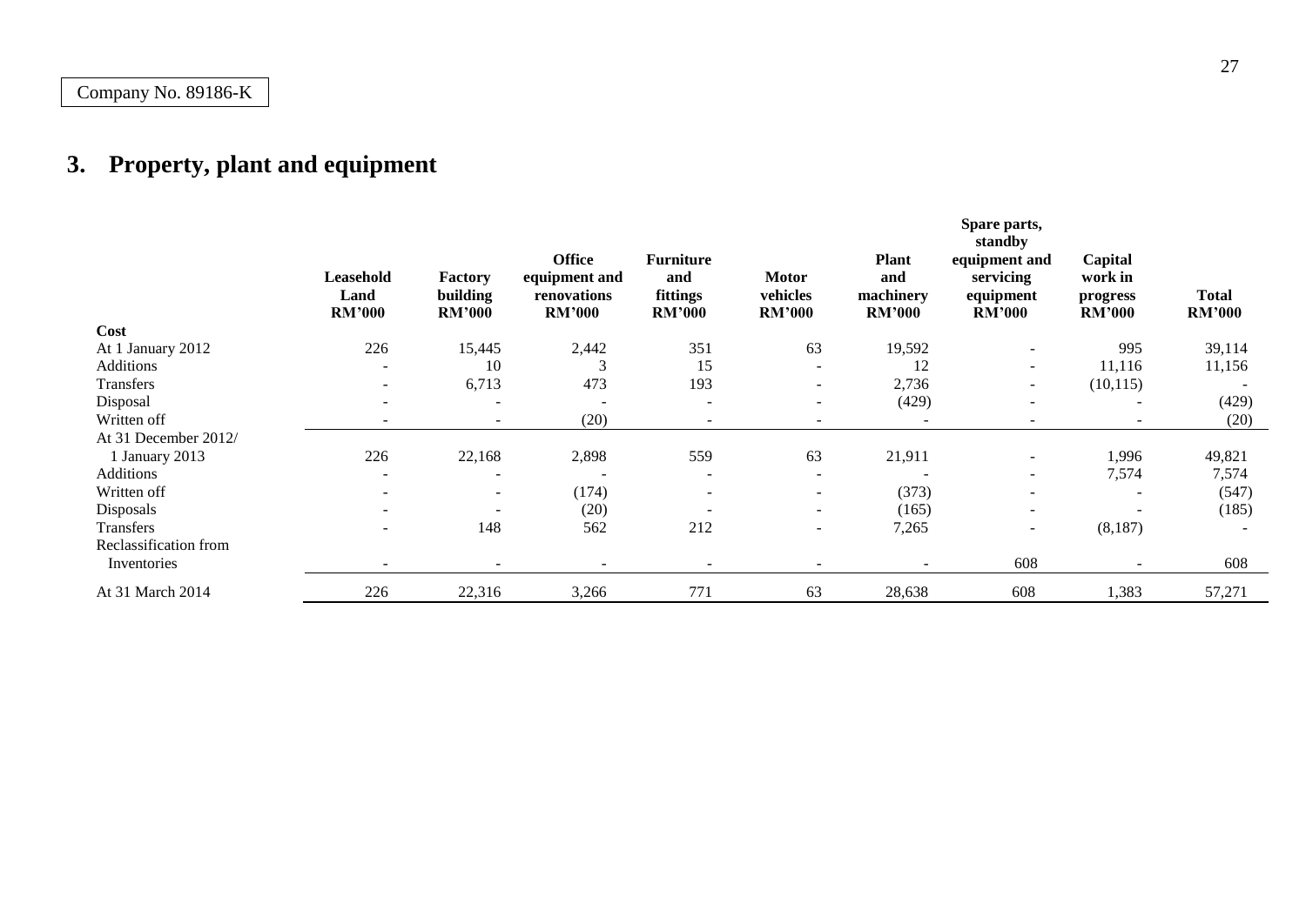Company No. 89186-K

## 3. Property, plant and equipment

| | Leasehold Land RM'000 | Factory building RM'000 | Office equipment and renovations RM'000 | Furniture and fittings RM'000 | Motor vehicles RM'000 | Plant and machinery RM'000 | Spare parts, standby equipment and servicing equipment RM'000 | Capital work in progress RM'000 | Total RM'000 |
|---|---|---|---|---|---|---|---|---|---|
| **Cost** | | | | | | | | | |
| At 1 January 2012 | 226 | 15,445 | 2,442 | 351 | 63 | 19,592 | - | 995 | 39,114 |
| Additions | - | 10 | 3 | 15 | - | 12 | - | 11,116 | 11,156 |
| Transfers | - | 6,713 | 473 | 193 | - | 2,736 | - | (10,115) | - |
| Disposal | - | - | - | - | - | (429) | - | - | (429) |
| Written off | - | - | (20) | - | - | - | - | - | (20) |
| At 31 December 2012/ 1 January 2013 | 226 | 22,168 | 2,898 | 559 | 63 | 21,911 | - | 1,996 | 49,821 |
| Additions | - | - | - | - | - | - | - | 7,574 | 7,574 |
| Written off | - | - | (174) | - | - | (373) | - | - | (547) |
| Disposals | - | - | (20) | - | - | (165) | - | - | (185) |
| Transfers | - | 148 | 562 | 212 | - | 7,265 | - | (8,187) | - |
| Reclassification from Inventories | - | - | - | - | - | - | 608 | - | 608 |
| At 31 March 2014 | 226 | 22,316 | 3,266 | 771 | 63 | 28,638 | 608 | 1,383 | 57,271 |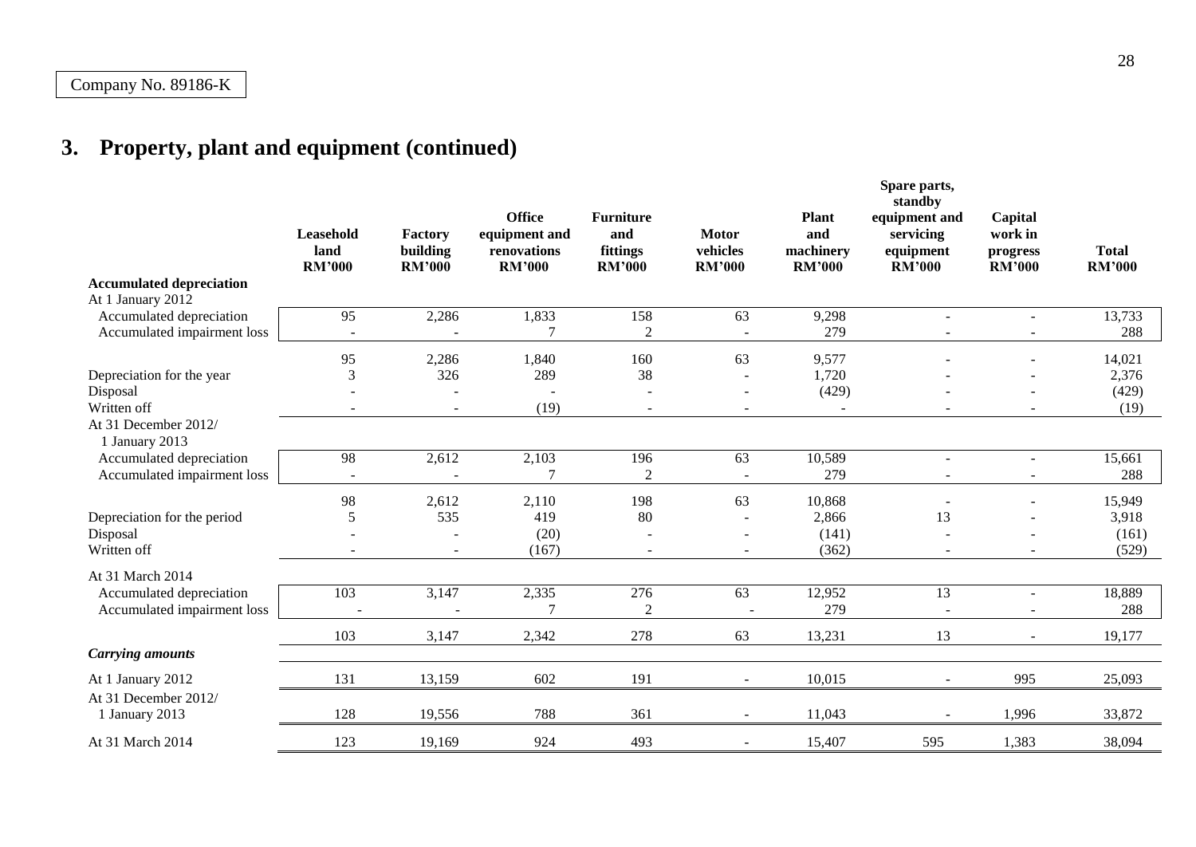Company No. 89186-K

## 3. Property, plant and equipment (continued)

| | Leasehold land RM'000 | Factory building RM'000 | Office equipment and renovations RM'000 | Furniture and fittings RM'000 | Motor vehicles RM'000 | Plant and machinery RM'000 | Spare parts, standby equipment and servicing equipment RM'000 | Capital work in progress RM'000 | Total RM'000 |
|---|---|---|---|---|---|---|---|---|---|
| **Accumulated depreciation** | | | | | | | | | |
| At 1 January 2012 | | | | | | | | | |
| Accumulated depreciation | 95 | 2,286 | 1,833 | 158 | 63 | 9,298 | - | - | 13,733 |
| Accumulated impairment loss | - | - | 7 | 2 | - | 279 | - | - | 288 |
| | 95 | 2,286 | 1,840 | 160 | 63 | 9,577 | - | - | 14,021 |
| Depreciation for the year | 3 | 326 | 289 | 38 | - | 1,720 | - | - | 2,376 |
| Disposal | - | - | - | - | - | (429) | - | - | (429) |
| Written off | - | - | (19) | - | - | - | - | - | (19) |
| At 31 December 2012/ 1 January 2013 | | | | | | | | | |
| Accumulated depreciation | 98 | 2,612 | 2,103 | 196 | 63 | 10,589 | - | - | 15,661 |
| Accumulated impairment loss | - | - | 7 | 2 | - | 279 | - | - | 288 |
| | 98 | 2,612 | 2,110 | 198 | 63 | 10,868 | - | - | 15,949 |
| Depreciation for the period | 5 | 535 | 419 | 80 | - | 2,866 | 13 | - | 3,918 |
| Disposal | - | - | (20) | - | - | (141) | - | - | (161) |
| Written off | - | - | (167) | - | - | (362) | - | - | (529) |
| At 31 March 2014 | | | | | | | | | |
| Accumulated depreciation | 103 | 3,147 | 2,335 | 276 | 63 | 12,952 | 13 | - | 18,889 |
| Accumulated impairment loss | - | - | 7 | 2 | - | 279 | - | - | 288 |
| | 103 | 3,147 | 2,342 | 278 | 63 | 13,231 | 13 | - | 19,177 |
| ***Carrying amounts*** | | | | | | | | | |
| At 1 January 2012 | 131 | 13,159 | 602 | 191 | - | 10,015 | - | 995 | 25,093 |
| At 31 December 2012/ 1 January 2013 | 128 | 19,556 | 788 | 361 | - | 11,043 | - | 1,996 | 33,872 |
| At 31 March 2014 | 123 | 19,169 | 924 | 493 | - | 15,407 | 595 | 1,383 | 38,094 |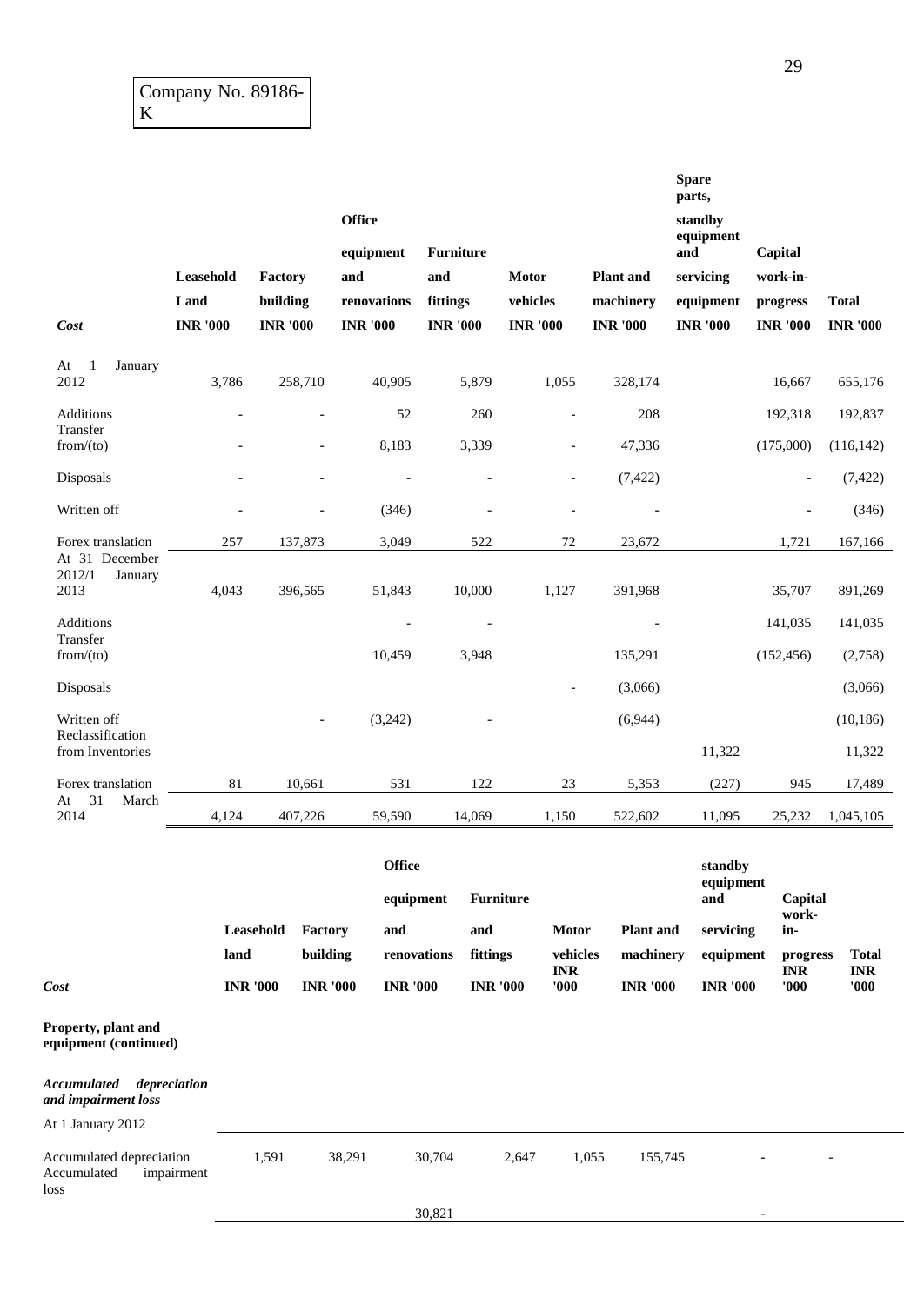Company No. 89186-K

| Cost | Leasehold Land INR '000 | Factory building INR '000 | Office equipment and renovations INR '000 | Furniture and fittings INR '000 | Motor vehicles INR '000 | Plant and machinery INR '000 | Spare parts, standby equipment and servicing equipment INR '000 | Capital work-in-progress INR '000 | Total INR '000 |
|---|---|---|---|---|---|---|---|---|---|
| At 1 January 2012 | 3,786 | 258,710 | 40,905 | 5,879 | 1,055 | 328,174 | | 16,667 | 655,176 |
| Additions | - | - | 52 | 260 | - | 208 | | 192,318 | 192,837 |
| Transfer from/(to) | - | - | 8,183 | 3,339 | - | 47,336 | | (175,000) | (116,142) |
| Disposals | - | - | - | - | - | (7,422) | | - | (7,422) |
| Written off | - | - | (346) | - | - | - | | - | (346) |
| Forex translation | 257 | 137,873 | 3,049 | 522 | 72 | 23,672 | | 1,721 | 167,166 |
| At 31 December 2012/1 January 2013 | 4,043 | 396,565 | 51,843 | 10,000 | 1,127 | 391,968 | | 35,707 | 891,269 |
| Additions | | | - | - | | - | | 141,035 | 141,035 |
| Transfer from/(to) | | | 10,459 | 3,948 | | 135,291 | | (152,456) | (2,758) |
| Disposals | | | | | - | (3,066) | | | (3,066) |
| Written off | | - | (3,242) | - | | (6,944) | | | (10,186) |
| Reclassification from Inventories | | | | | | | 11,322 | | 11,322 |
| Forex translation | 81 | 10,661 | 531 | 122 | 23 | 5,353 | (227) | 945 | 17,489 |
| At 31 March 2014 | 4,124 | 407,226 | 59,590 | 14,069 | 1,150 | 522,602 | 11,095 | 25,232 | 1,045,105 |

| Cost | Leasehold land INR '000 | Factory building INR '000 | Office equipment and renovations INR '000 | Furniture and fittings INR '000 | Motor vehicles INR '000 | Plant and machinery INR '000 | standby equipment and servicing equipment INR '000 | Capital work-in-progress INR '000 | Total INR '000 |
|---|---|---|---|---|---|---|---|---|---|
| **Property, plant and equipment (continued)** | | | | | | | | | |
| ***Accumulated depreciation and impairment loss*** | | | | | | | | | |
| At 1 January 2012 | | | | | | | | | |
| Accumulated depreciation | 1,591 | 38,291 | 30,704 | 2,647 | 1,055 | 155,745 | - | - | |
| Accumulated impairment loss | | | | | | | | | |
| | | | 30,821 | | | | - | | |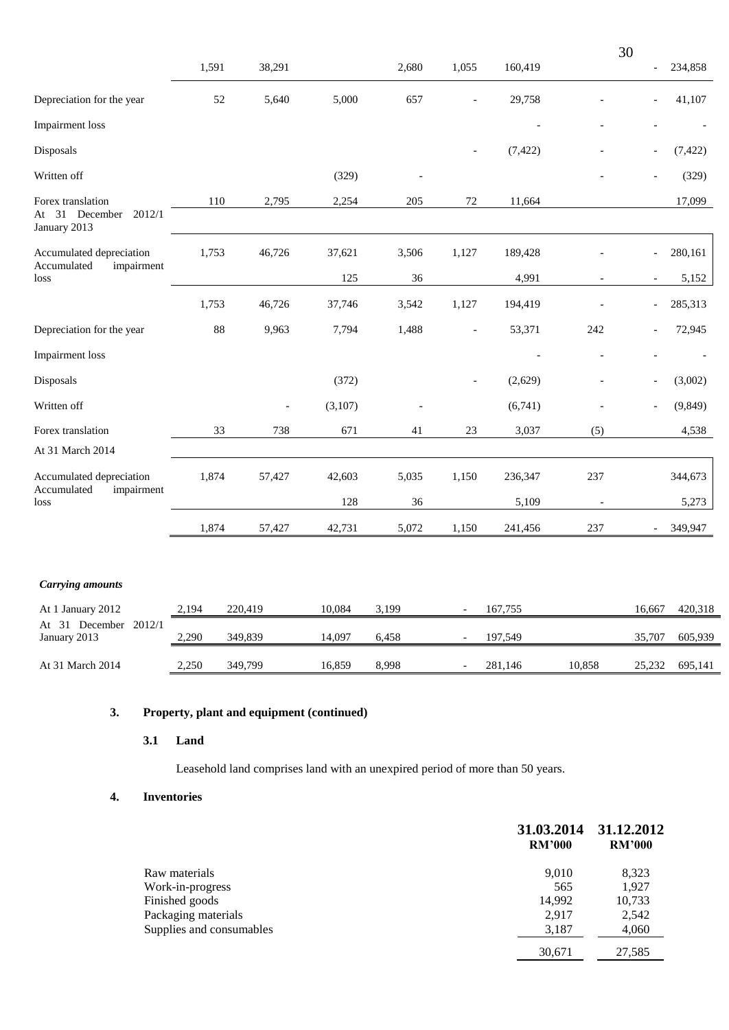| | | | | | | | | | |
|---|---|---|---|---|---|---|---|---|---|
| | 1,591 | 38,291 | | 2,680 | 1,055 | 160,419 | | - | 234,858 |
| Depreciation for the year | 52 | 5,640 | 5,000 | 657 | - | 29,758 | - | - | 41,107 |
| Impairment loss | | | | | | - | - | - | - |
| Disposals | | | | | - | (7,422) | - | - | (7,422) |
| Written off | | | (329) | - | | | - | - | (329) |
| Forex translation | 110 | 2,795 | 2,254 | 205 | 72 | 11,664 | | | 17,099 |
| At 31 December 2012/1 January 2013 | | | | | | | | | |
| Accumulated depreciation | 1,753 | 46,726 | 37,621 | 3,506 | 1,127 | 189,428 | - | - | 280,161 |
| Accumulated impairment loss | | | 125 | 36 | | 4,991 | - | - | 5,152 |
| | 1,753 | 46,726 | 37,746 | 3,542 | 1,127 | 194,419 | - | - | 285,313 |
| Depreciation for the year | 88 | 9,963 | 7,794 | 1,488 | - | 53,371 | 242 | - | 72,945 |
| Impairment loss | | | | | | - | - | - | - |
| Disposals | | | (372) | | - | (2,629) | - | - | (3,002) |
| Written off | | - | (3,107) | - | | (6,741) | - | - | (9,849) |
| Forex translation | 33 | 738 | 671 | 41 | 23 | 3,037 | (5) | | 4,538 |
| At 31 March 2014 | | | | | | | | | |
| Accumulated depreciation | 1,874 | 57,427 | 42,603 | 5,035 | 1,150 | 236,347 | 237 | | 344,673 |
| Accumulated impairment loss | | | 128 | 36 | | 5,109 | - | | 5,273 |
| | 1,874 | 57,427 | 42,731 | 5,072 | 1,150 | 241,456 | 237 | - | 349,947 |
| ***Carrying amounts*** | | | | | | | | | |
| At 1 January 2012 | 2,194 | 220,419 | 10,084 | 3,199 | - | 167,755 | | 16,667 | 420,318 |
| At 31 December 2012/1 January 2013 | 2,290 | 349,839 | 14,097 | 6,458 | - | 197,549 | | 35,707 | 605,939 |
| At 31 March 2014 | 2,250 | 349,799 | 16,859 | 8,998 | - | 281,146 | 10,858 | 25,232 | 695,141 |

## 3. Property, plant and equipment (continued)

### 3.1 Land

Leasehold land comprises land with an unexpired period of more than 50 years.

## 4. Inventories

| | 31.03.2014 RM'000 | 31.12.2012 RM'000 |
|---|---|---|
| Raw materials | 9,010 | 8,323 |
| Work-in-progress | 565 | 1,927 |
| Finished goods | 14,992 | 10,733 |
| Packaging materials | 2,917 | 2,542 |
| Supplies and consumables | 3,187 | 4,060 |
| | 30,671 | 27,585 |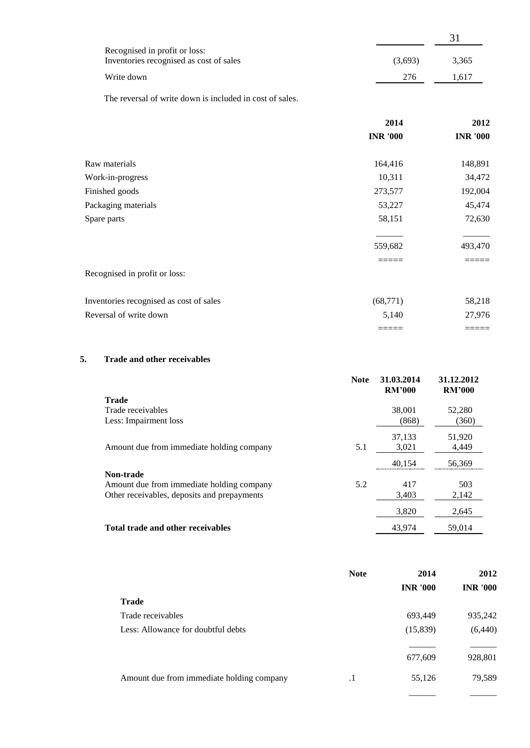| | | 31 |
|---|---|---|
| Recognised in profit or loss: | | |
| Inventories recognised as cost of sales | (3,693) | 3,365 |
| Write down | 276 | 1,617 |

The reversal of write down is included in cost of sales.

| | 2014 | 2012 |
|---|---|---|
| | INR '000 | INR '000 |
| Raw materials | 164,416 | 148,891 |
| Work-in-progress | 10,311 | 34,472 |
| Finished goods | 273,577 | 192,004 |
| Packaging materials | 53,227 | 45,474 |
| Spare parts | 58,151 | 72,630 |
| | 559,682 | 493,470 |
| Recognised in profit or loss: | | |
| Inventories recognised as cost of sales | (68,771) | 58,218 |
| Reversal of write down | 5,140 | 27,976 |

## 5. Trade and other receivables

| | Note | 31.03.2014 RM'000 | 31.12.2012 RM'000 |
|---|---|---|---|
| **Trade** | | | |
| Trade receivables | | 38,001 | 52,280 |
| Less: Impairment loss | | (868) | (360) |
| | | 37,133 | 51,920 |
| Amount due from immediate holding company | 5.1 | 3,021 | 4,449 |
| | | 40,154 | 56,369 |
| **Non-trade** | | | |
| Amount due from immediate holding company | 5.2 | 417 | 503 |
| Other receivables, deposits and prepayments | | 3,403 | 2,142 |
| | | 3,820 | 2,645 |
| **Total trade and other receivables** | | 43,974 | 59,014 |

| | Note | 2014 | 2012 |
|---|---|---|---|
| | | INR '000 | INR '000 |
| **Trade** | | | |
| Trade receivables | | 693,449 | 935,242 |
| Less: Allowance for doubtful debts | | (15,839) | (6,440) |
| | | 677,609 | 928,801 |
| Amount due from immediate holding company | .1 | 55,126 | 79,589 |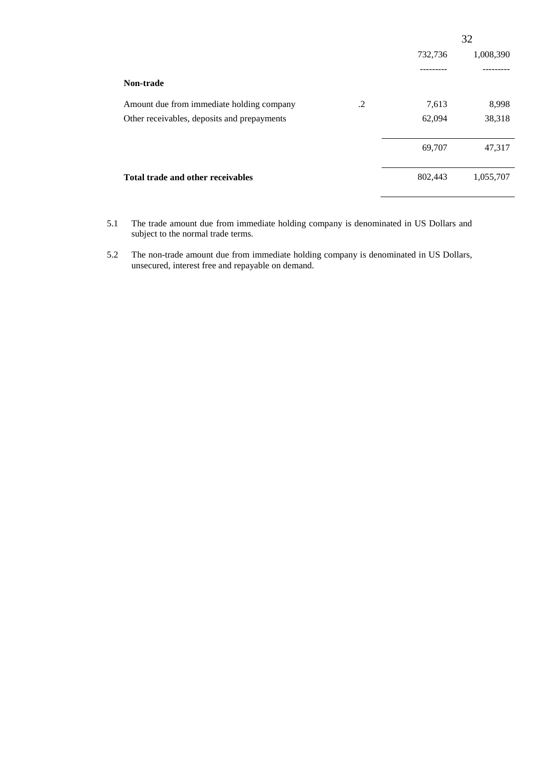| | | | |
|---|---|---|---|
| | | 732,736 | 1,008,390 |
| | | --------- | --------- |
| **Non-trade** | | | |
| Amount due from immediate holding company | .2 | 7,613 | 8,998 |
| Other receivables, deposits and prepayments | | 62,094 | 38,318 |
| | | 69,707 | 47,317 |
| **Total trade and other receivables** | | 802,443 | 1,055,707 |

5.1 The trade amount due from immediate holding company is denominated in US Dollars and subject to the normal trade terms.

5.2 The non-trade amount due from immediate holding company is denominated in US Dollars, unsecured, interest free and repayable on demand.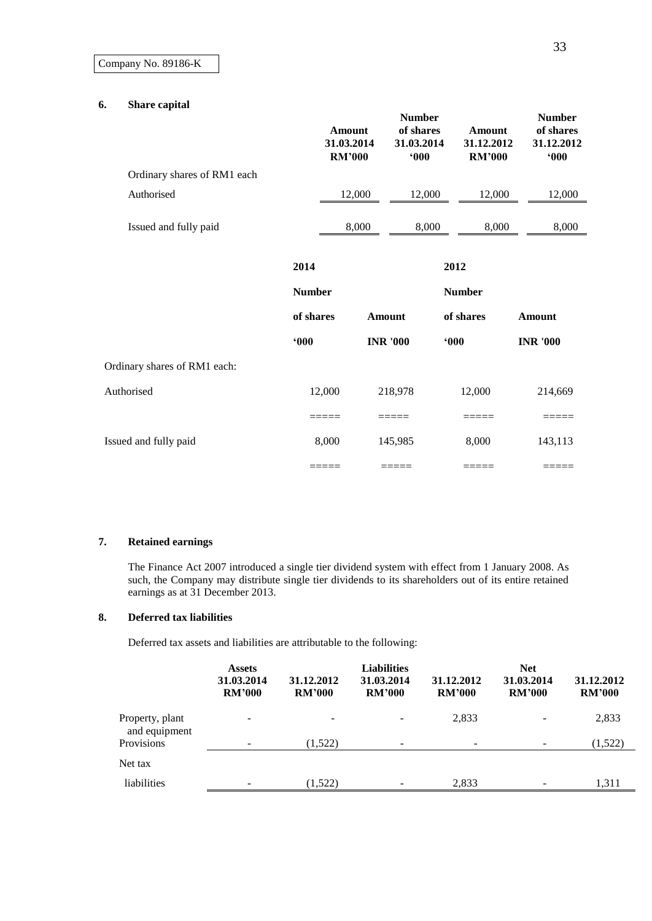Company No. 89186-K

**6. Share capital**

| | Amount 31.03.2014 RM'000 | Number of shares 31.03.2014 '000 | Amount 31.12.2012 RM'000 | Number of shares 31.12.2012 '000 |
|---|---|---|---|---|
| Ordinary shares of RM1 each | | | | |
| Authorised | 12,000 | 12,000 | 12,000 | 12,000 |
| Issued and fully paid | 8,000 | 8,000 | 8,000 | 8,000 |

| | 2014 | | 2012 | |
|---|---|---|---|---|
| | Number of shares '000 | Amount INR '000 | Number of shares '000 | Amount INR '000 |
| Ordinary shares of RM1 each: | | | | |
| Authorised | 12,000 | 218,978 | 12,000 | 214,669 |
| | ===== | ===== | ===== | ===== |
| Issued and fully paid | 8,000 | 145,985 | 8,000 | 143,113 |
| | ===== | ===== | ===== | ===== |

**7. Retained earnings**

The Finance Act 2007 introduced a single tier dividend system with effect from 1 January 2008. As such, the Company may distribute single tier dividends to its shareholders out of its entire retained earnings as at 31 December 2013.

**8. Deferred tax liabilities**

Deferred tax assets and liabilities are attributable to the following:

| | Assets 31.03.2014 RM'000 | 31.12.2012 RM'000 | Liabilities 31.03.2014 RM'000 | 31.12.2012 RM'000 | Net 31.03.2014 RM'000 | 31.12.2012 RM'000 |
|---|---|---|---|---|---|---|
| Property, plant and equipment | - | - | - | 2,833 | - | 2,833 |
| Provisions | - | (1,522) | - | - | - | (1,522) |
| Net tax liabilities | - | (1,522) | - | 2,833 | - | 1,311 |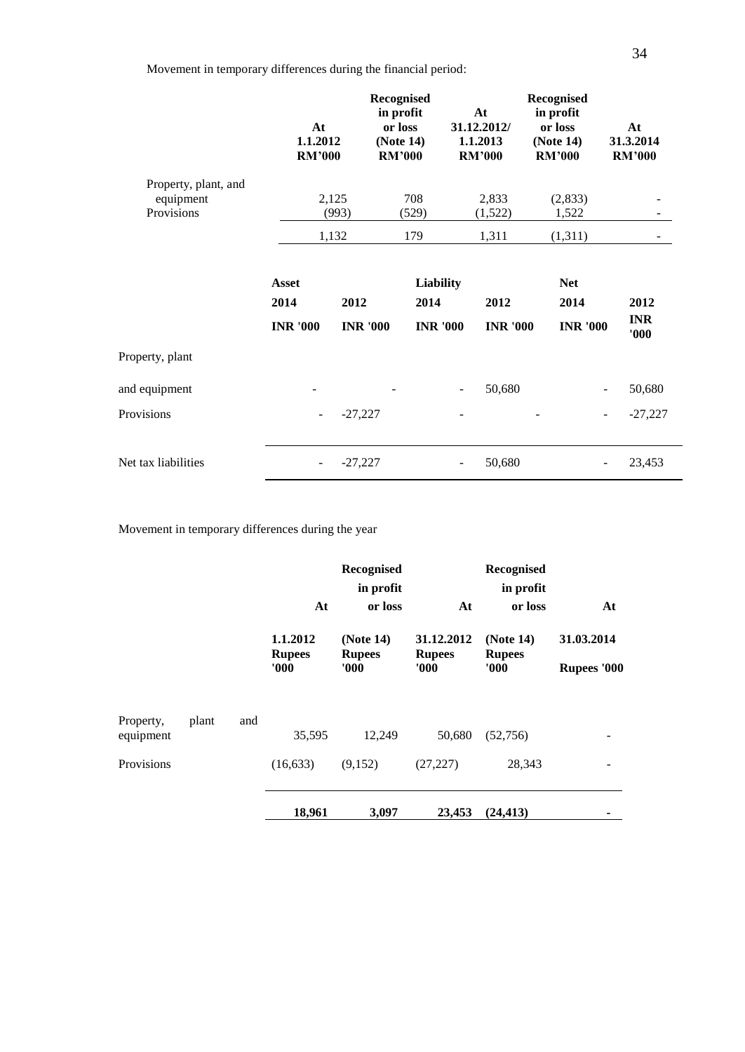Movement in temporary differences during the financial period:

| | At 1.1.2012 RM'000 | Recognised in profit or loss (Note 14) RM'000 | At 31.12.2012/ 1.1.2013 RM'000 | Recognised in profit or loss (Note 14) RM'000 | At 31.3.2014 RM'000 |
|---|---|---|---|---|---|
| Property, plant, and equipment | 2,125 | 708 | 2,833 | (2,833) | - |
| Provisions | (993) | (529) | (1,522) | 1,522 | - |
| | 1,132 | 179 | 1,311 | (1,311) | - |

| | Asset | | Liability | | Net | |
|---|---|---|---|---|---|---|
| | 2014 | 2012 | 2014 | 2012 | 2014 | 2012 |
| | INR '000 | INR '000 | INR '000 | INR '000 | INR '000 | INR '000 |
| Property, plant and equipment | - | - | - | 50,680 | - | 50,680 |
| Provisions | - | -27,227 | - | - | - | -27,227 |
| Net tax liabilities | - | -27,227 | - | 50,680 | - | 23,453 |

Movement in temporary differences during the year

| | At 1.1.2012 Rupees '000 | Recognised in profit or loss (Note 14) Rupees '000 | At 31.12.2012 Rupees '000 | Recognised in profit or loss (Note 14) Rupees '000 | At 31.03.2014 Rupees '000 |
|---|---|---|---|---|---|
| Property, plant and equipment | 35,595 | 12,249 | 50,680 | (52,756) | - |
| Provisions | (16,633) | (9,152) | (27,227) | 28,343 | - |
| | **18,961** | **3,097** | **23,453** | **(24,413)** | **-** |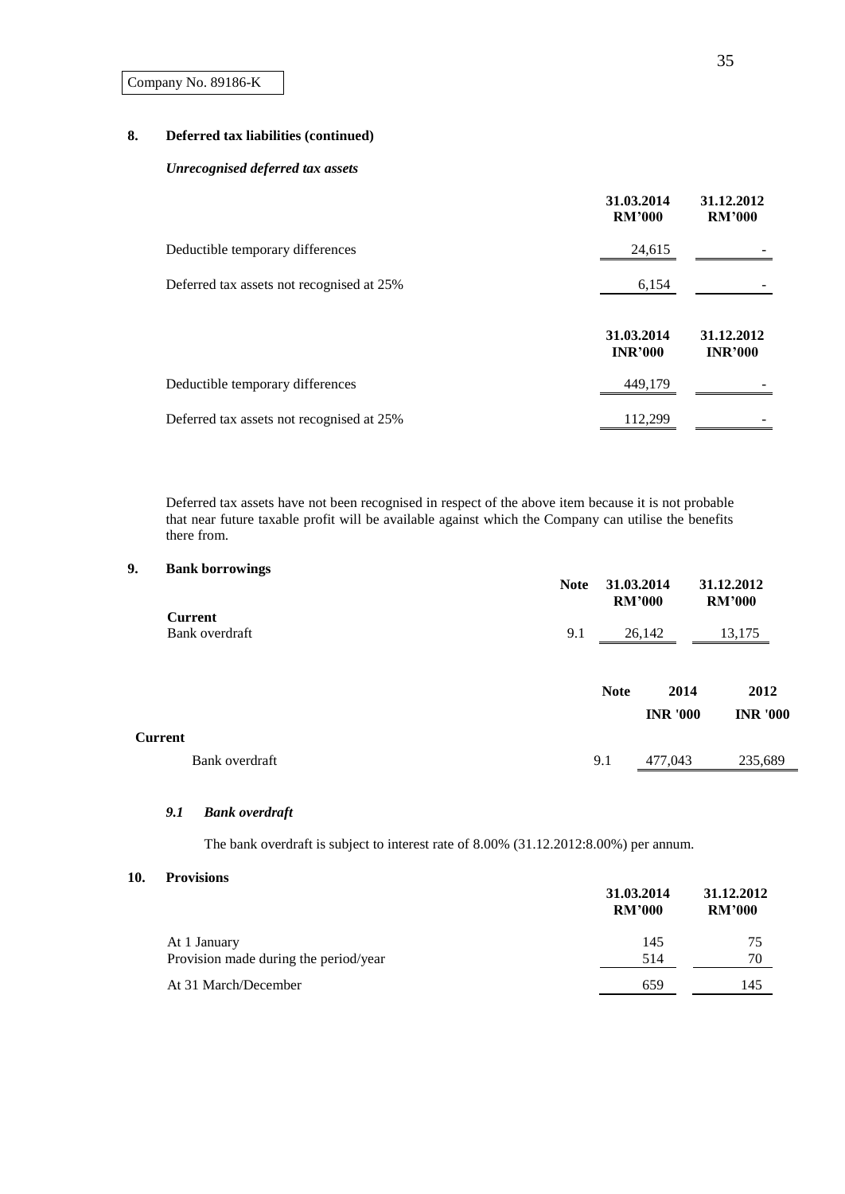Company No. 89186-K

## 8. Deferred tax liabilities (continued)

### *Unrecognised deferred tax assets*

| | 31.03.2014 RM'000 | 31.12.2012 RM'000 |
|---|---|---|
| Deductible temporary differences | 24,615 | - |
| Deferred tax assets not recognised at 25% | 6,154 | - |

| | 31.03.2014 INR'000 | 31.12.2012 INR'000 |
|---|---|---|
| Deductible temporary differences | 449,179 | - |
| Deferred tax assets not recognised at 25% | 112,299 | - |

Deferred tax assets have not been recognised in respect of the above item because it is not probable that near future taxable profit will be available against which the Company can utilise the benefits there from.

## 9. Bank borrowings

| | Note | 31.03.2014 RM'000 | 31.12.2012 RM'000 |
|---|---|---|---|
| **Current** | | | |
| Bank overdraft | 9.1 | 26,142 | 13,175 |

| | Note | 2014 INR '000 | 2012 INR '000 |
|---|---|---|---|
| **Current** | | | |
| Bank overdraft | 9.1 | 477,043 | 235,689 |

### *9.1 Bank overdraft*

The bank overdraft is subject to interest rate of 8.00% (31.12.2012:8.00%) per annum.

## 10. Provisions

| | 31.03.2014 RM'000 | 31.12.2012 RM'000 |
|---|---|---|
| At 1 January | 145 | 75 |
| Provision made during the period/year | 514 | 70 |
| At 31 March/December | 659 | 145 |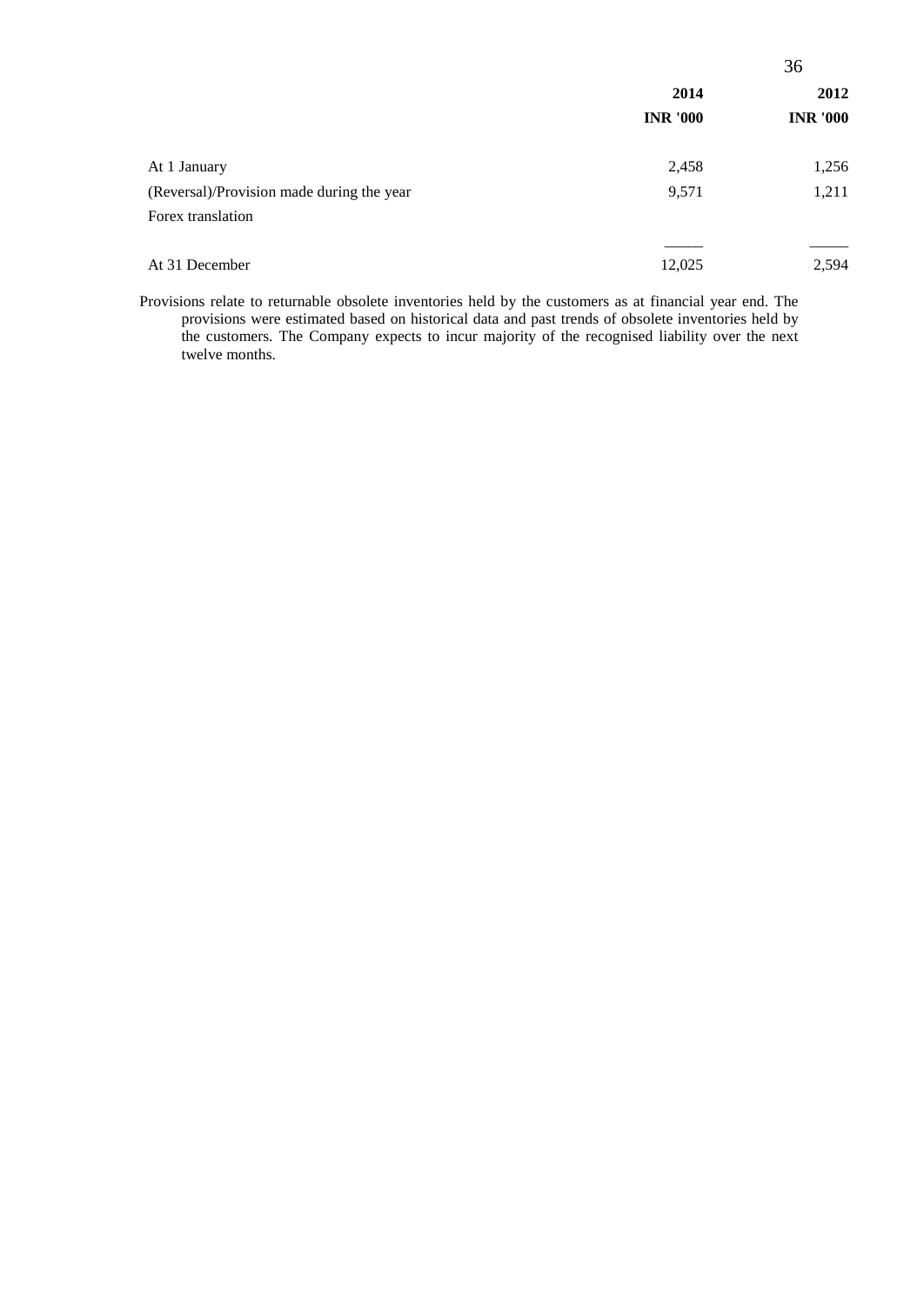| | 2014 | 2012 |
|---|---|---|
| | INR '000 | INR '000 |
| At 1 January | 2,458 | 1,256 |
| (Reversal)/Provision made during the year | 9,571 | 1,211 |
| Forex translation | | |
| At 31 December | 12,025 | 2,594 |

Provisions relate to returnable obsolete inventories held by the customers as at financial year end. The provisions were estimated based on historical data and past trends of obsolete inventories held by the customers. The Company expects to incur majority of the recognised liability over the next twelve months.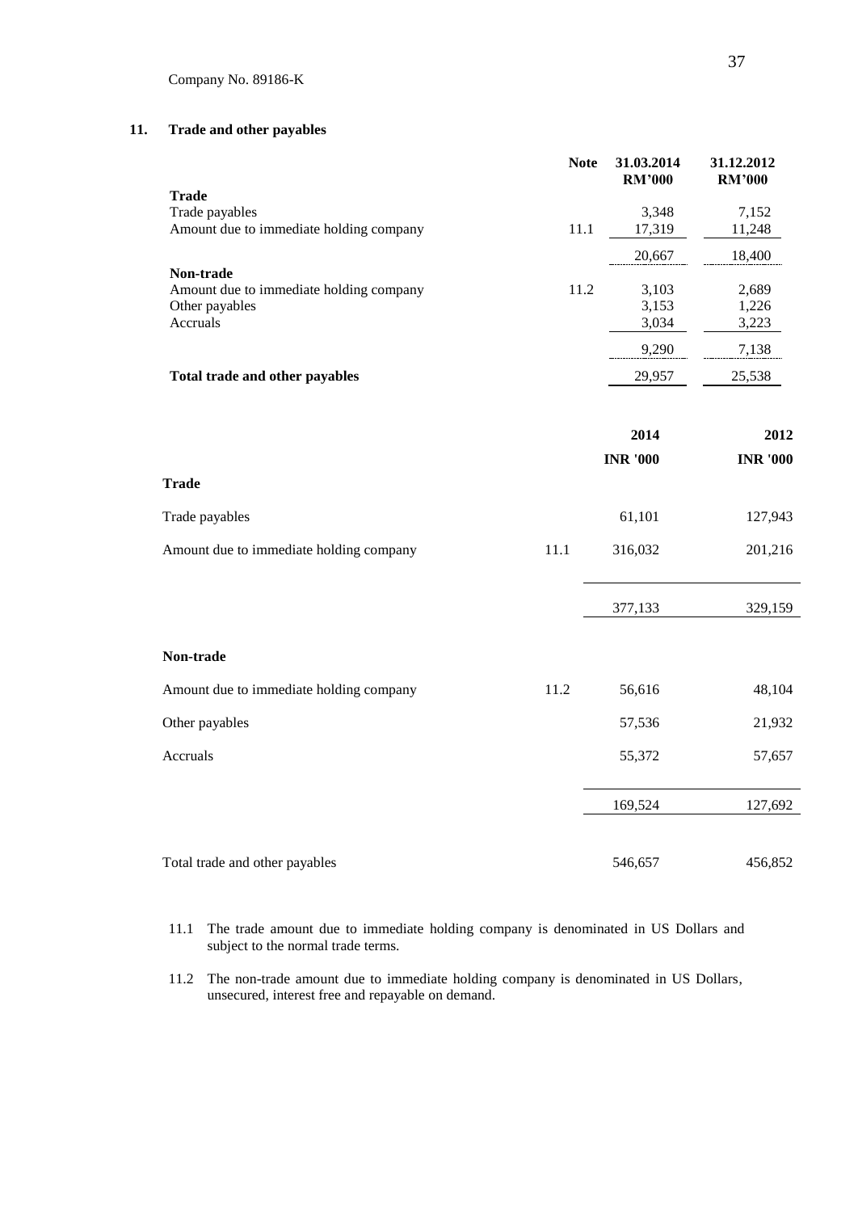Company No. 89186-K

## 11. Trade and other payables

| | Note | 31.03.2014 RM'000 | 31.12.2012 RM'000 |
|---|---|---|---|
| **Trade** | | | |
| Trade payables | | 3,348 | 7,152 |
| Amount due to immediate holding company | 11.1 | 17,319 | 11,248 |
| | | 20,667 | 18,400 |
| **Non-trade** | | | |
| Amount due to immediate holding company | 11.2 | 3,103 | 2,689 |
| Other payables | | 3,153 | 1,226 |
| Accruals | | 3,034 | 3,223 |
| | | 9,290 | 7,138 |
| **Total trade and other payables** | | 29,957 | 25,538 |

| | | 2014 INR '000 | 2012 INR '000 |
|---|---|---|---|
| **Trade** | | | |
| Trade payables | | 61,101 | 127,943 |
| Amount due to immediate holding company | 11.1 | 316,032 | 201,216 |
| | | 377,133 | 329,159 |
| **Non-trade** | | | |
| Amount due to immediate holding company | 11.2 | 56,616 | 48,104 |
| Other payables | | 57,536 | 21,932 |
| Accruals | | 55,372 | 57,657 |
| | | 169,524 | 127,692 |
| Total trade and other payables | | 546,657 | 456,852 |

11.1 The trade amount due to immediate holding company is denominated in US Dollars and subject to the normal trade terms.

11.2 The non-trade amount due to immediate holding company is denominated in US Dollars, unsecured, interest free and repayable on demand.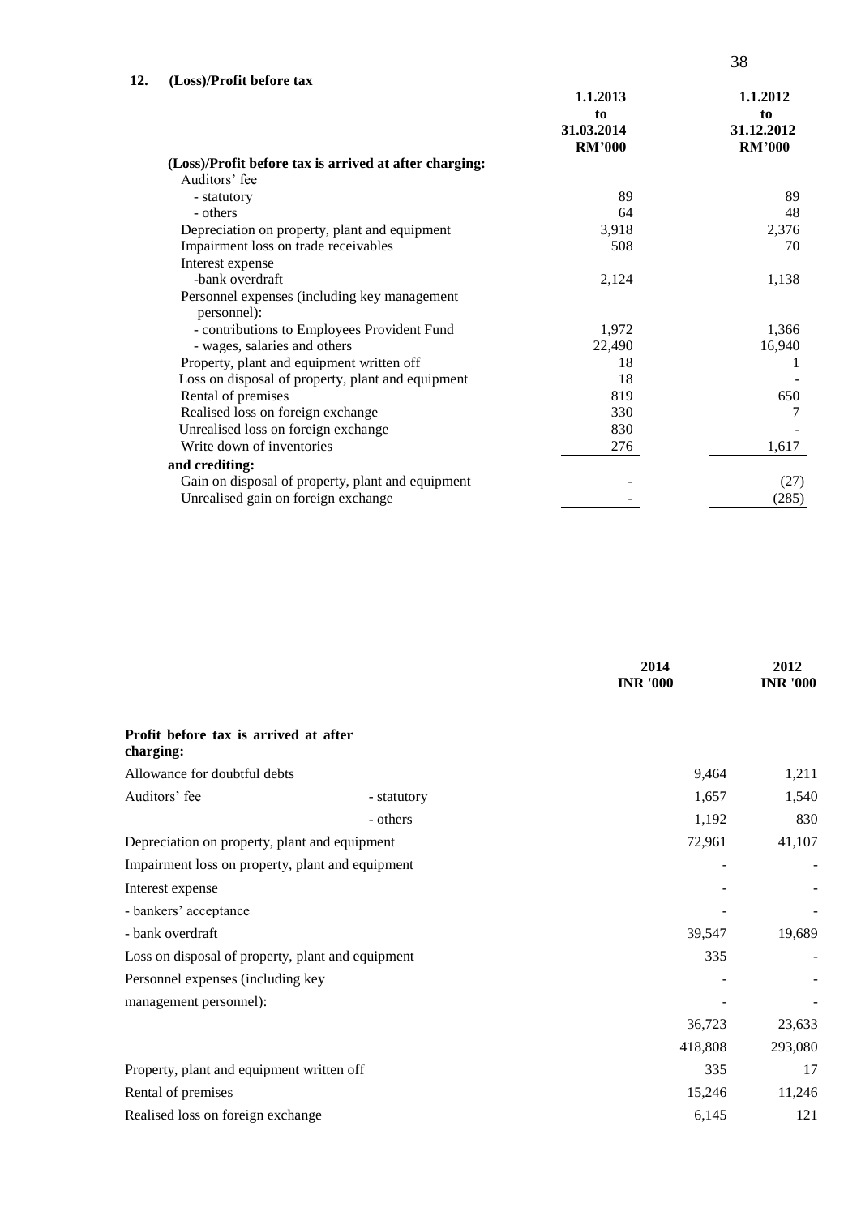## 12. (Loss)/Profit before tax

| | 1.1.2013 to 31.03.2014 RM'000 | 1.1.2012 to 31.12.2012 RM'000 |
|---|---|---|
| **(Loss)/Profit before tax is arrived at after charging:** | | |
| Auditors' fee | | |
| - statutory | 89 | 89 |
| - others | 64 | 48 |
| Depreciation on property, plant and equipment | 3,918 | 2,376 |
| Impairment loss on trade receivables | 508 | 70 |
| Interest expense | | |
| -bank overdraft | 2,124 | 1,138 |
| Personnel expenses (including key management personnel): | | |
| - contributions to Employees Provident Fund | 1,972 | 1,366 |
| - wages, salaries and others | 22,490 | 16,940 |
| Property, plant and equipment written off | 18 | 1 |
| Loss on disposal of property, plant and equipment | 18 | - |
| Rental of premises | 819 | 650 |
| Realised loss on foreign exchange | 330 | 7 |
| Unrealised loss on foreign exchange | 830 | - |
| Write down of inventories | 276 | 1,617 |
| **and crediting:** | | |
| Gain on disposal of property, plant and equipment | - | (27) |
| Unrealised gain on foreign exchange | - | (285) |

| | | 2014 INR '000 | 2012 INR '000 |
|---|---|---|---|
| **Profit before tax is arrived at after charging:** | | | |
| Allowance for doubtful debts | | 9,464 | 1,211 |
| Auditors' fee | - statutory | 1,657 | 1,540 |
| | - others | 1,192 | 830 |
| Depreciation on property, plant and equipment | | 72,961 | 41,107 |
| Impairment loss on property, plant and equipment | | - | - |
| Interest expense | | - | - |
| - bankers' acceptance | | - | - |
| - bank overdraft | | 39,547 | 19,689 |
| Loss on disposal of property, plant and equipment | | 335 | - |
| Personnel expenses (including key | | - | - |
| management personnel): | | - | - |
| | | 36,723 | 23,633 |
| | | 418,808 | 293,080 |
| Property, plant and equipment written off | | 335 | 17 |
| Rental of premises | | 15,246 | 11,246 |
| Realised loss on foreign exchange | | 6,145 | 121 |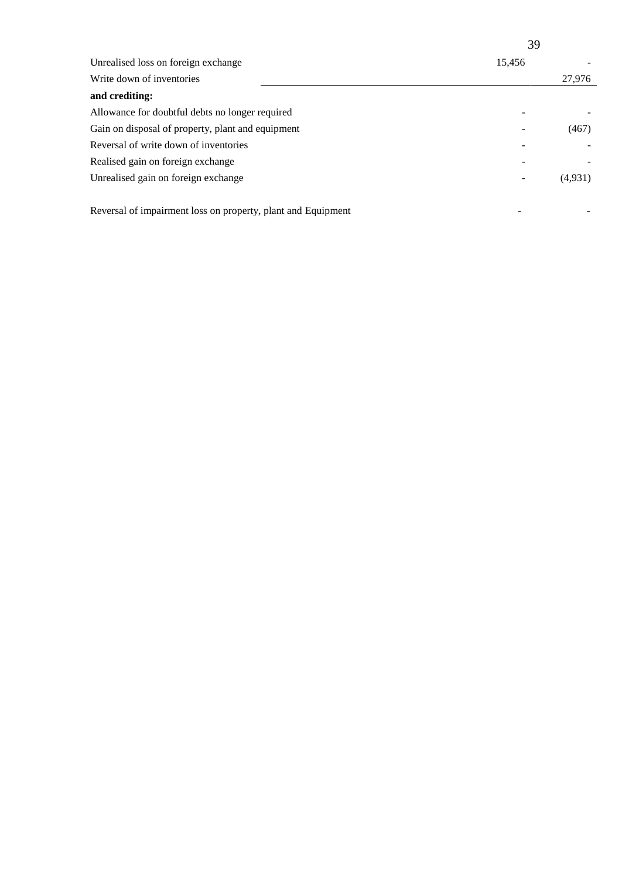| | | |
|---|---|---|
| Unrealised loss on foreign exchange | 15,456 | - |
| Write down of inventories | | 27,976 |
| **and crediting:** | | |
| Allowance for doubtful debts no longer required | - | - |
| Gain on disposal of property, plant and equipment | - | (467) |
| Reversal of write down of inventories | - | - |
| Realised gain on foreign exchange | - | - |
| Unrealised gain on foreign exchange | - | (4,931) |
| Reversal of impairment loss on property, plant and Equipment | - | - |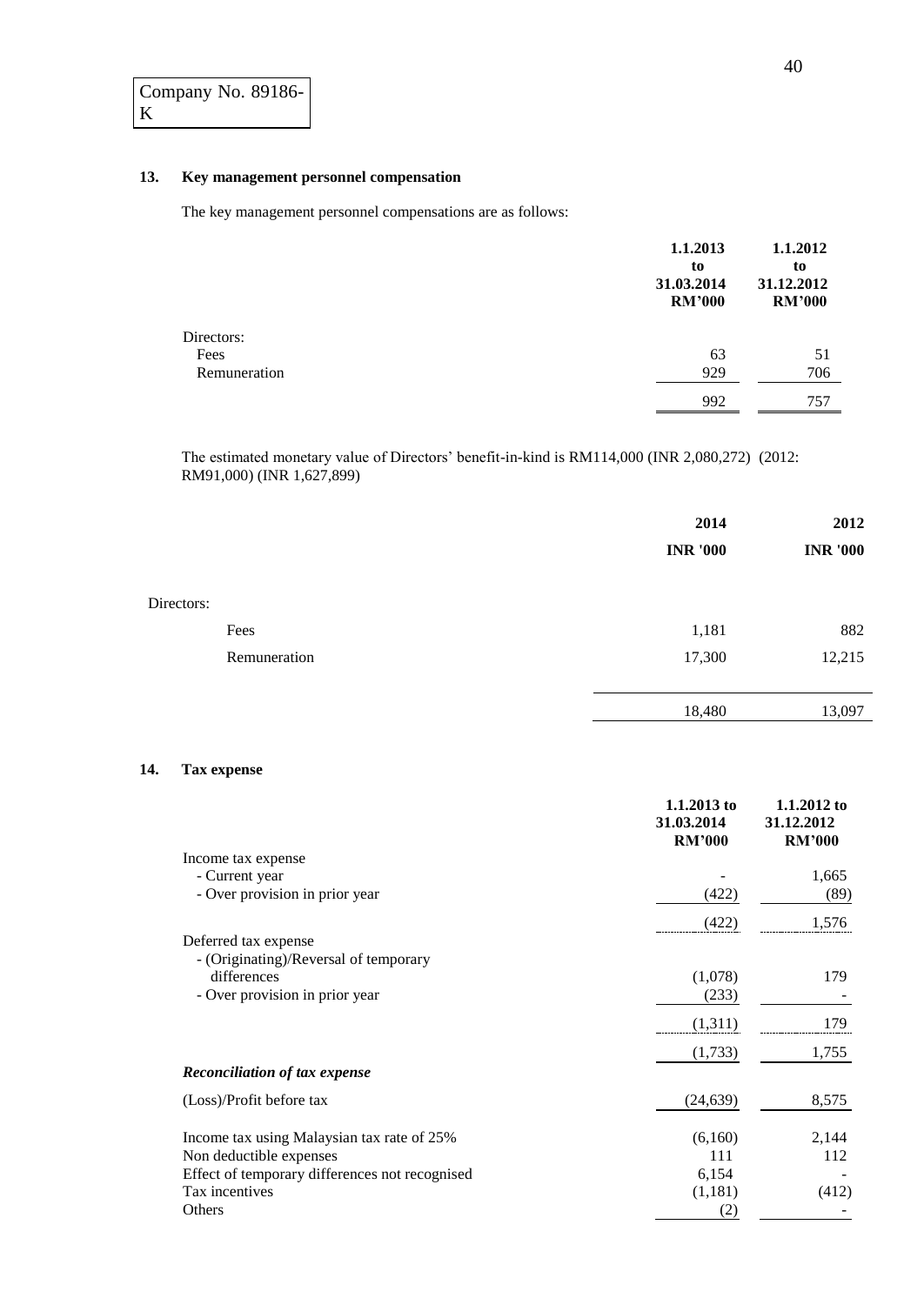Company No. 89186-K

## 13. Key management personnel compensation

The key management personnel compensations are as follows:

| | 1.1.2013 to 31.03.2014 RM'000 | 1.1.2012 to 31.12.2012 RM'000 |
|---|---|---|
| Directors: | | |
| Fees | 63 | 51 |
| Remuneration | 929 | 706 |
| | 992 | 757 |

The estimated monetary value of Directors' benefit-in-kind is RM114,000 (INR 2,080,272) (2012: RM91,000) (INR 1,627,899)

| | 2014 INR '000 | 2012 INR '000 |
|---|---|---|
| Directors: | | |
| Fees | 1,181 | 882 |
| Remuneration | 17,300 | 12,215 |
| | 18,480 | 13,097 |

## 14. Tax expense

| | 1.1.2013 to 31.03.2014 RM'000 | 1.1.2012 to 31.12.2012 RM'000 |
|---|---|---|
| Income tax expense | | |
| - Current year | - | 1,665 |
| - Over provision in prior year | (422) | (89) |
| | (422) | 1,576 |
| Deferred tax expense | | |
| - (Originating)/Reversal of temporary differences | (1,078) | 179 |
| - Over provision in prior year | (233) | - |
| | (1,311) | 179 |
| | (1,733) | 1,755 |
| ***Reconciliation of tax expense*** | | |
| (Loss)/Profit before tax | (24,639) | 8,575 |
| Income tax using Malaysian tax rate of 25% | (6,160) | 2,144 |
| Non deductible expenses | 111 | 112 |
| Effect of temporary differences not recognised | 6,154 | - |
| Tax incentives | (1,181) | (412) |
| Others | (2) | - |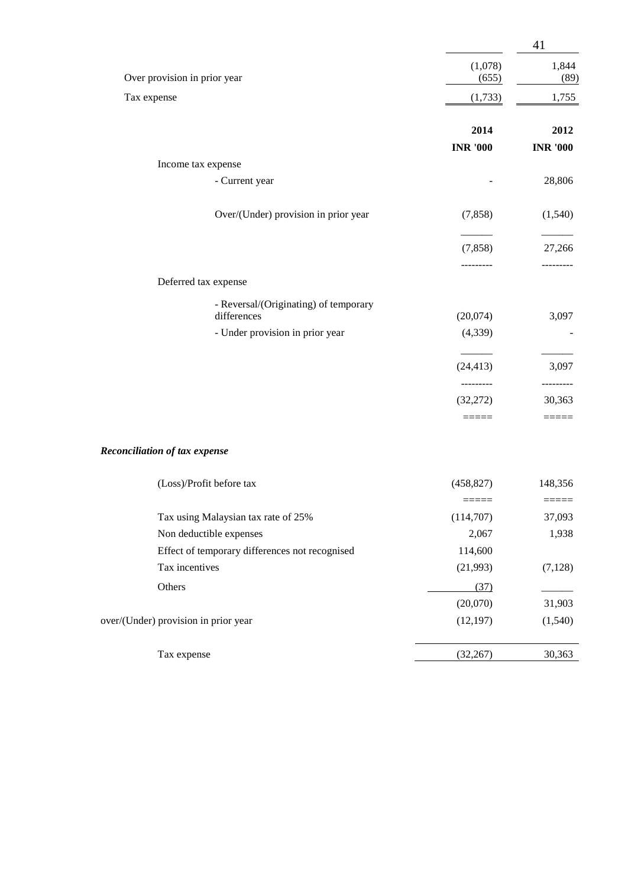| | | |
|---|---|---|
| | (1,078) | 1,844 |
| Over provision in prior year | (655) | (89) |
| Tax expense | (1,733) | 1,755 |

| | 2014 | 2012 |
|---|---|---|
| | **INR '000** | **INR '000** |
| Income tax expense | | |
| - Current year | - | 28,806 |
| Over/(Under) provision in prior year | (7,858) | (1,540) |
| | (7,858) | 27,266 |
| Deferred tax expense | | |
| - Reversal/(Originating) of temporary differences | (20,074) | 3,097 |
| - Under provision in prior year | (4,339) | - |
| | (24,413) | 3,097 |
| | (32,272) | 30,363 |

***Reconciliation of tax expense***

| | | |
|---|---|---|
| (Loss)/Profit before tax | (458,827) | 148,356 |
| Tax using Malaysian tax rate of 25% | (114,707) | 37,093 |
| Non deductible expenses | 2,067 | 1,938 |
| Effect of temporary differences not recognised | 114,600 | |
| Tax incentives | (21,993) | (7,128) |
| Others | (37) | |
| | (20,070) | 31,903 |
| over/(Under) provision in prior year | (12,197) | (1,540) |
| Tax expense | (32,267) | 30,363 |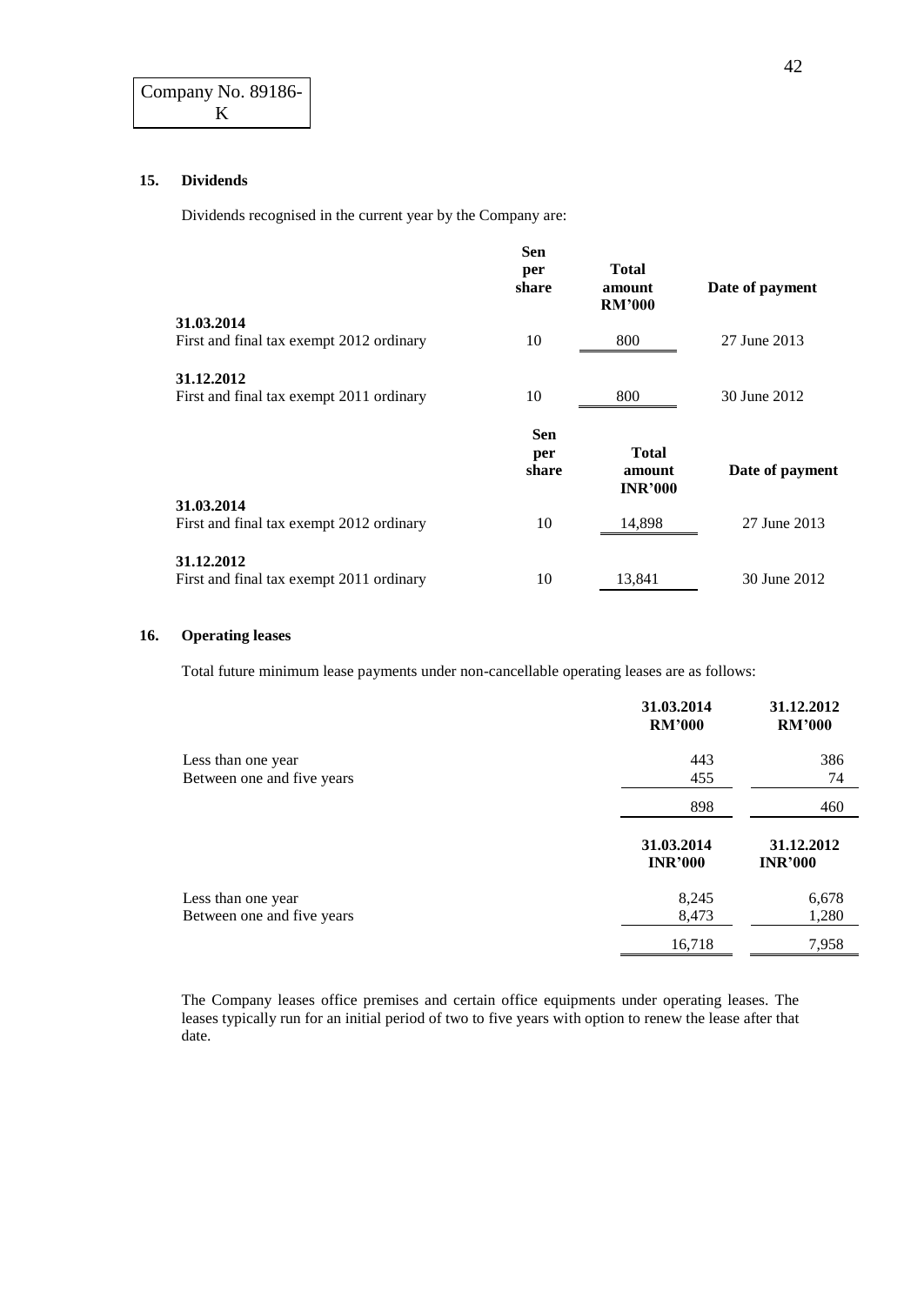Company No. 89186-K

## 15. Dividends

Dividends recognised in the current year by the Company are:

| | Sen per share | Total amount RM'000 | Date of payment |
|---|---|---|---|
| **31.03.2014** | | | |
| First and final tax exempt 2012 ordinary | 10 | 800 | 27 June 2013 |
| **31.12.2012** | | | |
| First and final tax exempt 2011 ordinary | 10 | 800 | 30 June 2012 |

| | Sen per share | Total amount INR'000 | Date of payment |
|---|---|---|---|
| **31.03.2014** | | | |
| First and final tax exempt 2012 ordinary | 10 | 14,898 | 27 June 2013 |
| **31.12.2012** | | | |
| First and final tax exempt 2011 ordinary | 10 | 13,841 | 30 June 2012 |

## 16. Operating leases

Total future minimum lease payments under non-cancellable operating leases are as follows:

| | 31.03.2014 RM'000 | 31.12.2012 RM'000 |
|---|---|---|
| Less than one year | 443 | 386 |
| Between one and five years | 455 | 74 |
| | 898 | 460 |

| | 31.03.2014 INR'000 | 31.12.2012 INR'000 |
|---|---|---|
| Less than one year | 8,245 | 6,678 |
| Between one and five years | 8,473 | 1,280 |
| | 16,718 | 7,958 |

The Company leases office premises and certain office equipments under operating leases. The leases typically run for an initial period of two to five years with option to renew the lease after that date.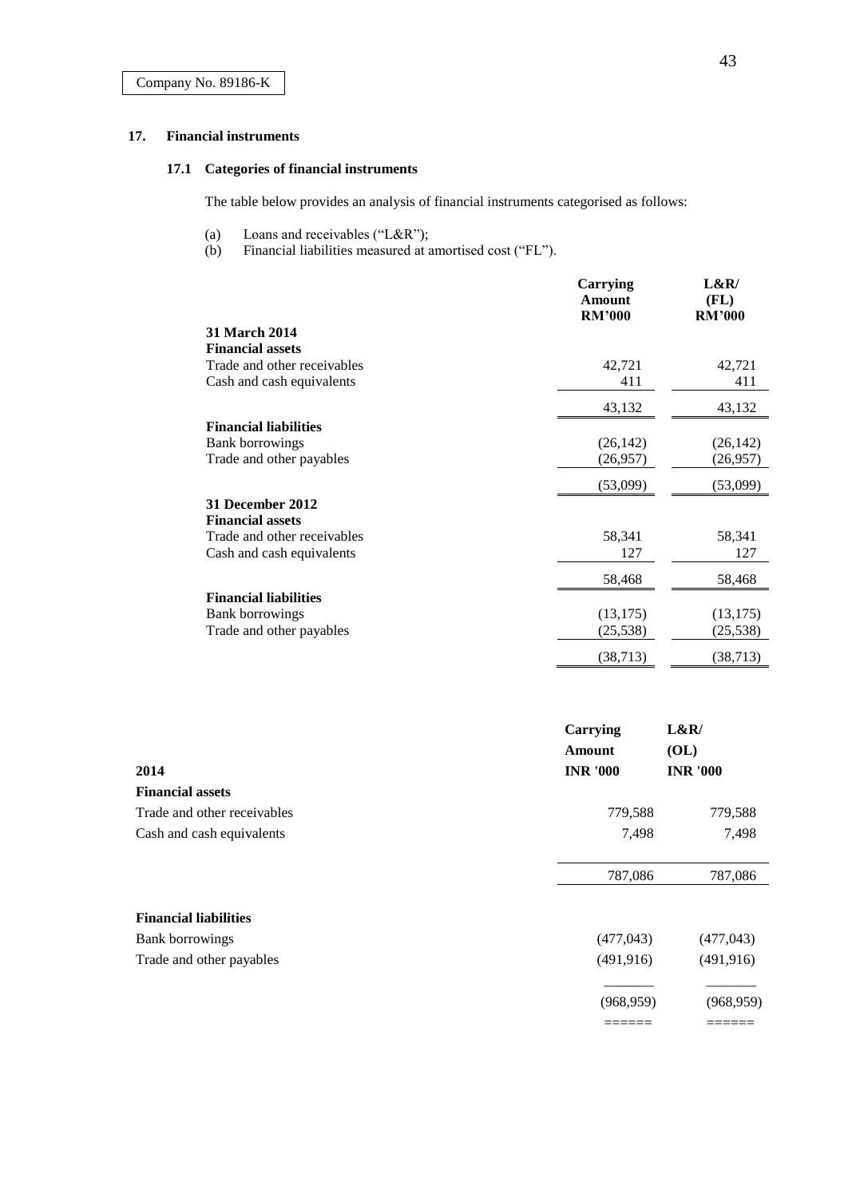Company No. 89186-K

## 17. Financial instruments

### 17.1 Categories of financial instruments

The table below provides an analysis of financial instruments categorised as follows:

(a) Loans and receivables ("L&R");
(b) Financial liabilities measured at amortised cost ("FL").

| | Carrying Amount RM'000 | L&R/ (FL) RM'000 |
|---|---|---|
| **31 March 2014** | | |
| **Financial assets** | | |
| Trade and other receivables | 42,721 | 42,721 |
| Cash and cash equivalents | 411 | 411 |
| | 43,132 | 43,132 |
| **Financial liabilities** | | |
| Bank borrowings | (26,142) | (26,142) |
| Trade and other payables | (26,957) | (26,957) |
| | (53,099) | (53,099) |
| **31 December 2012** | | |
| **Financial assets** | | |
| Trade and other receivables | 58,341 | 58,341 |
| Cash and cash equivalents | 127 | 127 |
| | 58,468 | 58,468 |
| **Financial liabilities** | | |
| Bank borrowings | (13,175) | (13,175) |
| Trade and other payables | (25,538) | (25,538) |
| | (38,713) | (38,713) |

| 2014 | Carrying Amount INR '000 | L&R/ (OL) INR '000 |
|---|---|---|
| **Financial assets** | | |
| Trade and other receivables | 779,588 | 779,588 |
| Cash and cash equivalents | 7,498 | 7,498 |
| | 787,086 | 787,086 |
| **Financial liabilities** | | |
| Bank borrowings | (477,043) | (477,043) |
| Trade and other payables | (491,916) | (491,916) |
| | (968,959) | (968,959) |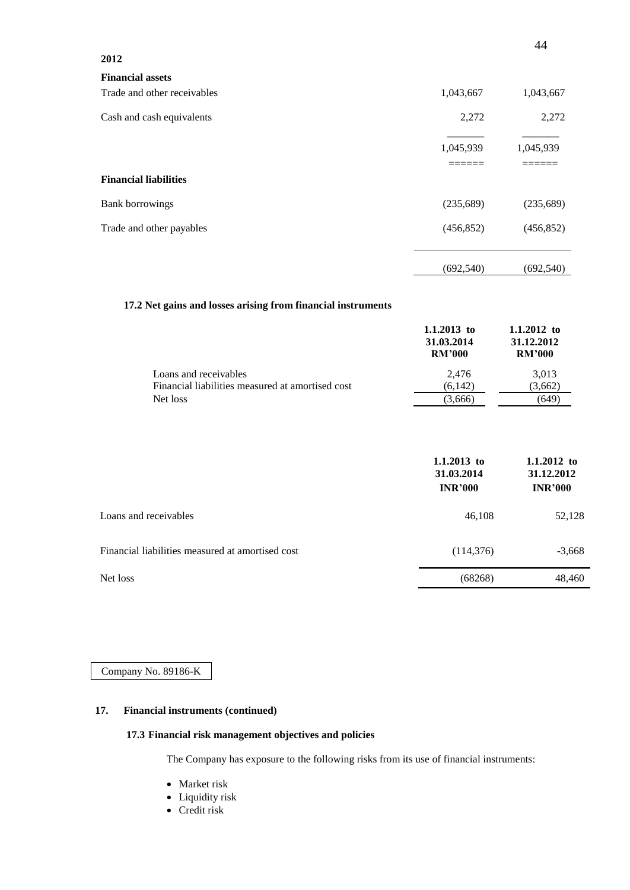**2012**

| | | |
|---|---|---|
| **Financial assets** | | |
| Trade and other receivables | 1,043,667 | 1,043,667 |
| Cash and cash equivalents | 2,272 | 2,272 |
| | 1,045,939 | 1,045,939 |
| **Financial liabilities** | | |
| Bank borrowings | (235,689) | (235,689) |
| Trade and other payables | (456,852) | (456,852) |
| | (692,540) | (692,540) |

**17.2 Net gains and losses arising from financial instruments**

| | 1.1.2013 to 31.03.2014 RM'000 | 1.1.2012 to 31.12.2012 RM'000 |
|---|---|---|
| Loans and receivables | 2,476 | 3,013 |
| Financial liabilities measured at amortised cost | (6,142) | (3,662) |
| Net loss | (3,666) | (649) |

| | 1.1.2013 to 31.03.2014 INR'000 | 1.1.2012 to 31.12.2012 INR'000 |
|---|---|---|
| Loans and receivables | 46,108 | 52,128 |
| Financial liabilities measured at amortised cost | (114,376) | -3,668 |
| Net loss | (68268) | 48,460 |

Company No. 89186-K

**17. Financial instruments (continued)**

**17.3 Financial risk management objectives and policies**

The Company has exposure to the following risks from its use of financial instruments:

- Market risk
- Liquidity risk
- Credit risk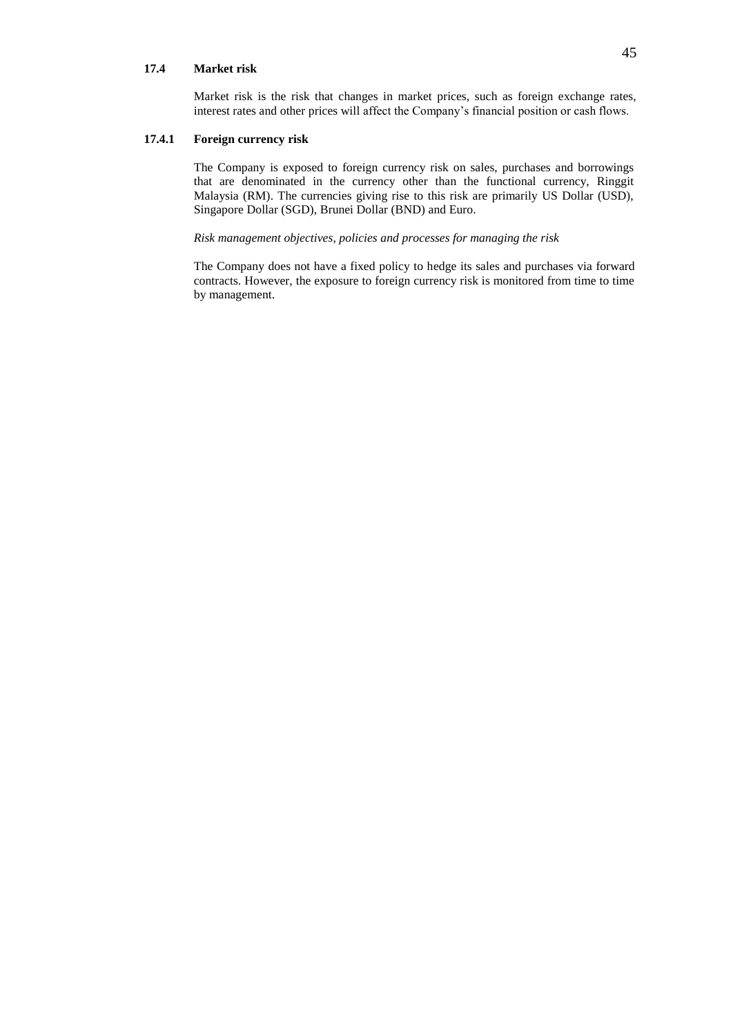### 17.4 Market risk

Market risk is the risk that changes in market prices, such as foreign exchange rates, interest rates and other prices will affect the Company's financial position or cash flows.

#### 17.4.1 Foreign currency risk

The Company is exposed to foreign currency risk on sales, purchases and borrowings that are denominated in the currency other than the functional currency, Ringgit Malaysia (RM). The currencies giving rise to this risk are primarily US Dollar (USD), Singapore Dollar (SGD), Brunei Dollar (BND) and Euro.

*Risk management objectives, policies and processes for managing the risk*

The Company does not have a fixed policy to hedge its sales and purchases via forward contracts. However, the exposure to foreign currency risk is monitored from time to time by management.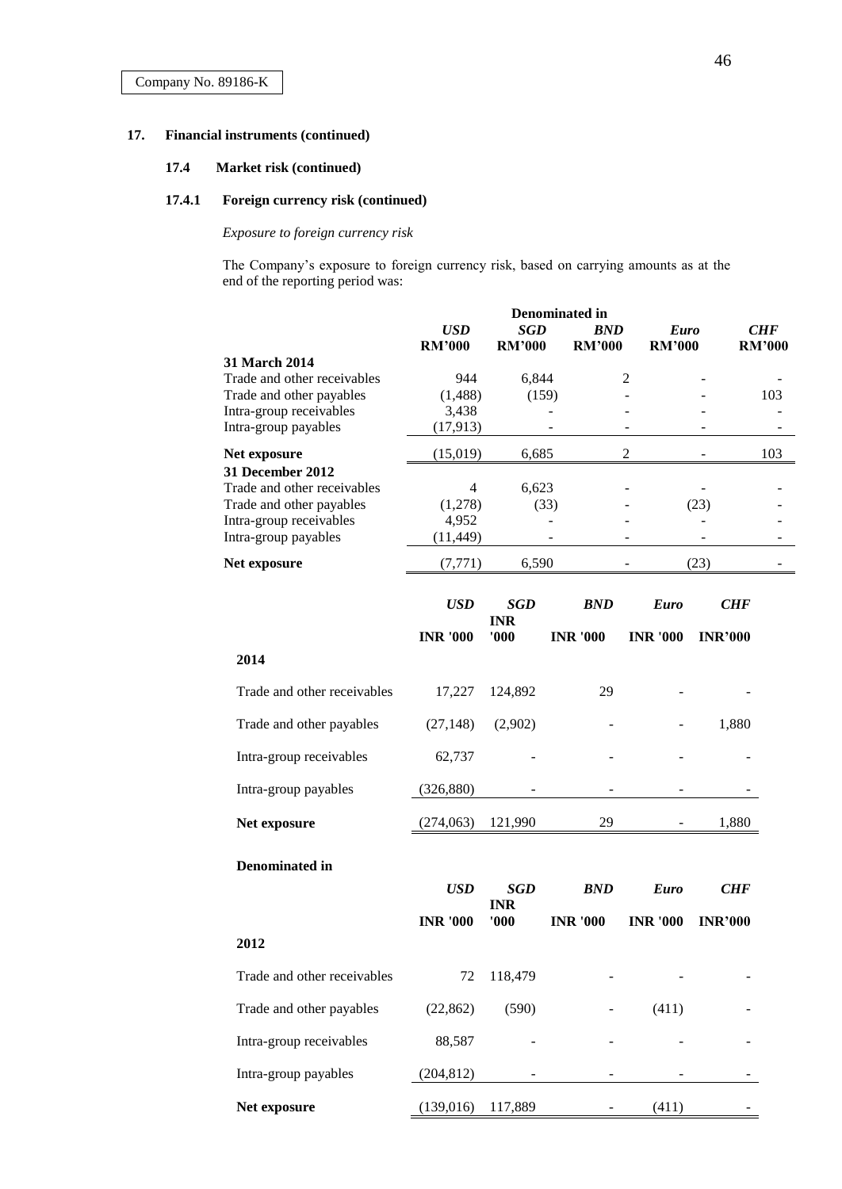Company No. 89186-K

## 17. Financial instruments (continued)

### 17.4 Market risk (continued)

#### 17.4.1 Foreign currency risk (continued)

*Exposure to foreign currency risk*

The Company's exposure to foreign currency risk, based on carrying amounts as at the end of the reporting period was:

| | Denominated in | | | | |
|---|---|---|---|---|---|
| | ***USD*** **RM'000** | ***SGD*** **RM'000** | ***BND*** **RM'000** | ***Euro*** **RM'000** | ***CHF*** **RM'000** |
| **31 March 2014** | | | | | |
| Trade and other receivables | 944 | 6,844 | 2 | - | - |
| Trade and other payables | (1,488) | (159) | - | - | 103 |
| Intra-group receivables | 3,438 | - | - | - | - |
| Intra-group payables | (17,913) | - | - | - | - |
| **Net exposure** | (15,019) | 6,685 | 2 | - | 103 |
| **31 December 2012** | | | | | |
| Trade and other receivables | 4 | 6,623 | - | - | - |
| Trade and other payables | (1,278) | (33) | - | (23) | - |
| Intra-group receivables | 4,952 | - | - | - | - |
| Intra-group payables | (11,449) | - | - | - | - |
| **Net exposure** | (7,771) | 6,590 | - | (23) | - |

| | ***USD*** **INR '000** | ***SGD*** **INR '000** | ***BND*** **INR '000** | ***Euro*** **INR '000** | ***CHF*** **INR'000** |
|---|---|---|---|---|---|
| **2014** | | | | | |
| Trade and other receivables | 17,227 | 124,892 | 29 | - | - |
| Trade and other payables | (27,148) | (2,902) | - | - | 1,880 |
| Intra-group receivables | 62,737 | - | - | - | - |
| Intra-group payables | (326,880) | - | - | - | - |
| **Net exposure** | (274,063) | 121,990 | 29 | - | 1,880 |

**Denominated in**

| | ***USD*** **INR '000** | ***SGD*** **INR '000** | ***BND*** **INR '000** | ***Euro*** **INR '000** | ***CHF*** **INR'000** |
|---|---|---|---|---|---|
| **2012** | | | | | |
| Trade and other receivables | 72 | 118,479 | - | - | - |
| Trade and other payables | (22,862) | (590) | - | (411) | - |
| Intra-group receivables | 88,587 | - | - | - | - |
| Intra-group payables | (204,812) | - | - | - | - |
| **Net exposure** | (139,016) | 117,889 | - | (411) | - |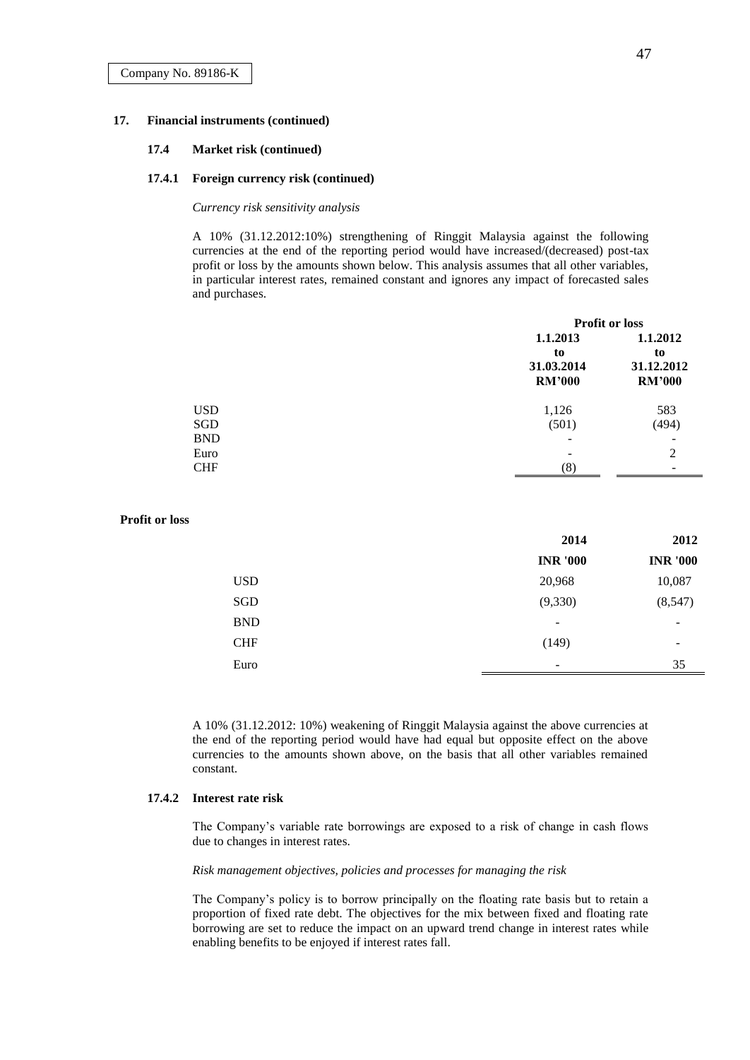Company No. 89186-K

## 17. Financial instruments (continued)

### 17.4 Market risk (continued)

#### 17.4.1 Foreign currency risk (continued)

*Currency risk sensitivity analysis*

A 10% (31.12.2012:10%) strengthening of Ringgit Malaysia against the following currencies at the end of the reporting period would have increased/(decreased) post-tax profit or loss by the amounts shown below. This analysis assumes that all other variables, in particular interest rates, remained constant and ignores any impact of forecasted sales and purchases.

| | **Profit or loss** | |
|---|---|---|
| | **1.1.2013 to 31.03.2014 RM'000** | **1.1.2012 to 31.12.2012 RM'000** |
| USD | 1,126 | 583 |
| SGD | (501) | (494) |
| BND | - | - |
| Euro | - | 2 |
| CHF | (8) | - |

**Profit or loss**

| | **2014** | **2012** |
|---|---|---|
| | **INR '000** | **INR '000** |
| USD | 20,968 | 10,087 |
| SGD | (9,330) | (8,547) |
| BND | - | - |
| CHF | (149) | - |
| Euro | - | 35 |

A 10% (31.12.2012: 10%) weakening of Ringgit Malaysia against the above currencies at the end of the reporting period would have had equal but opposite effect on the above currencies to the amounts shown above, on the basis that all other variables remained constant.

#### 17.4.2 Interest rate risk

The Company's variable rate borrowings are exposed to a risk of change in cash flows due to changes in interest rates.

*Risk management objectives, policies and processes for managing the risk*

The Company's policy is to borrow principally on the floating rate basis but to retain a proportion of fixed rate debt. The objectives for the mix between fixed and floating rate borrowing are set to reduce the impact on an upward trend change in interest rates while enabling benefits to be enjoyed if interest rates fall.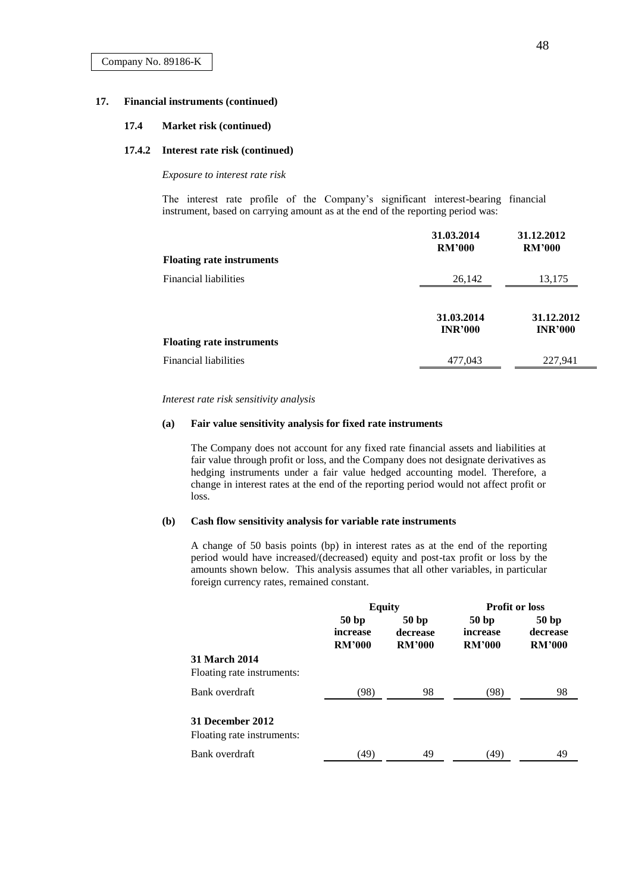Company No. 89186-K

## 17. Financial instruments (continued)

### 17.4 Market risk (continued)

#### 17.4.2 Interest rate risk (continued)

*Exposure to interest rate risk*

The interest rate profile of the Company's significant interest-bearing financial instrument, based on carrying amount as at the end of the reporting period was:

| | 31.03.2014 RM'000 | 31.12.2012 RM'000 |
|---|---|---|
| **Floating rate instruments** | | |
| Financial liabilities | 26,142 | 13,175 |

| | 31.03.2014 INR'000 | 31.12.2012 INR'000 |
|---|---|---|
| **Floating rate instruments** | | |
| Financial liabilities | 477,043 | 227,941 |

*Interest rate risk sensitivity analysis*

**(a) Fair value sensitivity analysis for fixed rate instruments**

The Company does not account for any fixed rate financial assets and liabilities at fair value through profit or loss, and the Company does not designate derivatives as hedging instruments under a fair value hedged accounting model. Therefore, a change in interest rates at the end of the reporting period would not affect profit or loss.

**(b) Cash flow sensitivity analysis for variable rate instruments**

A change of 50 basis points (bp) in interest rates as at the end of the reporting period would have increased/(decreased) equity and post-tax profit or loss by the amounts shown below. This analysis assumes that all other variables, in particular foreign currency rates, remained constant.

| | Equity | | Profit or loss | |
|---|---|---|---|---|
| | 50 bp increase RM'000 | 50 bp decrease RM'000 | 50 bp increase RM'000 | 50 bp decrease RM'000 |
| **31 March 2014** | | | | |
| Floating rate instruments: | | | | |
| Bank overdraft | (98) | 98 | (98) | 98 |
| **31 December 2012** | | | | |
| Floating rate instruments: | | | | |
| Bank overdraft | (49) | 49 | (49) | 49 |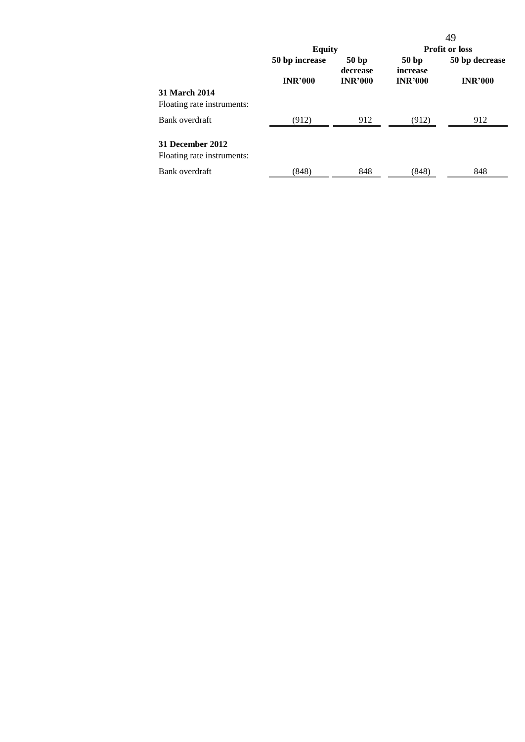| | Equity | | Profit or loss | |
|---|---|---|---|---|
| | 50 bp increase | 50 bp decrease | 50 bp increase | 50 bp decrease |
| | INR'000 | INR'000 | INR'000 | INR'000 |
| **31 March 2014** | | | | |
| Floating rate instruments: | | | | |
| Bank overdraft | (912) | 912 | (912) | 912 |
| **31 December 2012** | | | | |
| Floating rate instruments: | | | | |
| Bank overdraft | (848) | 848 | (848) | 848 |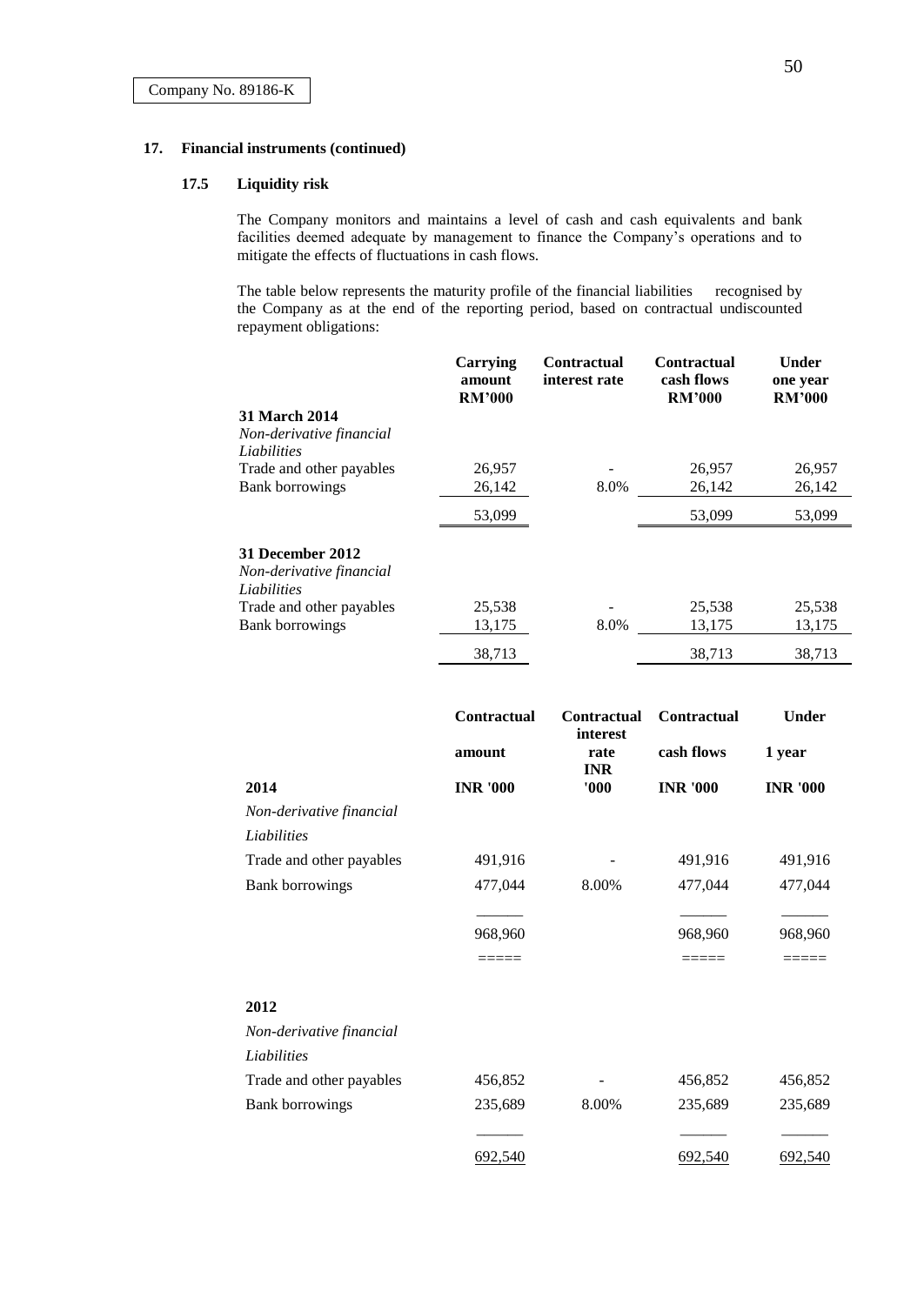Company No. 89186-K

## 17. Financial instruments (continued)

### 17.5 Liquidity risk

The Company monitors and maintains a level of cash and cash equivalents and bank facilities deemed adequate by management to finance the Company's operations and to mitigate the effects of fluctuations in cash flows.

The table below represents the maturity profile of the financial liabilities recognised by the Company as at the end of the reporting period, based on contractual undiscounted repayment obligations:

| | Carrying amount RM'000 | Contractual interest rate | Contractual cash flows RM'000 | Under one year RM'000 |
|---|---|---|---|---|
| **31 March 2014** | | | | |
| *Non-derivative financial Liabilities* | | | | |
| Trade and other payables | 26,957 | - | 26,957 | 26,957 |
| Bank borrowings | 26,142 | 8.0% | 26,142 | 26,142 |
| | 53,099 | | 53,099 | 53,099 |
| **31 December 2012** | | | | |
| *Non-derivative financial Liabilities* | | | | |
| Trade and other payables | 25,538 | - | 25,538 | 25,538 |
| Bank borrowings | 13,175 | 8.0% | 13,175 | 13,175 |
| | 38,713 | | 38,713 | 38,713 |

| | Contractual amount | Contractual interest rate | Contractual cash flows | Under 1 year |
|---|---|---|---|---|
| **2014** | **INR '000** | **INR '000** | **INR '000** | **INR '000** |
| *Non-derivative financial* | | | | |
| *Liabilities* | | | | |
| Trade and other payables | 491,916 | - | 491,916 | 491,916 |
| Bank borrowings | 477,044 | 8.00% | 477,044 | 477,044 |
| | 968,960 | | 968,960 | 968,960 |
| **2012** | | | | |
| *Non-derivative financial* | | | | |
| *Liabilities* | | | | |
| Trade and other payables | 456,852 | - | 456,852 | 456,852 |
| Bank borrowings | 235,689 | 8.00% | 235,689 | 235,689 |
| | 692,540 | | 692,540 | 692,540 |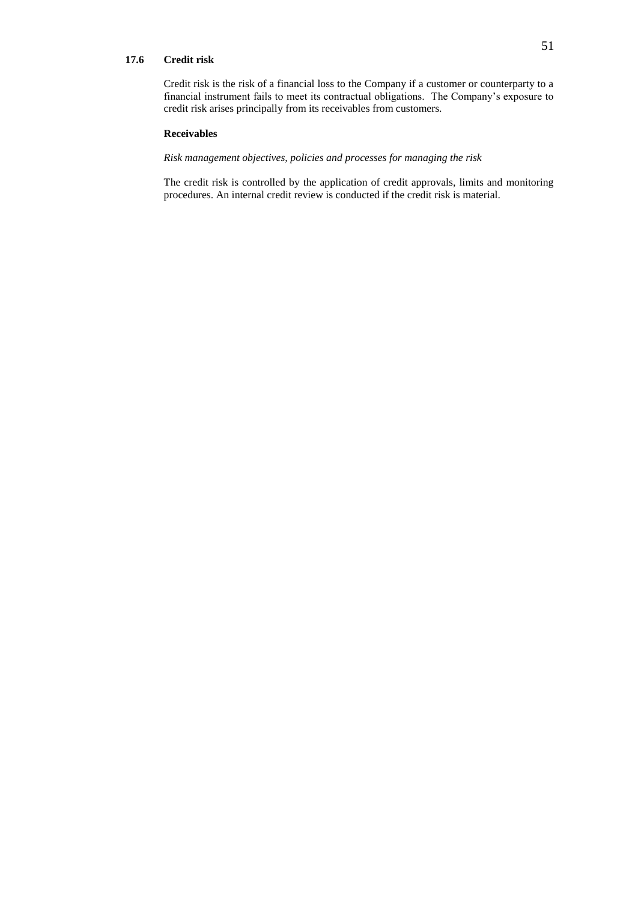### 17.6 Credit risk

Credit risk is the risk of a financial loss to the Company if a customer or counterparty to a financial instrument fails to meet its contractual obligations. The Company's exposure to credit risk arises principally from its receivables from customers.

**Receivables**

*Risk management objectives, policies and processes for managing the risk*

The credit risk is controlled by the application of credit approvals, limits and monitoring procedures. An internal credit review is conducted if the credit risk is material.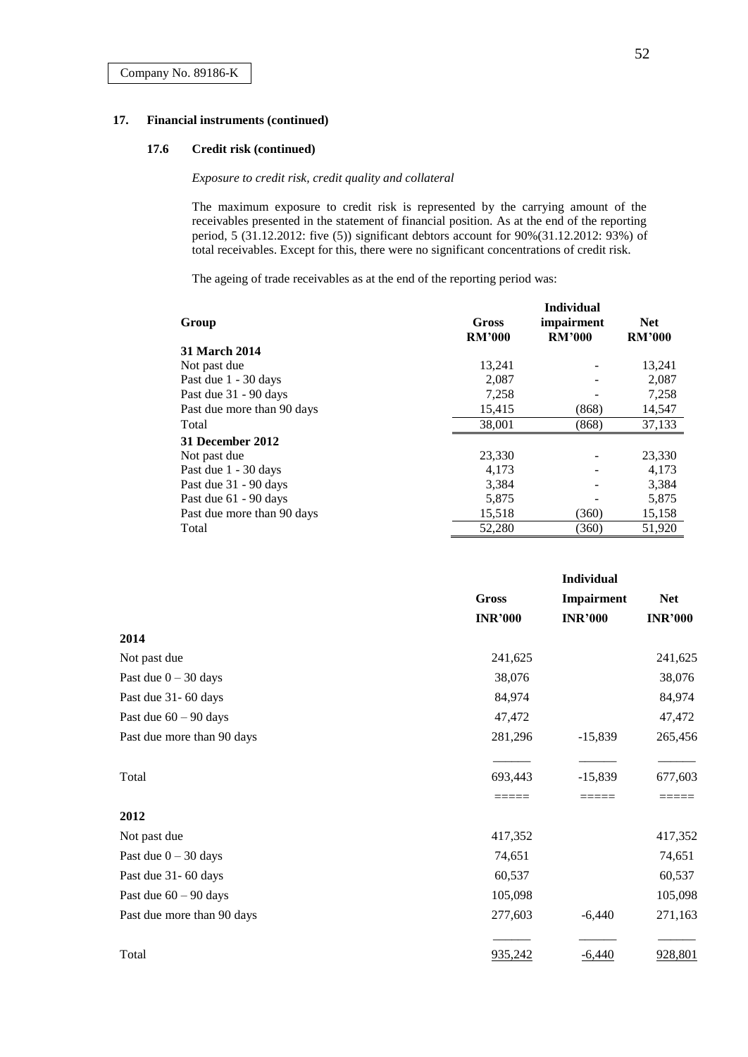Company No. 89186-K

## 17. Financial instruments (continued)

### 17.6 Credit risk (continued)

*Exposure to credit risk, credit quality and collateral*

The maximum exposure to credit risk is represented by the carrying amount of the receivables presented in the statement of financial position. As at the end of the reporting period, 5 (31.12.2012: five (5)) significant debtors account for 90%(31.12.2012: 93%) of total receivables. Except for this, there were no significant concentrations of credit risk.

The ageing of trade receivables as at the end of the reporting period was:

| Group | Gross RM'000 | Individual impairment RM'000 | Net RM'000 |
|---|---|---|---|
| **31 March 2014** | | | |
| Not past due | 13,241 | - | 13,241 |
| Past due 1 - 30 days | 2,087 | - | 2,087 |
| Past due 31 - 90 days | 7,258 | - | 7,258 |
| Past due more than 90 days | 15,415 | (868) | 14,547 |
| Total | 38,001 | (868) | 37,133 |
| **31 December 2012** | | | |
| Not past due | 23,330 | - | 23,330 |
| Past due 1 - 30 days | 4,173 | - | 4,173 |
| Past due 31 - 90 days | 3,384 | - | 3,384 |
| Past due 61 - 90 days | 5,875 | - | 5,875 |
| Past due more than 90 days | 15,518 | (360) | 15,158 |
| Total | 52,280 | (360) | 51,920 |

| | Gross INR'000 | Individual Impairment INR'000 | Net INR'000 |
|---|---|---|---|
| **2014** | | | |
| Not past due | 241,625 | | 241,625 |
| Past due 0 – 30 days | 38,076 | | 38,076 |
| Past due 31- 60 days | 84,974 | | 84,974 |
| Past due 60 – 90 days | 47,472 | | 47,472 |
| Past due more than 90 days | 281,296 | -15,839 | 265,456 |
| Total | 693,443 | -15,839 | 677,603 |
| **2012** | | | |
| Not past due | 417,352 | | 417,352 |
| Past due 0 – 30 days | 74,651 | | 74,651 |
| Past due 31- 60 days | 60,537 | | 60,537 |
| Past due 60 – 90 days | 105,098 | | 105,098 |
| Past due more than 90 days | 277,603 | -6,440 | 271,163 |
| Total | 935,242 | -6,440 | 928,801 |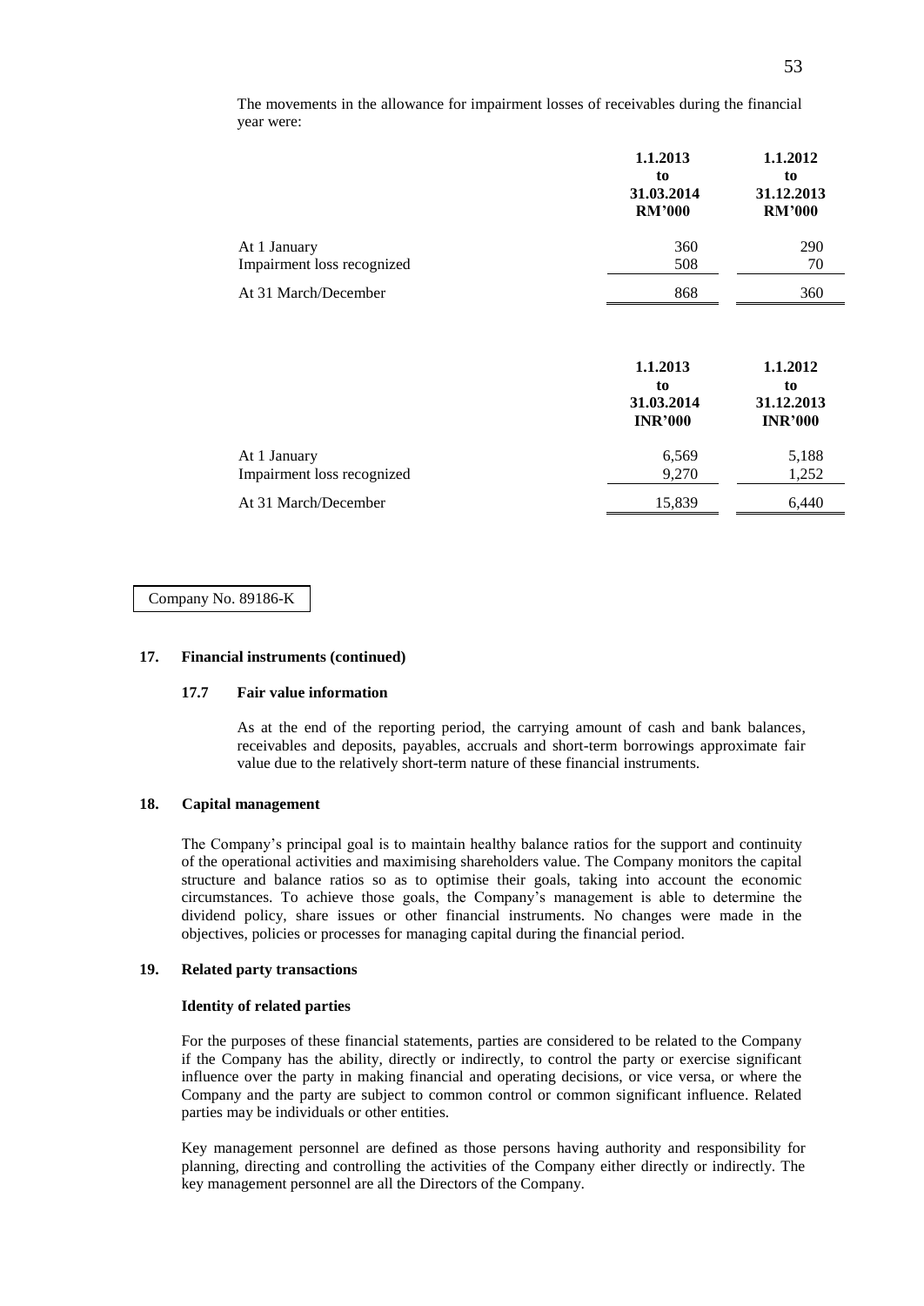The movements in the allowance for impairment losses of receivables during the financial year were:

| | 1.1.2013 to 31.03.2014 RM'000 | 1.1.2012 to 31.12.2013 RM'000 |
|---|---|---|
| At 1 January | 360 | 290 |
| Impairment loss recognized | 508 | 70 |
| At 31 March/December | 868 | 360 |

| | 1.1.2013 to 31.03.2014 INR'000 | 1.1.2012 to 31.12.2013 INR'000 |
|---|---|---|
| At 1 January | 6,569 | 5,188 |
| Impairment loss recognized | 9,270 | 1,252 |
| At 31 March/December | 15,839 | 6,440 |

Company No. 89186-K

**17. Financial instruments (continued)**

**17.7 Fair value information**

As at the end of the reporting period, the carrying amount of cash and bank balances, receivables and deposits, payables, accruals and short-term borrowings approximate fair value due to the relatively short-term nature of these financial instruments.

**18. Capital management**

The Company's principal goal is to maintain healthy balance ratios for the support and continuity of the operational activities and maximising shareholders value. The Company monitors the capital structure and balance ratios so as to optimise their goals, taking into account the economic circumstances. To achieve those goals, the Company's management is able to determine the dividend policy, share issues or other financial instruments. No changes were made in the objectives, policies or processes for managing capital during the financial period.

**19. Related party transactions**

**Identity of related parties**

For the purposes of these financial statements, parties are considered to be related to the Company if the Company has the ability, directly or indirectly, to control the party or exercise significant influence over the party in making financial and operating decisions, or vice versa, or where the Company and the party are subject to common control or common significant influence. Related parties may be individuals or other entities.

Key management personnel are defined as those persons having authority and responsibility for planning, directing and controlling the activities of the Company either directly or indirectly. The key management personnel are all the Directors of the Company.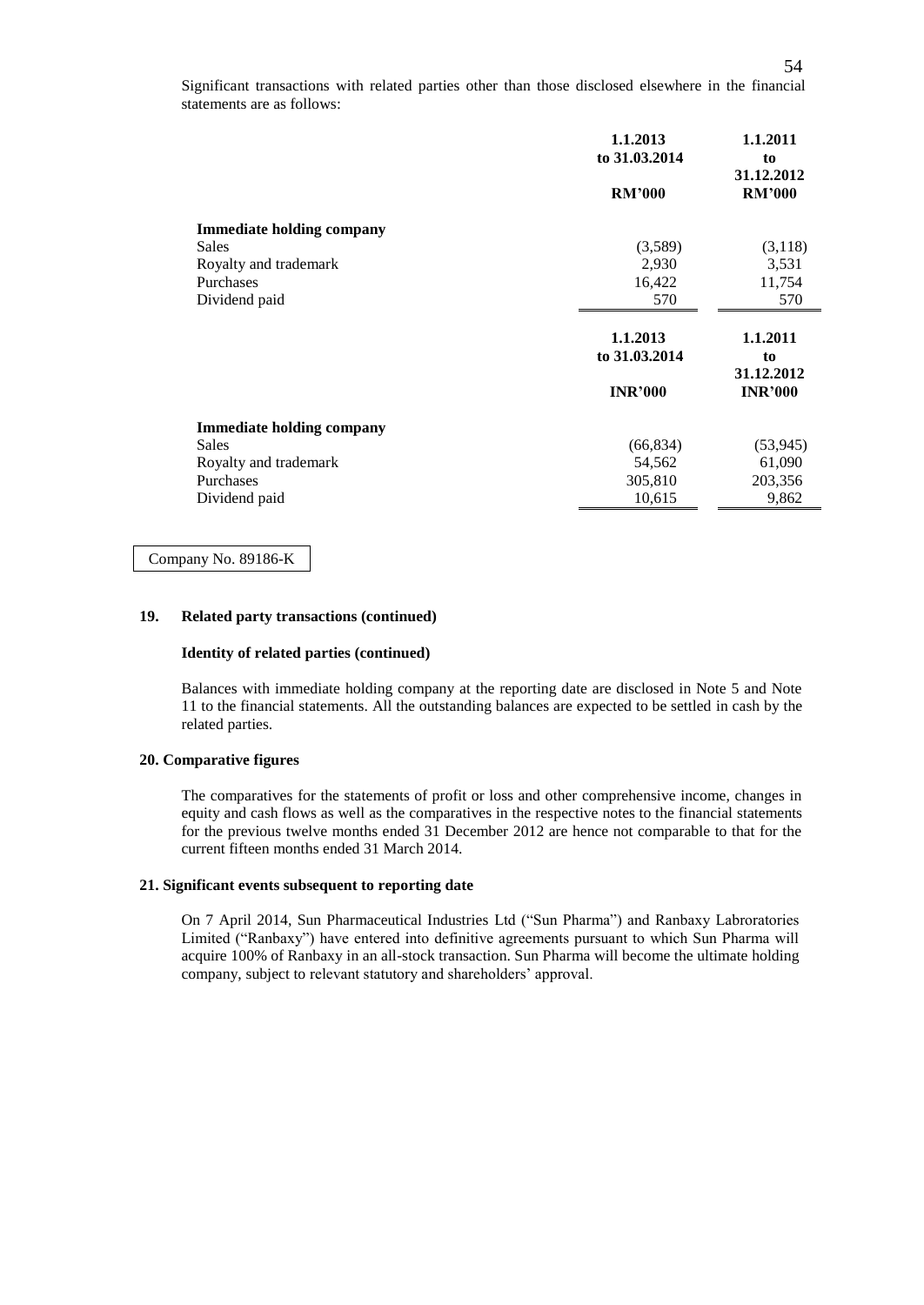Significant transactions with related parties other than those disclosed elsewhere in the financial statements are as follows:

| | 1.1.2013 to 31.03.2014 | 1.1.2011 to 31.12.2012 |
|---|---|---|
| | **RM'000** | **RM'000** |
| **Immediate holding company** | | |
| Sales | (3,589) | (3,118) |
| Royalty and trademark | 2,930 | 3,531 |
| Purchases | 16,422 | 11,754 |
| Dividend paid | 570 | 570 |

| | 1.1.2013 to 31.03.2014 | 1.1.2011 to 31.12.2012 |
|---|---|---|
| | **INR'000** | **INR'000** |
| **Immediate holding company** | | |
| Sales | (66,834) | (53,945) |
| Royalty and trademark | 54,562 | 61,090 |
| Purchases | 305,810 | 203,356 |
| Dividend paid | 10,615 | 9,862 |

Company No. 89186-K

## 19. Related party transactions (continued)

### Identity of related parties (continued)

Balances with immediate holding company at the reporting date are disclosed in Note 5 and Note 11 to the financial statements. All the outstanding balances are expected to be settled in cash by the related parties.

## 20. Comparative figures

The comparatives for the statements of profit or loss and other comprehensive income, changes in equity and cash flows as well as the comparatives in the respective notes to the financial statements for the previous twelve months ended 31 December 2012 are hence not comparable to that for the current fifteen months ended 31 March 2014.

## 21. Significant events subsequent to reporting date

On 7 April 2014, Sun Pharmaceutical Industries Ltd ("Sun Pharma") and Ranbaxy Labroratories Limited ("Ranbaxy") have entered into definitive agreements pursuant to which Sun Pharma will acquire 100% of Ranbaxy in an all-stock transaction. Sun Pharma will become the ultimate holding company, subject to relevant statutory and shareholders' approval.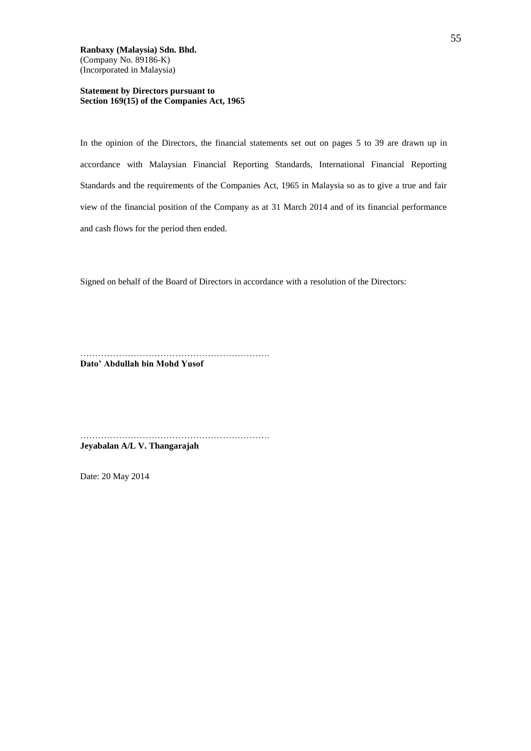**Ranbaxy (Malaysia) Sdn. Bhd.**
(Company No. 89186-K)
(Incorporated in Malaysia)

**Statement by Directors pursuant to**
**Section 169(15) of the Companies Act, 1965**

In the opinion of the Directors, the financial statements set out on pages 5 to 39 are drawn up in accordance with Malaysian Financial Reporting Standards, International Financial Reporting Standards and the requirements of the Companies Act, 1965 in Malaysia so as to give a true and fair view of the financial position of the Company as at 31 March 2014 and of its financial performance and cash flows for the period then ended.

Signed on behalf of the Board of Directors in accordance with a resolution of the Directors:

……………………………………………………….
**Dato' Abdullah bin Mohd Yusof**

……………………………………………………….
**Jeyabalan A/L V. Thangarajah**

Date: 20 May 2014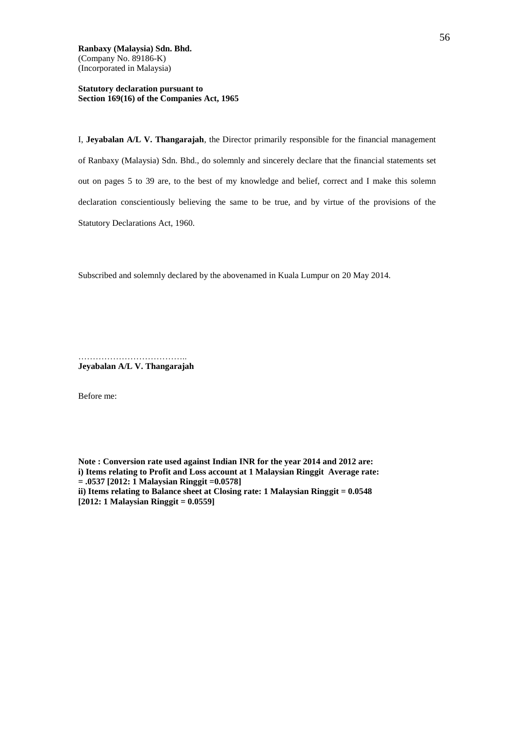**Ranbaxy (Malaysia) Sdn. Bhd.**
(Company No. 89186-K)
(Incorporated in Malaysia)

**Statutory declaration pursuant to**
**Section 169(16) of the Companies Act, 1965**

I, **Jeyabalan A/L V. Thangarajah**, the Director primarily responsible for the financial management of Ranbaxy (Malaysia) Sdn. Bhd., do solemnly and sincerely declare that the financial statements set out on pages 5 to 39 are, to the best of my knowledge and belief, correct and I make this solemn declaration conscientiously believing the same to be true, and by virtue of the provisions of the Statutory Declarations Act, 1960.

Subscribed and solemnly declared by the abovenamed in Kuala Lumpur on 20 May 2014.

………………………………..
**Jeyabalan A/L V. Thangarajah**

Before me:

**Note : Conversion rate used against Indian INR for the year 2014 and 2012 are:**
**i) Items relating to Profit and Loss account at 1 Malaysian Ringgit Average rate: = .0537 [2012: 1 Malaysian Ringgit =0.0578]**
**ii) Items relating to Balance sheet at Closing rate: 1 Malaysian Ringgit = 0.0548 [2012: 1 Malaysian Ringgit = 0.0559]**